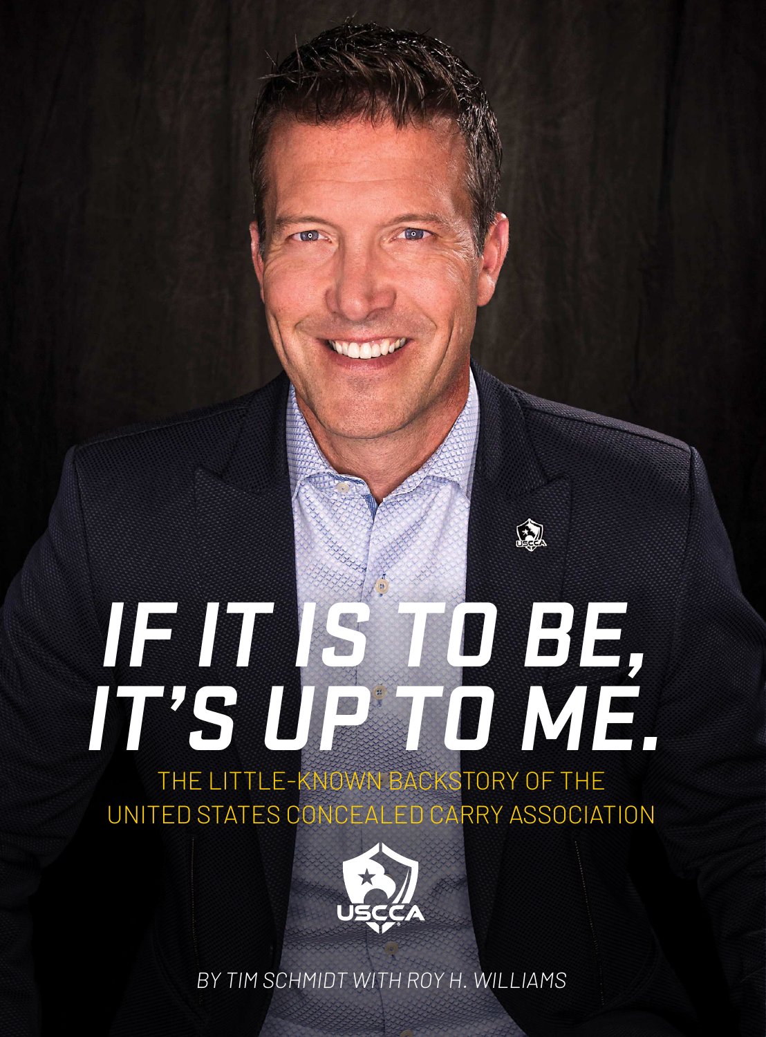# IF IT IS TO BE, IT'S UP TO ME.

## THE LITTLE-KNOWN BACKSTORY OF THE UNITED STATES CONCEALED CARRY ASSOCIATION

USCCA

*BY TIM SCHMIDT WITH ROY H. WILLIAMS*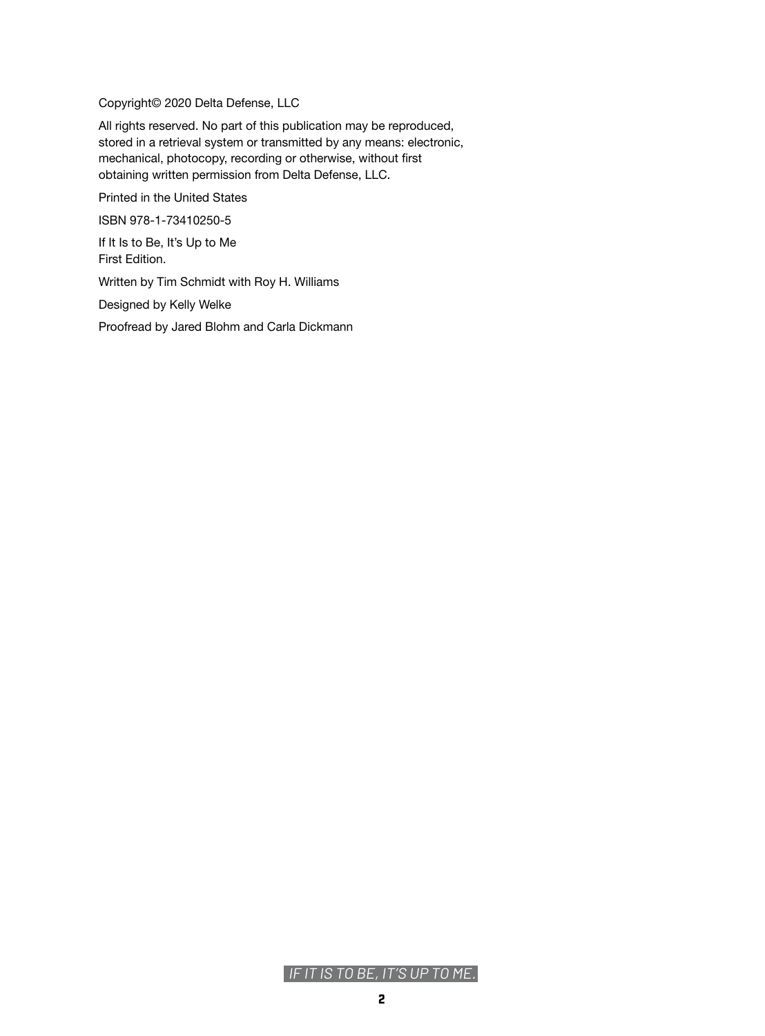Copyright© 2020 Delta Defense, LLC

All rights reserved. No part of this publication may be reproduced, stored in a retrieval system or transmitted by any means: electronic, mechanical, photocopy, recording or otherwise, without first obtaining written permission from Delta Defense, LLC.

Printed in the United States

ISBN 978-1-73410250-5

If It Is to Be, It's Up to Me
First Edition.

Written by Tim Schmidt with Roy H. Williams

Designed by Kelly Welke

Proofread by Jared Blohm and Carla Dickmann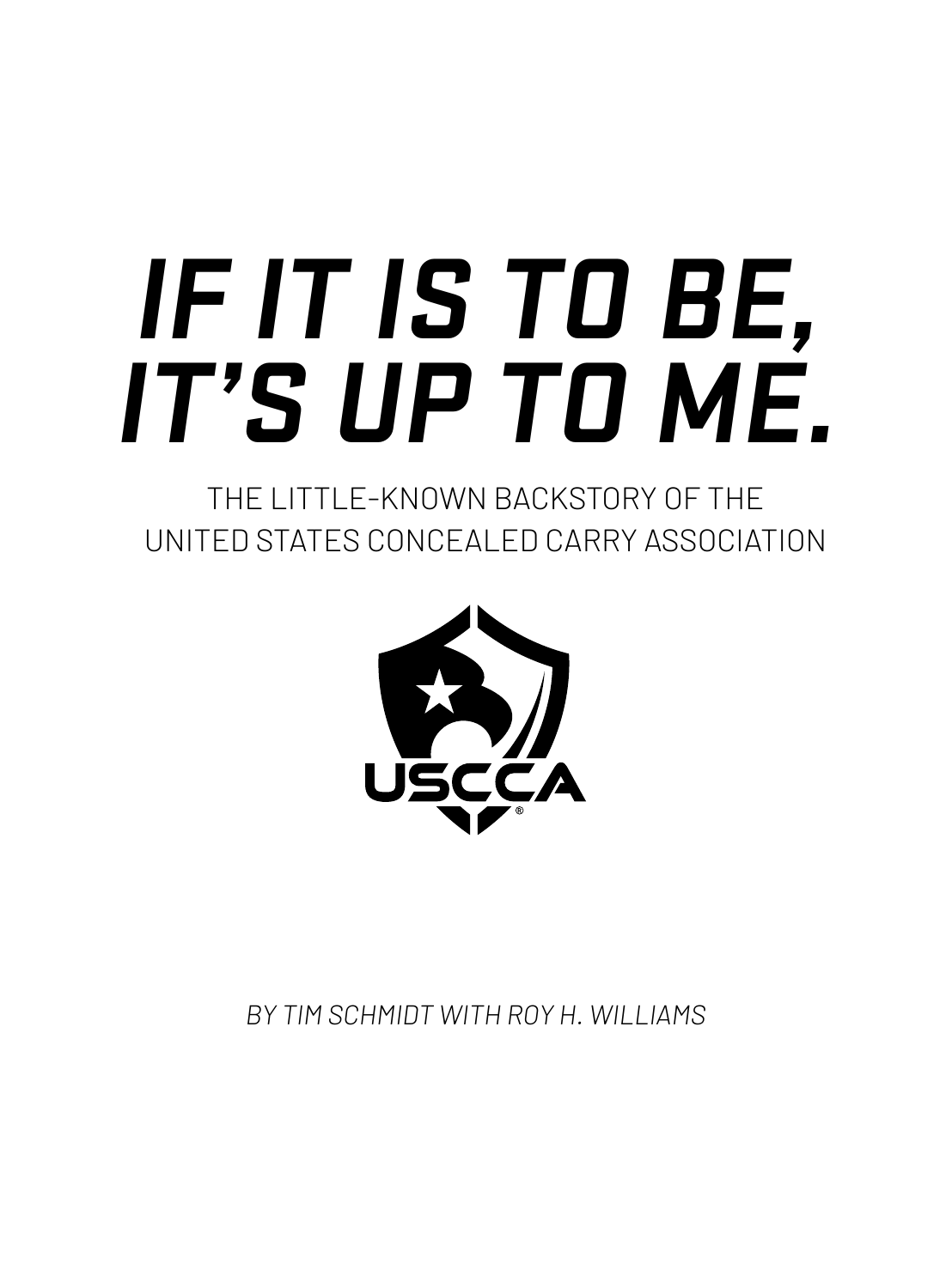# *IF IT IS TO BE, IT'S UP TO ME.*

THE LITTLE-KNOWN BACKSTORY OF THE UNITED STATES CONCEALED CARRY ASSOCIATION

USCCA®

*BY TIM SCHMIDT WITH ROY H. WILLIAMS*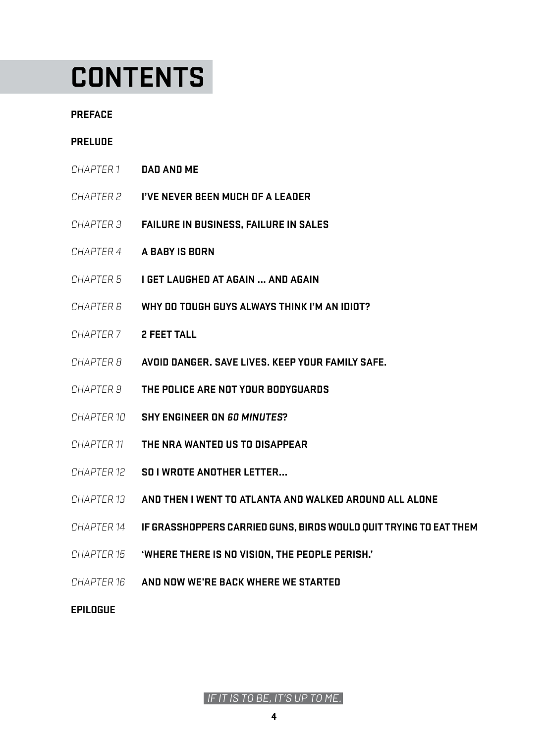# CONTENTS

**PREFACE**

**PRELUDE**

*CHAPTER 1* **DAD AND ME**

*CHAPTER 2* **I'VE NEVER BEEN MUCH OF A LEADER**

*CHAPTER 3* **FAILURE IN BUSINESS, FAILURE IN SALES**

*CHAPTER 4* **A BABY IS BORN**

*CHAPTER 5* **I GET LAUGHED AT AGAIN … AND AGAIN**

*CHAPTER 6* **WHY DO TOUGH GUYS ALWAYS THINK I'M AN IDIOT?**

*CHAPTER 7* **2 FEET TALL**

*CHAPTER 8* **AVOID DANGER. SAVE LIVES. KEEP YOUR FAMILY SAFE.**

*CHAPTER 9* **THE POLICE ARE NOT YOUR BODYGUARDS**

*CHAPTER 10* **SHY ENGINEER ON *60 MINUTES*?**

*CHAPTER 11* **THE NRA WANTED US TO DISAPPEAR**

*CHAPTER 12* **SO I WROTE ANOTHER LETTER…**

*CHAPTER 13* **AND THEN I WENT TO ATLANTA AND WALKED AROUND ALL ALONE**

*CHAPTER 14* **IF GRASSHOPPERS CARRIED GUNS, BIRDS WOULD QUIT TRYING TO EAT THEM**

*CHAPTER 15* **'WHERE THERE IS NO VISION, THE PEOPLE PERISH.'**

*CHAPTER 16* **AND NOW WE'RE BACK WHERE WE STARTED**

**EPILOGUE**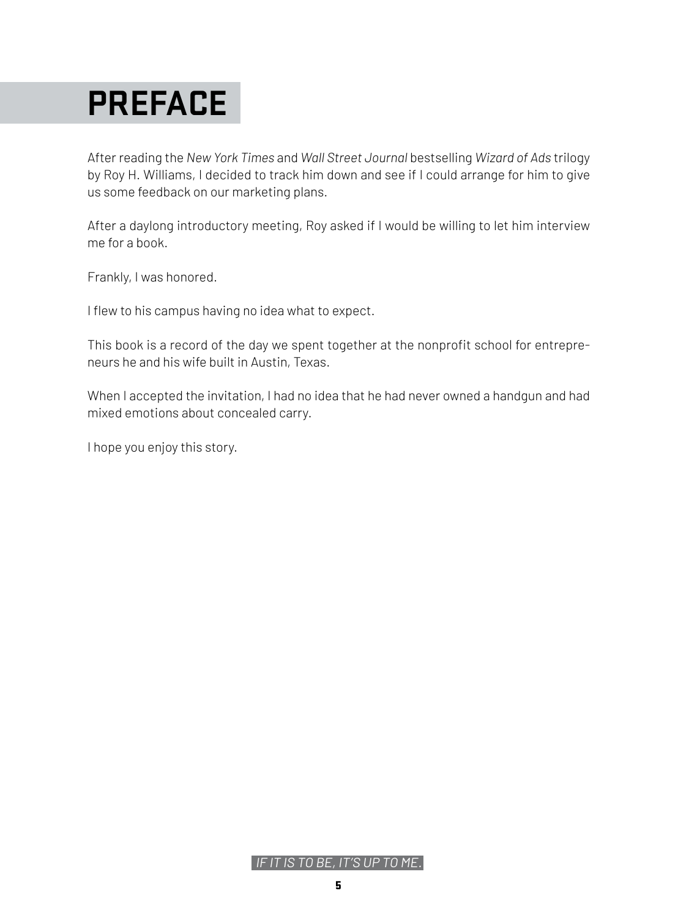# PREFACE

After reading the *New York Times* and *Wall Street Journal* bestselling *Wizard of Ads* trilogy by Roy H. Williams, I decided to track him down and see if I could arrange for him to give us some feedback on our marketing plans.

After a daylong introductory meeting, Roy asked if I would be willing to let him interview me for a book.

Frankly, I was honored.

I flew to his campus having no idea what to expect.

This book is a record of the day we spent together at the nonprofit school for entrepreneurs he and his wife built in Austin, Texas.

When I accepted the invitation, I had no idea that he had never owned a handgun and had mixed emotions about concealed carry.

I hope you enjoy this story.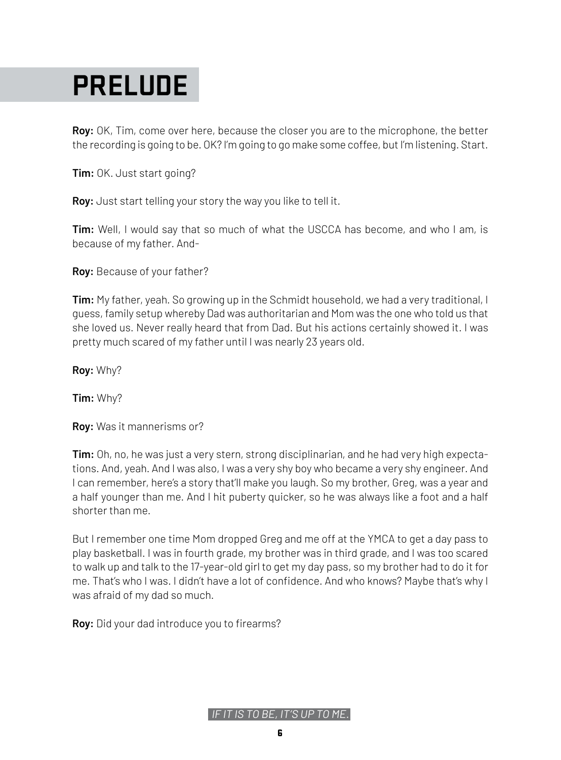# PRELUDE

**Roy:** OK, Tim, come over here, because the closer you are to the microphone, the better the recording is going to be. OK? I'm going to go make some coffee, but I'm listening. Start.

**Tim:** OK. Just start going?

**Roy:** Just start telling your story the way you like to tell it.

**Tim:** Well, I would say that so much of what the USCCA has become, and who I am, is because of my father. And-

**Roy:** Because of your father?

**Tim:** My father, yeah. So growing up in the Schmidt household, we had a very traditional, I guess, family setup whereby Dad was authoritarian and Mom was the one who told us that she loved us. Never really heard that from Dad. But his actions certainly showed it. I was pretty much scared of my father until I was nearly 23 years old.

**Roy:** Why?

**Tim:** Why?

**Roy:** Was it mannerisms or?

**Tim:** Oh, no, he was just a very stern, strong disciplinarian, and he had very high expectations. And, yeah. And I was also, I was a very shy boy who became a very shy engineer. And I can remember, here's a story that'll make you laugh. So my brother, Greg, was a year and a half younger than me. And I hit puberty quicker, so he was always like a foot and a half shorter than me.

But I remember one time Mom dropped Greg and me off at the YMCA to get a day pass to play basketball. I was in fourth grade, my brother was in third grade, and I was too scared to walk up and talk to the 17-year-old girl to get my day pass, so my brother had to do it for me. That's who I was. I didn't have a lot of confidence. And who knows? Maybe that's why I was afraid of my dad so much.

**Roy:** Did your dad introduce you to firearms?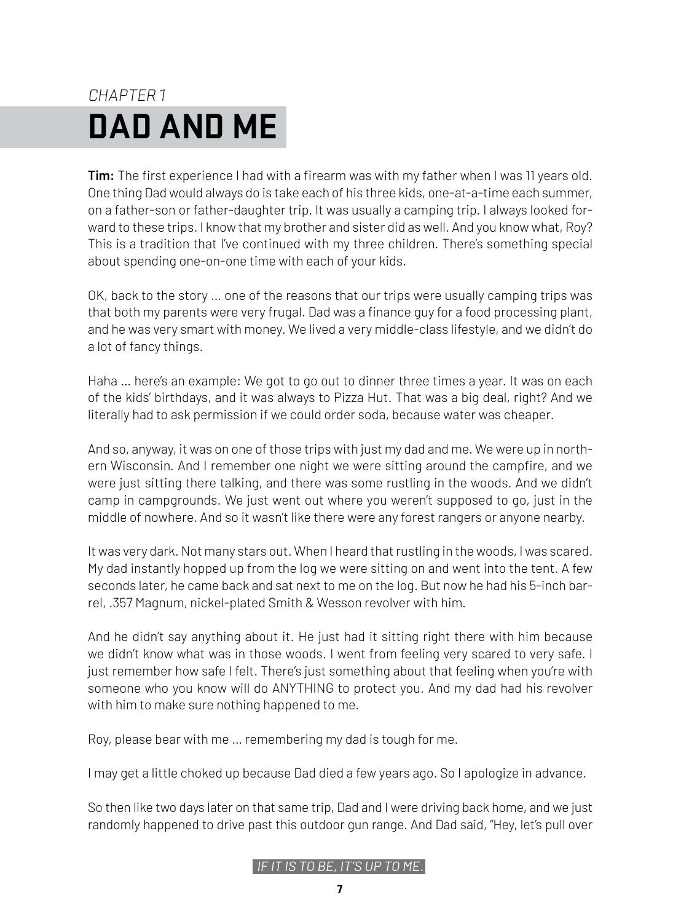*CHAPTER 1*

# DAD AND ME

**Tim:** The first experience I had with a firearm was with my father when I was 11 years old. One thing Dad would always do is take each of his three kids, one-at-a-time each summer, on a father-son or father-daughter trip. It was usually a camping trip. I always looked forward to these trips. I know that my brother and sister did as well. And you know what, Roy? This is a tradition that I've continued with my three children. There's something special about spending one-on-one time with each of your kids.

OK, back to the story … one of the reasons that our trips were usually camping trips was that both my parents were very frugal. Dad was a finance guy for a food processing plant, and he was very smart with money. We lived a very middle-class lifestyle, and we didn't do a lot of fancy things.

Haha … here's an example: We got to go out to dinner three times a year. It was on each of the kids' birthdays, and it was always to Pizza Hut. That was a big deal, right? And we literally had to ask permission if we could order soda, because water was cheaper.

And so, anyway, it was on one of those trips with just my dad and me. We were up in northern Wisconsin. And I remember one night we were sitting around the campfire, and we were just sitting there talking, and there was some rustling in the woods. And we didn't camp in campgrounds. We just went out where you weren't supposed to go, just in the middle of nowhere. And so it wasn't like there were any forest rangers or anyone nearby.

It was very dark. Not many stars out. When I heard that rustling in the woods, I was scared. My dad instantly hopped up from the log we were sitting on and went into the tent. A few seconds later, he came back and sat next to me on the log. But now he had his 5-inch barrel, .357 Magnum, nickel-plated Smith & Wesson revolver with him.

And he didn't say anything about it. He just had it sitting right there with him because we didn't know what was in those woods. I went from feeling very scared to very safe. I just remember how safe I felt. There's just something about that feeling when you're with someone who you know will do ANYTHING to protect you. And my dad had his revolver with him to make sure nothing happened to me.

Roy, please bear with me … remembering my dad is tough for me.

I may get a little choked up because Dad died a few years ago. So I apologize in advance.

So then like two days later on that same trip, Dad and I were driving back home, and we just randomly happened to drive past this outdoor gun range. And Dad said, "Hey, let's pull over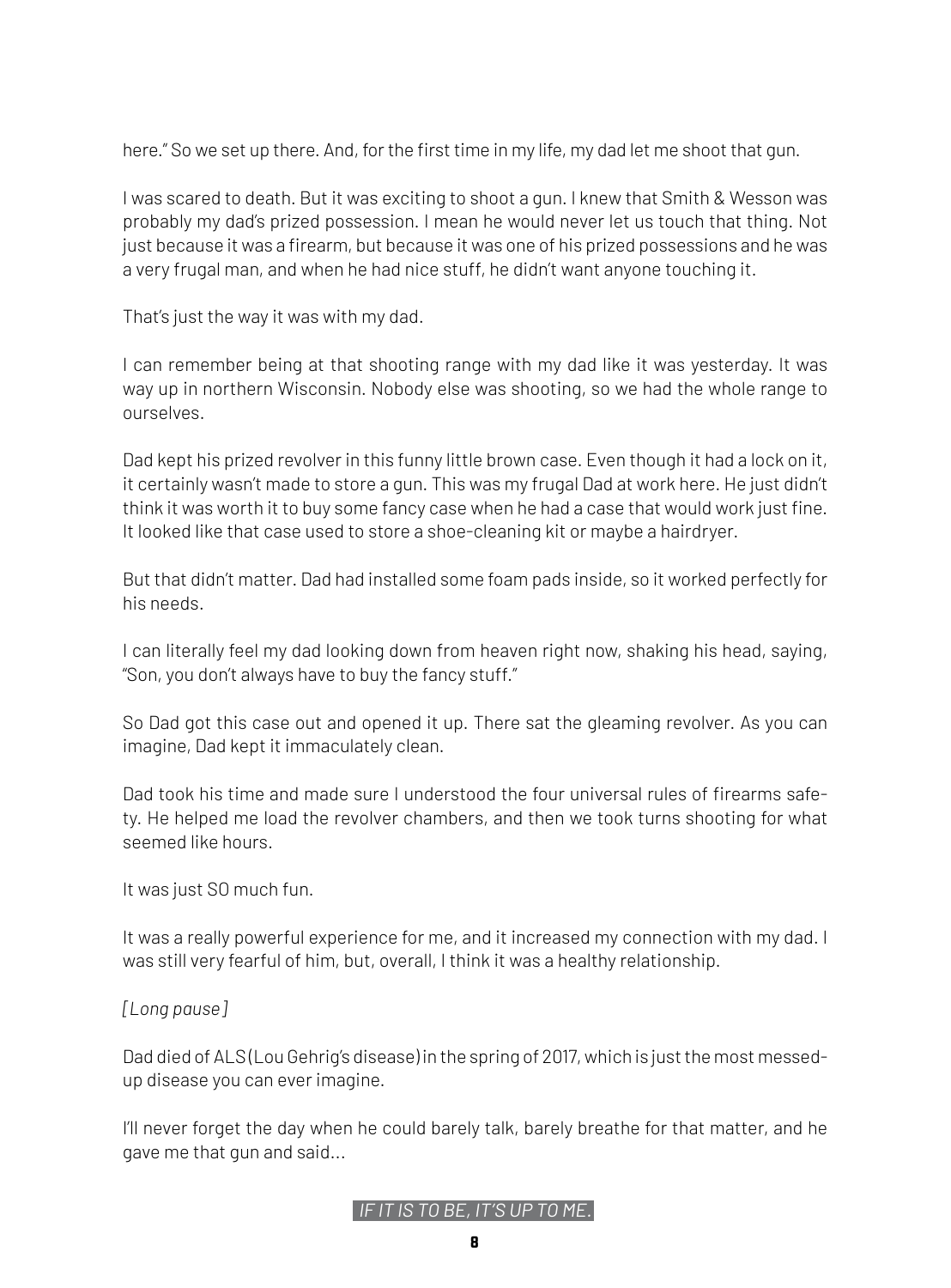here." So we set up there. And, for the first time in my life, my dad let me shoot that gun.

I was scared to death. But it was exciting to shoot a gun. I knew that Smith & Wesson was probably my dad's prized possession. I mean he would never let us touch that thing. Not just because it was a firearm, but because it was one of his prized possessions and he was a very frugal man, and when he had nice stuff, he didn't want anyone touching it.

That's just the way it was with my dad.

I can remember being at that shooting range with my dad like it was yesterday. It was way up in northern Wisconsin. Nobody else was shooting, so we had the whole range to ourselves.

Dad kept his prized revolver in this funny little brown case. Even though it had a lock on it, it certainly wasn't made to store a gun. This was my frugal Dad at work here. He just didn't think it was worth it to buy some fancy case when he had a case that would work just fine. It looked like that case used to store a shoe-cleaning kit or maybe a hairdryer.

But that didn't matter. Dad had installed some foam pads inside, so it worked perfectly for his needs.

I can literally feel my dad looking down from heaven right now, shaking his head, saying, "Son, you don't always have to buy the fancy stuff."

So Dad got this case out and opened it up. There sat the gleaming revolver. As you can imagine, Dad kept it immaculately clean.

Dad took his time and made sure I understood the four universal rules of firearms safety. He helped me load the revolver chambers, and then we took turns shooting for what seemed like hours.

It was just SO much fun.

It was a really powerful experience for me, and it increased my connection with my dad. I was still very fearful of him, but, overall, I think it was a healthy relationship.

*[Long pause]*

Dad died of ALS (Lou Gehrig's disease) in the spring of 2017, which is just the most messed-up disease you can ever imagine.

I'll never forget the day when he could barely talk, barely breathe for that matter, and he gave me that gun and said...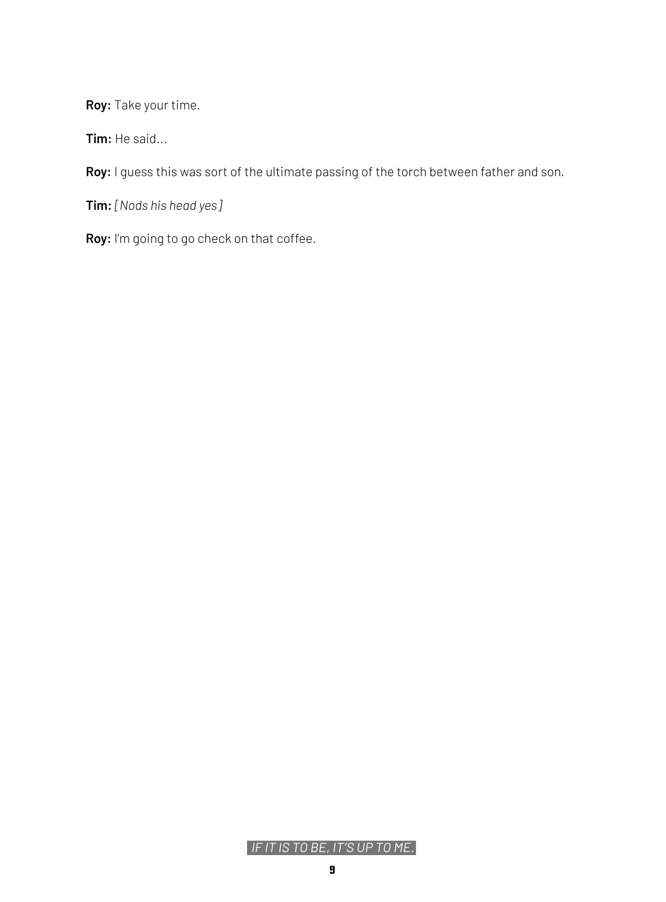**Roy:** Take your time.

**Tim:** He said...

**Roy:** I guess this was sort of the ultimate passing of the torch between father and son.

**Tim:** *[ Nods his head yes ]*

**Roy:** I'm going to go check on that coffee.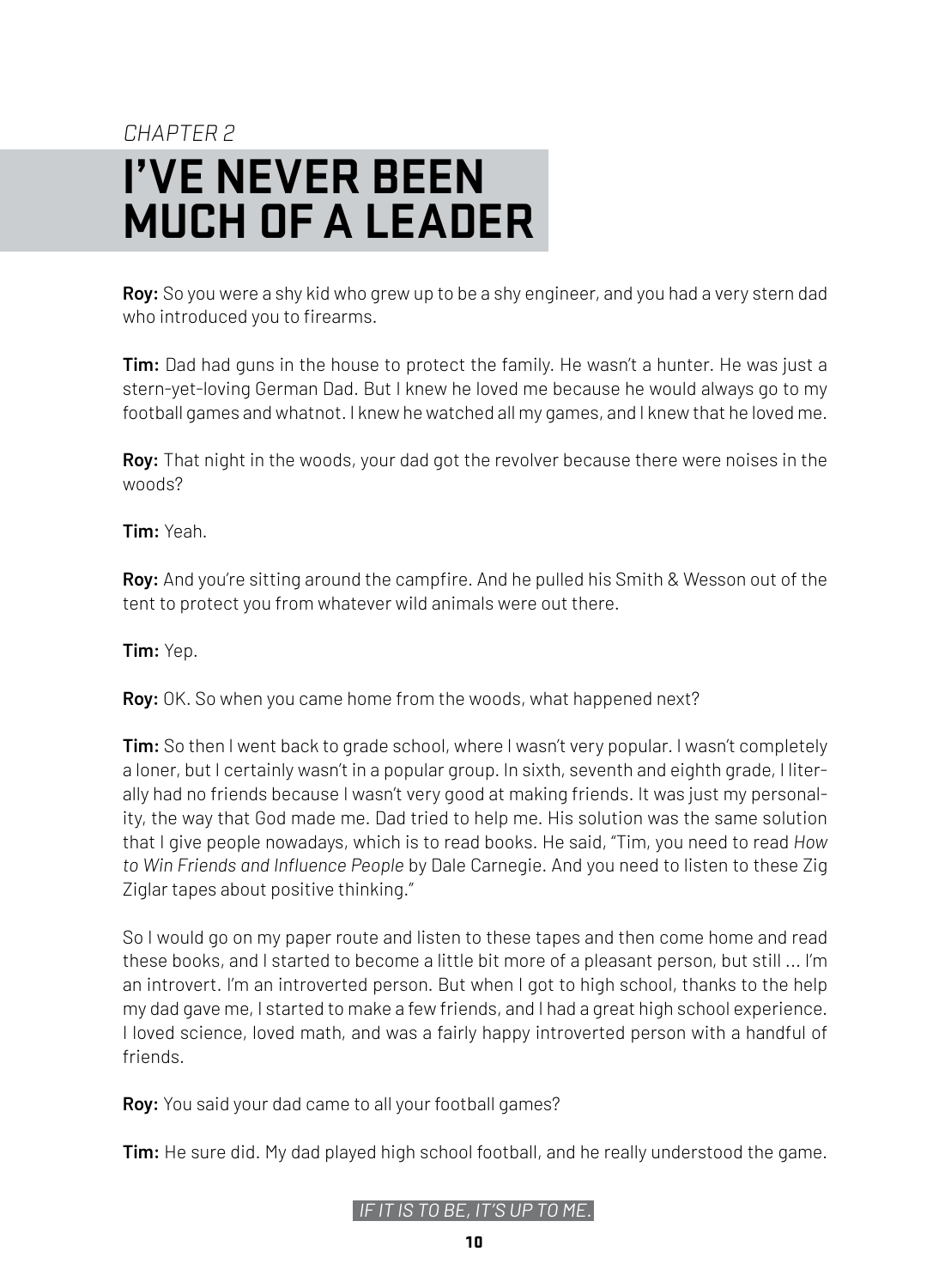*CHAPTER 2*

# I'VE NEVER BEEN MUCH OF A LEADER

**Roy:** So you were a shy kid who grew up to be a shy engineer, and you had a very stern dad who introduced you to firearms.

**Tim:** Dad had guns in the house to protect the family. He wasn't a hunter. He was just a stern-yet-loving German Dad. But I knew he loved me because he would always go to my football games and whatnot. I knew he watched all my games, and I knew that he loved me.

**Roy:** That night in the woods, your dad got the revolver because there were noises in the woods?

**Tim:** Yeah.

**Roy:** And you're sitting around the campfire. And he pulled his Smith & Wesson out of the tent to protect you from whatever wild animals were out there.

**Tim:** Yep.

**Roy:** OK. So when you came home from the woods, what happened next?

**Tim:** So then I went back to grade school, where I wasn't very popular. I wasn't completely a loner, but I certainly wasn't in a popular group. In sixth, seventh and eighth grade, I literally had no friends because I wasn't very good at making friends. It was just my personality, the way that God made me. Dad tried to help me. His solution was the same solution that I give people nowadays, which is to read books. He said, "Tim, you need to read *How to Win Friends and Influence People* by Dale Carnegie. And you need to listen to these Zig Ziglar tapes about positive thinking."

So I would go on my paper route and listen to these tapes and then come home and read these books, and I started to become a little bit more of a pleasant person, but still ... I'm an introvert. I'm an introverted person. But when I got to high school, thanks to the help my dad gave me, I started to make a few friends, and I had a great high school experience. I loved science, loved math, and was a fairly happy introverted person with a handful of friends.

**Roy:** You said your dad came to all your football games?

**Tim:** He sure did. My dad played high school football, and he really understood the game.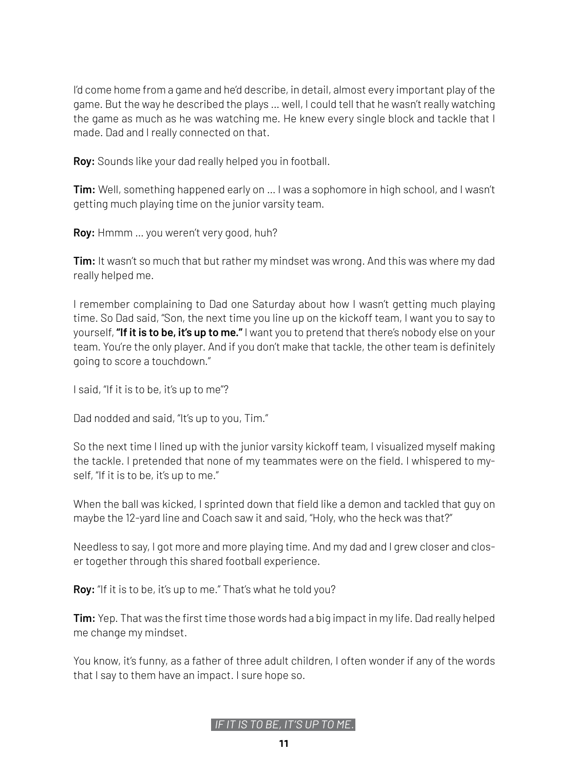I'd come home from a game and he'd describe, in detail, almost every important play of the game. But the way he described the plays … well, I could tell that he wasn't really watching the game as much as he was watching me. He knew every single block and tackle that I made. Dad and I really connected on that.

**Roy:** Sounds like your dad really helped you in football.

**Tim:** Well, something happened early on … I was a sophomore in high school, and I wasn't getting much playing time on the junior varsity team.

**Roy:** Hmmm … you weren't very good, huh?

**Tim:** It wasn't so much that but rather my mindset was wrong. And this was where my dad really helped me.

I remember complaining to Dad one Saturday about how I wasn't getting much playing time. So Dad said, "Son, the next time you line up on the kickoff team, I want you to say to yourself, **"If it is to be, it's up to me."** I want you to pretend that there's nobody else on your team. You're the only player. And if you don't make that tackle, the other team is definitely going to score a touchdown."

I said, "If it is to be, it's up to me"?

Dad nodded and said, "It's up to you, Tim."

So the next time I lined up with the junior varsity kickoff team, I visualized myself making the tackle. I pretended that none of my teammates were on the field. I whispered to myself, "If it is to be, it's up to me."

When the ball was kicked, I sprinted down that field like a demon and tackled that guy on maybe the 12-yard line and Coach saw it and said, "Holy, who the heck was that?"

Needless to say, I got more and more playing time. And my dad and I grew closer and closer together through this shared football experience.

**Roy:** "If it is to be, it's up to me." That's what he told you?

**Tim:** Yep. That was the first time those words had a big impact in my life. Dad really helped me change my mindset.

You know, it's funny, as a father of three adult children, I often wonder if any of the words that I say to them have an impact. I sure hope so.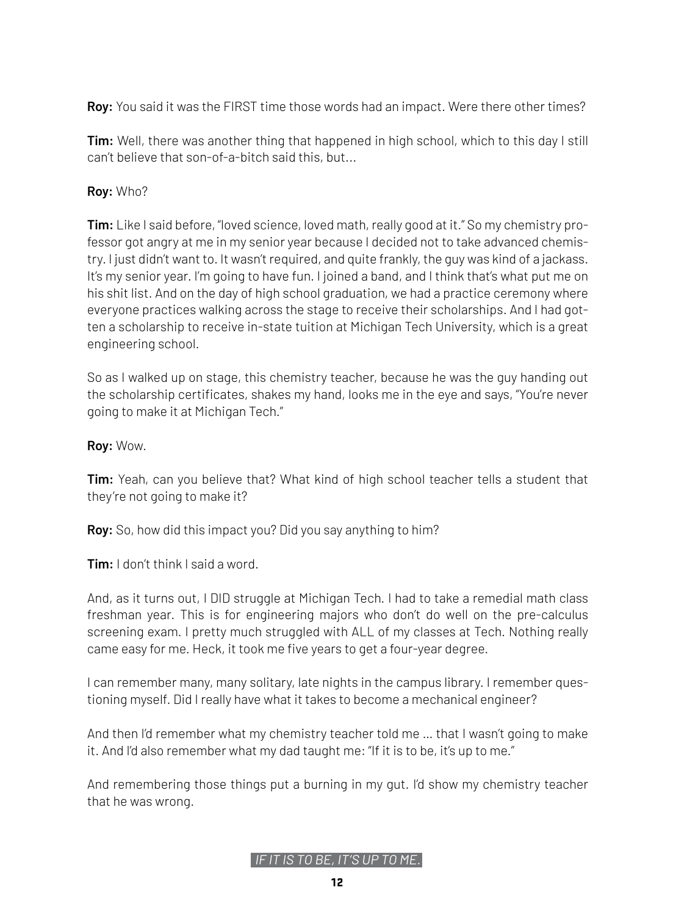**Roy:** You said it was the FIRST time those words had an impact. Were there other times?

**Tim:** Well, there was another thing that happened in high school, which to this day I still can't believe that son-of-a-bitch said this, but...

**Roy:** Who?

**Tim:** Like I said before, "loved science, loved math, really good at it." So my chemistry professor got angry at me in my senior year because I decided not to take advanced chemistry. I just didn't want to. It wasn't required, and quite frankly, the guy was kind of a jackass. It's my senior year. I'm going to have fun. I joined a band, and I think that's what put me on his shit list. And on the day of high school graduation, we had a practice ceremony where everyone practices walking across the stage to receive their scholarships. And I had gotten a scholarship to receive in-state tuition at Michigan Tech University, which is a great engineering school.

So as I walked up on stage, this chemistry teacher, because he was the guy handing out the scholarship certificates, shakes my hand, looks me in the eye and says, "You're never going to make it at Michigan Tech."

**Roy:** Wow.

**Tim:** Yeah, can you believe that? What kind of high school teacher tells a student that they're not going to make it?

**Roy:** So, how did this impact you? Did you say anything to him?

**Tim:** I don't think I said a word.

And, as it turns out, I DID struggle at Michigan Tech. I had to take a remedial math class freshman year. This is for engineering majors who don't do well on the pre-calculus screening exam. I pretty much struggled with ALL of my classes at Tech. Nothing really came easy for me. Heck, it took me five years to get a four-year degree.

I can remember many, many solitary, late nights in the campus library. I remember questioning myself. Did I really have what it takes to become a mechanical engineer?

And then I'd remember what my chemistry teacher told me ... that I wasn't going to make it. And I'd also remember what my dad taught me: "If it is to be, it's up to me."

And remembering those things put a burning in my gut. I'd show my chemistry teacher that he was wrong.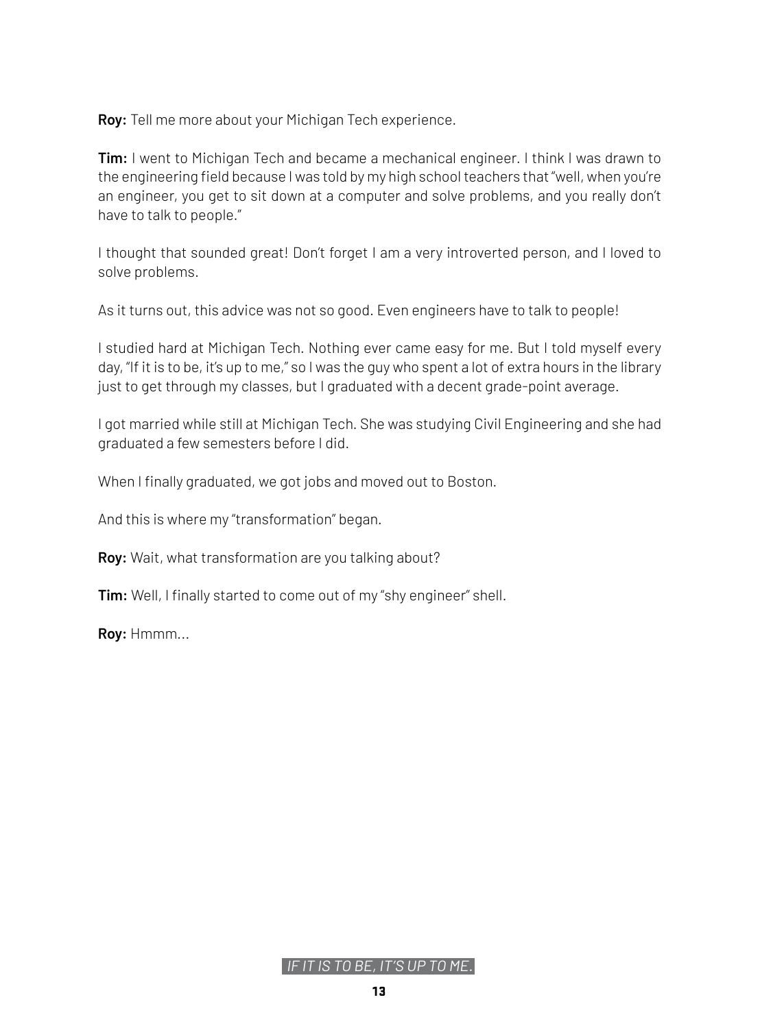**Roy:** Tell me more about your Michigan Tech experience.

**Tim:** I went to Michigan Tech and became a mechanical engineer. I think I was drawn to the engineering field because I was told by my high school teachers that "well, when you're an engineer, you get to sit down at a computer and solve problems, and you really don't have to talk to people."

I thought that sounded great! Don't forget I am a very introverted person, and I loved to solve problems.

As it turns out, this advice was not so good. Even engineers have to talk to people!

I studied hard at Michigan Tech. Nothing ever came easy for me. But I told myself every day, "If it is to be, it's up to me," so I was the guy who spent a lot of extra hours in the library just to get through my classes, but I graduated with a decent grade-point average.

I got married while still at Michigan Tech. She was studying Civil Engineering and she had graduated a few semesters before I did.

When I finally graduated, we got jobs and moved out to Boston.

And this is where my "transformation" began.

**Roy:** Wait, what transformation are you talking about?

**Tim:** Well, I finally started to come out of my "shy engineer" shell.

**Roy:** Hmmm...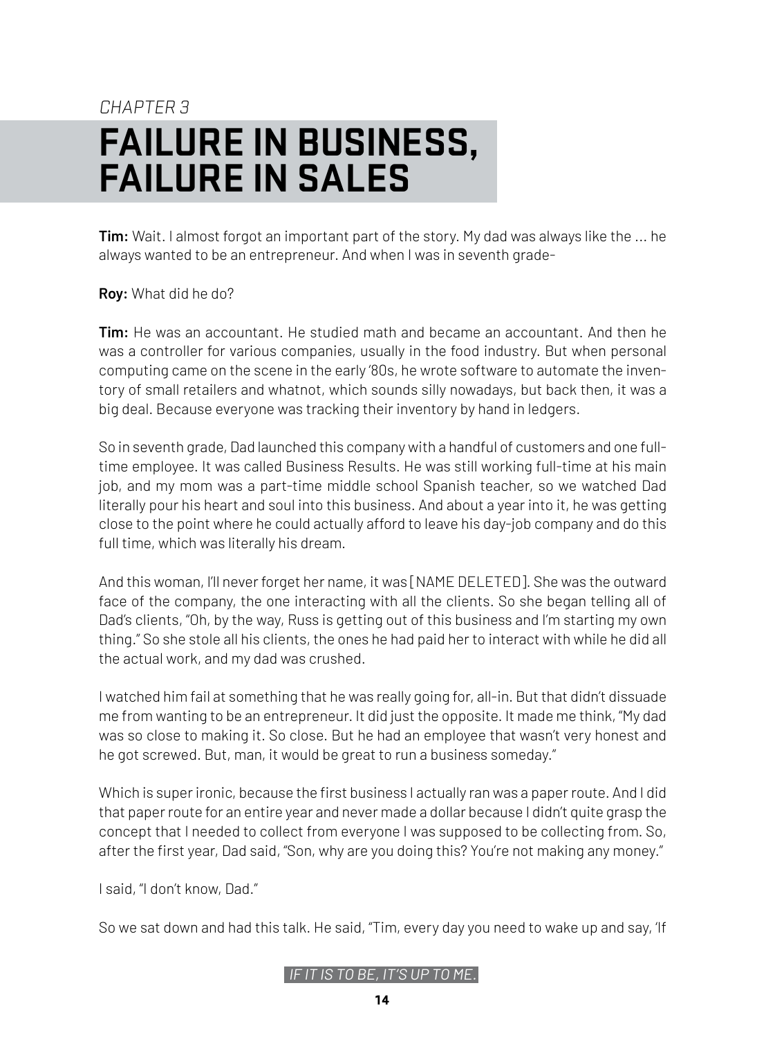*CHAPTER 3*

# FAILURE IN BUSINESS, FAILURE IN SALES

**Tim:** Wait. I almost forgot an important part of the story. My dad was always like the ... he always wanted to be an entrepreneur. And when I was in seventh grade-

**Roy:** What did he do?

**Tim:** He was an accountant. He studied math and became an accountant. And then he was a controller for various companies, usually in the food industry. But when personal computing came on the scene in the early '80s, he wrote software to automate the inventory of small retailers and whatnot, which sounds silly nowadays, but back then, it was a big deal. Because everyone was tracking their inventory by hand in ledgers.

So in seventh grade, Dad launched this company with a handful of customers and one full-time employee. It was called Business Results. He was still working full-time at his main job, and my mom was a part-time middle school Spanish teacher, so we watched Dad literally pour his heart and soul into this business. And about a year into it, he was getting close to the point where he could actually afford to leave his day-job company and do this full time, which was literally his dream.

And this woman, I'll never forget her name, it was [NAME DELETED]. She was the outward face of the company, the one interacting with all the clients. So she began telling all of Dad's clients, "Oh, by the way, Russ is getting out of this business and I'm starting my own thing." So she stole all his clients, the ones he had paid her to interact with while he did all the actual work, and my dad was crushed.

I watched him fail at something that he was really going for, all-in. But that didn't dissuade me from wanting to be an entrepreneur. It did just the opposite. It made me think, "My dad was so close to making it. So close. But he had an employee that wasn't very honest and he got screwed. But, man, it would be great to run a business someday."

Which is super ironic, because the first business I actually ran was a paper route. And I did that paper route for an entire year and never made a dollar because I didn't quite grasp the concept that I needed to collect from everyone I was supposed to be collecting from. So, after the first year, Dad said, "Son, why are you doing this? You're not making any money."

I said, "I don't know, Dad."

So we sat down and had this talk. He said, "Tim, every day you need to wake up and say, 'If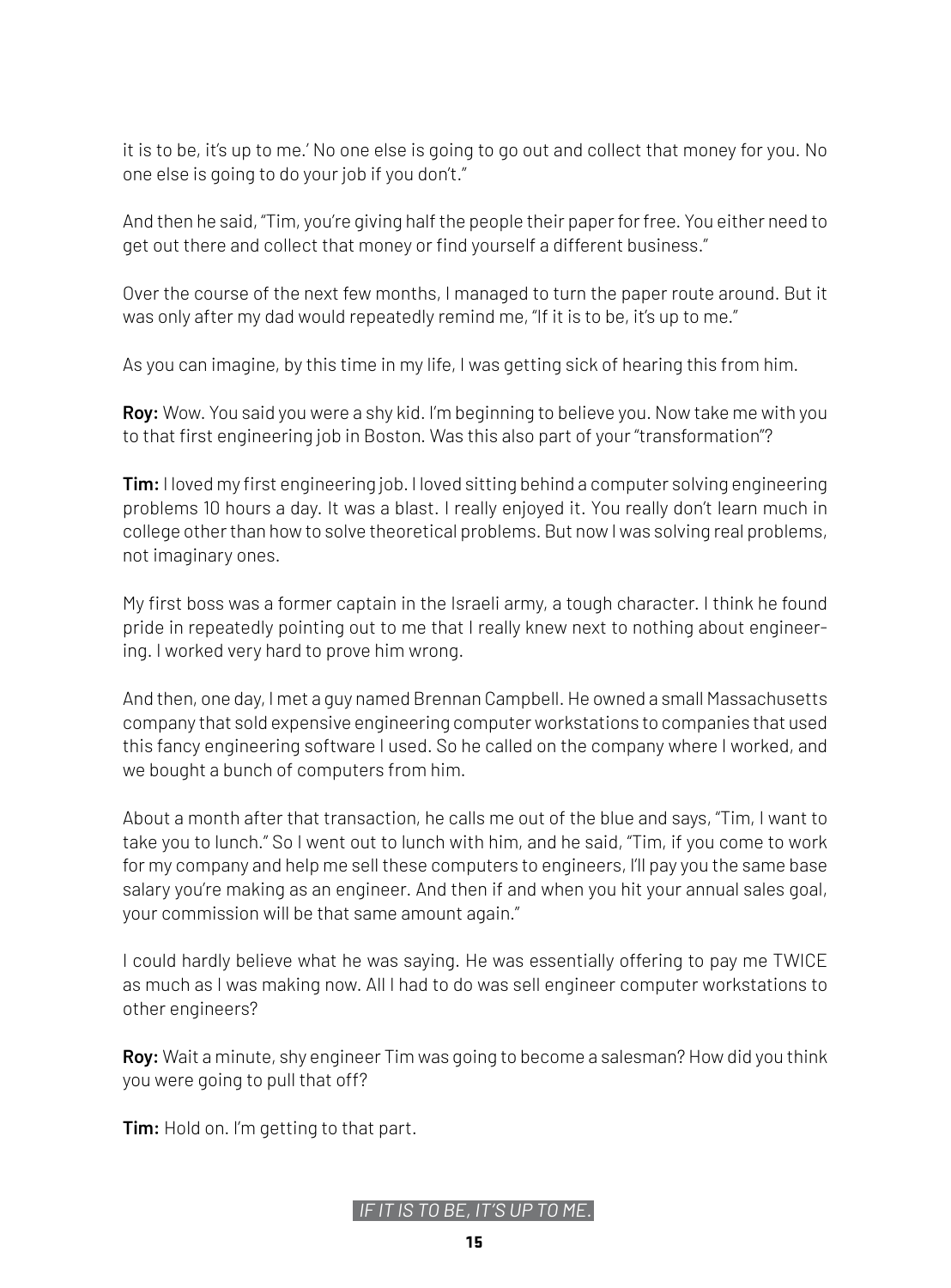it is to be, it's up to me.' No one else is going to go out and collect that money for you. No one else is going to do your job if you don't."

And then he said, "Tim, you're giving half the people their paper for free. You either need to get out there and collect that money or find yourself a different business."

Over the course of the next few months, I managed to turn the paper route around. But it was only after my dad would repeatedly remind me, "If it is to be, it's up to me."

As you can imagine, by this time in my life, I was getting sick of hearing this from him.

**Roy:** Wow. You said you were a shy kid. I'm beginning to believe you. Now take me with you to that first engineering job in Boston. Was this also part of your "transformation"?

**Tim:** I loved my first engineering job. I loved sitting behind a computer solving engineering problems 10 hours a day. It was a blast. I really enjoyed it. You really don't learn much in college other than how to solve theoretical problems. But now I was solving real problems, not imaginary ones.

My first boss was a former captain in the Israeli army, a tough character. I think he found pride in repeatedly pointing out to me that I really knew next to nothing about engineering. I worked very hard to prove him wrong.

And then, one day, I met a guy named Brennan Campbell. He owned a small Massachusetts company that sold expensive engineering computer workstations to companies that used this fancy engineering software I used. So he called on the company where I worked, and we bought a bunch of computers from him.

About a month after that transaction, he calls me out of the blue and says, "Tim, I want to take you to lunch." So I went out to lunch with him, and he said, "Tim, if you come to work for my company and help me sell these computers to engineers, I'll pay you the same base salary you're making as an engineer. And then if and when you hit your annual sales goal, your commission will be that same amount again."

I could hardly believe what he was saying. He was essentially offering to pay me TWICE as much as I was making now. All I had to do was sell engineer computer workstations to other engineers?

**Roy:** Wait a minute, shy engineer Tim was going to become a salesman? How did you think you were going to pull that off?

**Tim:** Hold on. I'm getting to that part.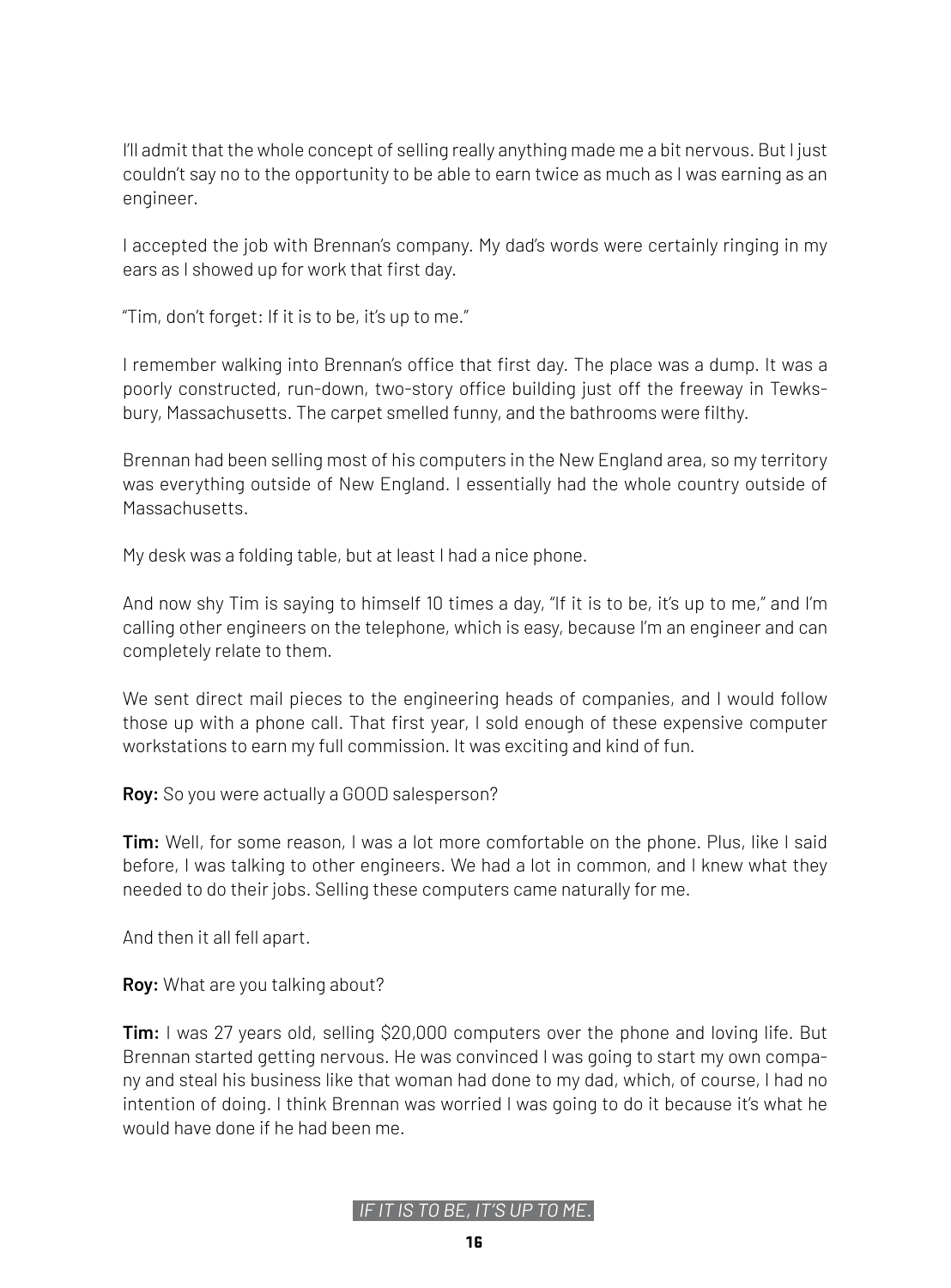I'll admit that the whole concept of selling really anything made me a bit nervous. But I just couldn't say no to the opportunity to be able to earn twice as much as I was earning as an engineer.

I accepted the job with Brennan's company. My dad's words were certainly ringing in my ears as I showed up for work that first day.

"Tim, don't forget: If it is to be, it's up to me."

I remember walking into Brennan's office that first day. The place was a dump. It was a poorly constructed, run-down, two-story office building just off the freeway in Tewksbury, Massachusetts. The carpet smelled funny, and the bathrooms were filthy.

Brennan had been selling most of his computers in the New England area, so my territory was everything outside of New England. I essentially had the whole country outside of Massachusetts.

My desk was a folding table, but at least I had a nice phone.

And now shy Tim is saying to himself 10 times a day, "If it is to be, it's up to me," and I'm calling other engineers on the telephone, which is easy, because I'm an engineer and can completely relate to them.

We sent direct mail pieces to the engineering heads of companies, and I would follow those up with a phone call. That first year, I sold enough of these expensive computer workstations to earn my full commission. It was exciting and kind of fun.

**Roy:** So you were actually a GOOD salesperson?

**Tim:** Well, for some reason, I was a lot more comfortable on the phone. Plus, like I said before, I was talking to other engineers. We had a lot in common, and I knew what they needed to do their jobs. Selling these computers came naturally for me.

And then it all fell apart.

**Roy:** What are you talking about?

**Tim:** I was 27 years old, selling $20,000 computers over the phone and loving life. But Brennan started getting nervous. He was convinced I was going to start my own company and steal his business like that woman had done to my dad, which, of course, I had no intention of doing. I think Brennan was worried I was going to do it because it's what he would have done if he had been me.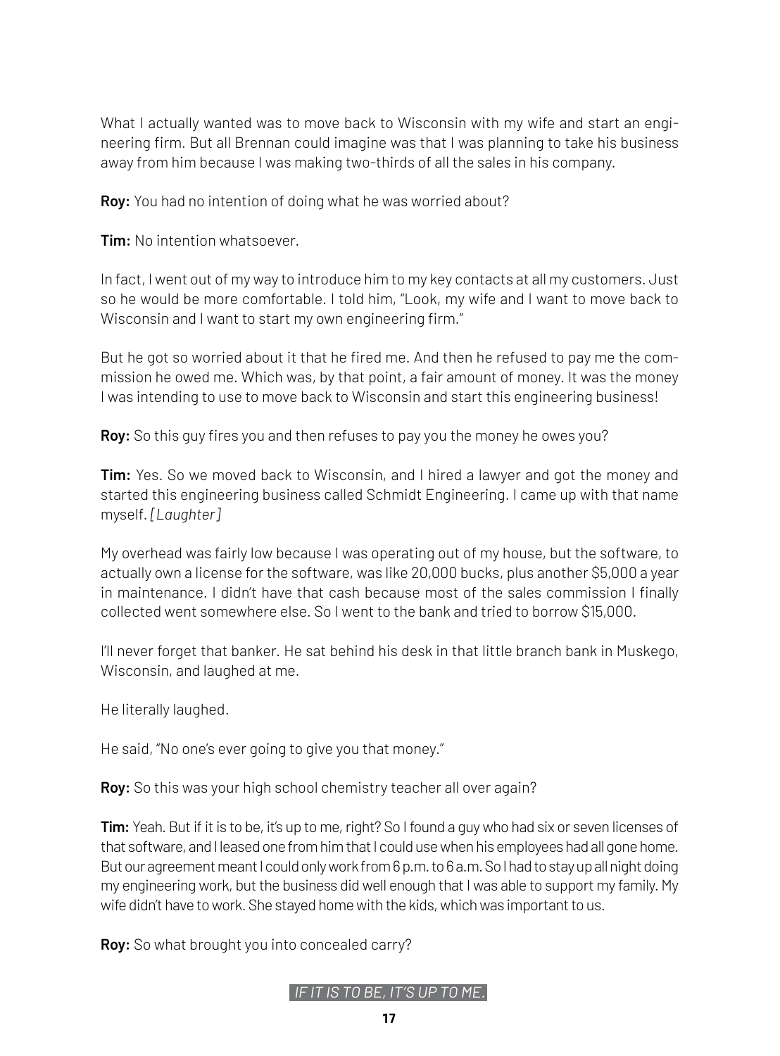What I actually wanted was to move back to Wisconsin with my wife and start an engineering firm. But all Brennan could imagine was that I was planning to take his business away from him because I was making two-thirds of all the sales in his company.

**Roy:** You had no intention of doing what he was worried about?

**Tim:** No intention whatsoever.

In fact, I went out of my way to introduce him to my key contacts at all my customers. Just so he would be more comfortable. I told him, "Look, my wife and I want to move back to Wisconsin and I want to start my own engineering firm."

But he got so worried about it that he fired me. And then he refused to pay me the commission he owed me. Which was, by that point, a fair amount of money. It was the money I was intending to use to move back to Wisconsin and start this engineering business!

**Roy:** So this guy fires you and then refuses to pay you the money he owes you?

**Tim:** Yes. So we moved back to Wisconsin, and I hired a lawyer and got the money and started this engineering business called Schmidt Engineering. I came up with that name myself. *[Laughter]*

My overhead was fairly low because I was operating out of my house, but the software, to actually own a license for the software, was like 20,000 bucks, plus another $5,000 a year in maintenance. I didn't have that cash because most of the sales commission I finally collected went somewhere else. So I went to the bank and tried to borrow $15,000.

I'll never forget that banker. He sat behind his desk in that little branch bank in Muskego, Wisconsin, and laughed at me.

He literally laughed.

He said, "No one's ever going to give you that money."

**Roy:** So this was your high school chemistry teacher all over again?

**Tim:** Yeah. But if it is to be, it's up to me, right? So I found a guy who had six or seven licenses of that software, and I leased one from him that I could use when his employees had all gone home. But our agreement meant I could only work from 6 p.m. to 6 a.m. So I had to stay up all night doing my engineering work, but the business did well enough that I was able to support my family. My wife didn't have to work. She stayed home with the kids, which was important to us.

**Roy:** So what brought you into concealed carry?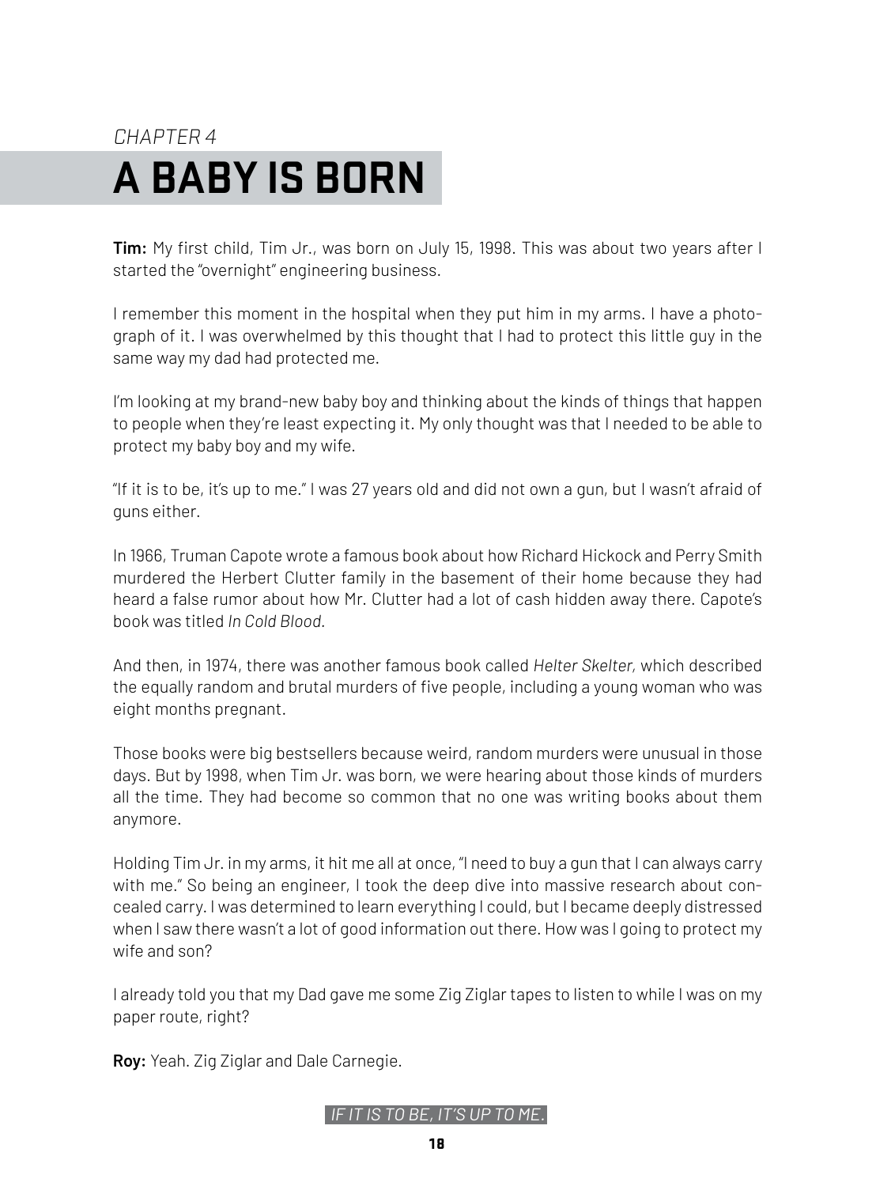*CHAPTER 4*

# A BABY IS BORN

**Tim:** My first child, Tim Jr., was born on July 15, 1998. This was about two years after I started the "overnight" engineering business.

I remember this moment in the hospital when they put him in my arms. I have a photograph of it. I was overwhelmed by this thought that I had to protect this little guy in the same way my dad had protected me.

I'm looking at my brand-new baby boy and thinking about the kinds of things that happen to people when they're least expecting it. My only thought was that I needed to be able to protect my baby boy and my wife.

"If it is to be, it's up to me." I was 27 years old and did not own a gun, but I wasn't afraid of guns either.

In 1966, Truman Capote wrote a famous book about how Richard Hickock and Perry Smith murdered the Herbert Clutter family in the basement of their home because they had heard a false rumor about how Mr. Clutter had a lot of cash hidden away there. Capote's book was titled *In Cold Blood.*

And then, in 1974, there was another famous book called *Helter Skelter,* which described the equally random and brutal murders of five people, including a young woman who was eight months pregnant.

Those books were big bestsellers because weird, random murders were unusual in those days. But by 1998, when Tim Jr. was born, we were hearing about those kinds of murders all the time. They had become so common that no one was writing books about them anymore.

Holding Tim Jr. in my arms, it hit me all at once, "I need to buy a gun that I can always carry with me." So being an engineer, I took the deep dive into massive research about concealed carry. I was determined to learn everything I could, but I became deeply distressed when I saw there wasn't a lot of good information out there. How was I going to protect my wife and son?

I already told you that my Dad gave me some Zig Ziglar tapes to listen to while I was on my paper route, right?

**Roy:** Yeah. Zig Ziglar and Dale Carnegie.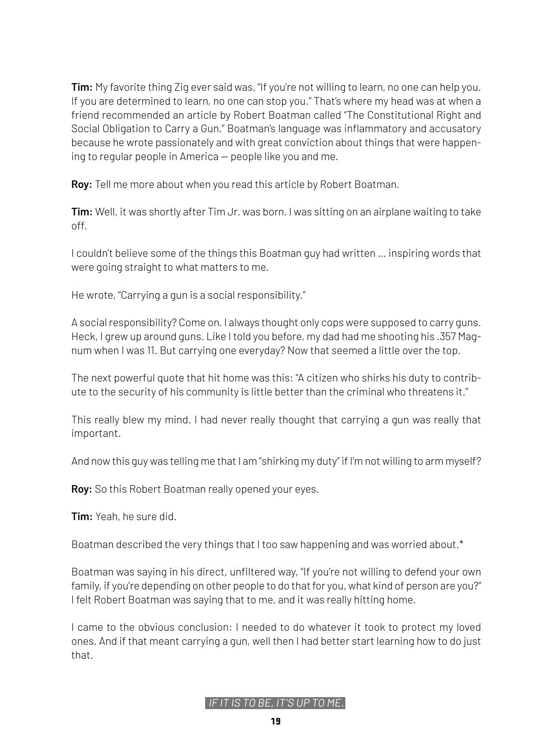**Tim:** My favorite thing Zig ever said was, "If you're not willing to learn, no one can help you. If you are determined to learn, no one can stop you." That's where my head was at when a friend recommended an article by Robert Boatman called "The Constitutional Right and Social Obligation to Carry a Gun." Boatman's language was inflammatory and accusatory because he wrote passionately and with great conviction about things that were happening to regular people in America — people like you and me.

**Roy:** Tell me more about when you read this article by Robert Boatman.

**Tim:** Well, it was shortly after Tim Jr. was born. I was sitting on an airplane waiting to take off.

I couldn't believe some of the things this Boatman guy had written ... inspiring words that were going straight to what matters to me.

He wrote, "Carrying a gun is a social responsibility."

A social responsibility? Come on. I always thought only cops were supposed to carry guns. Heck, I grew up around guns. Like I told you before, my dad had me shooting his .357 Magnum when I was 11. But carrying one everyday? Now that seemed a little over the top.

The next powerful quote that hit home was this: "A citizen who shirks his duty to contribute to the security of his community is little better than the criminal who threatens it."

This really blew my mind. I had never really thought that carrying a gun was really that important.

And now this guy was telling me that I am "shirking my duty" if I'm not willing to arm myself?

**Roy:** So this Robert Boatman really opened your eyes.

**Tim:** Yeah, he sure did.

Boatman described the very things that I too saw happening and was worried about.*

Boatman was saying in his direct, unfiltered way, "If you're not willing to defend your own family, if you're depending on other people to do that for you, what kind of person are you?" I felt Robert Boatman was saying that to me, and it was really hitting home.

I came to the obvious conclusion: I needed to do whatever it took to protect my loved ones. And if that meant carrying a gun, well then I had better start learning how to do just that.

*IF IT IS TO BE, IT'S UP TO ME.*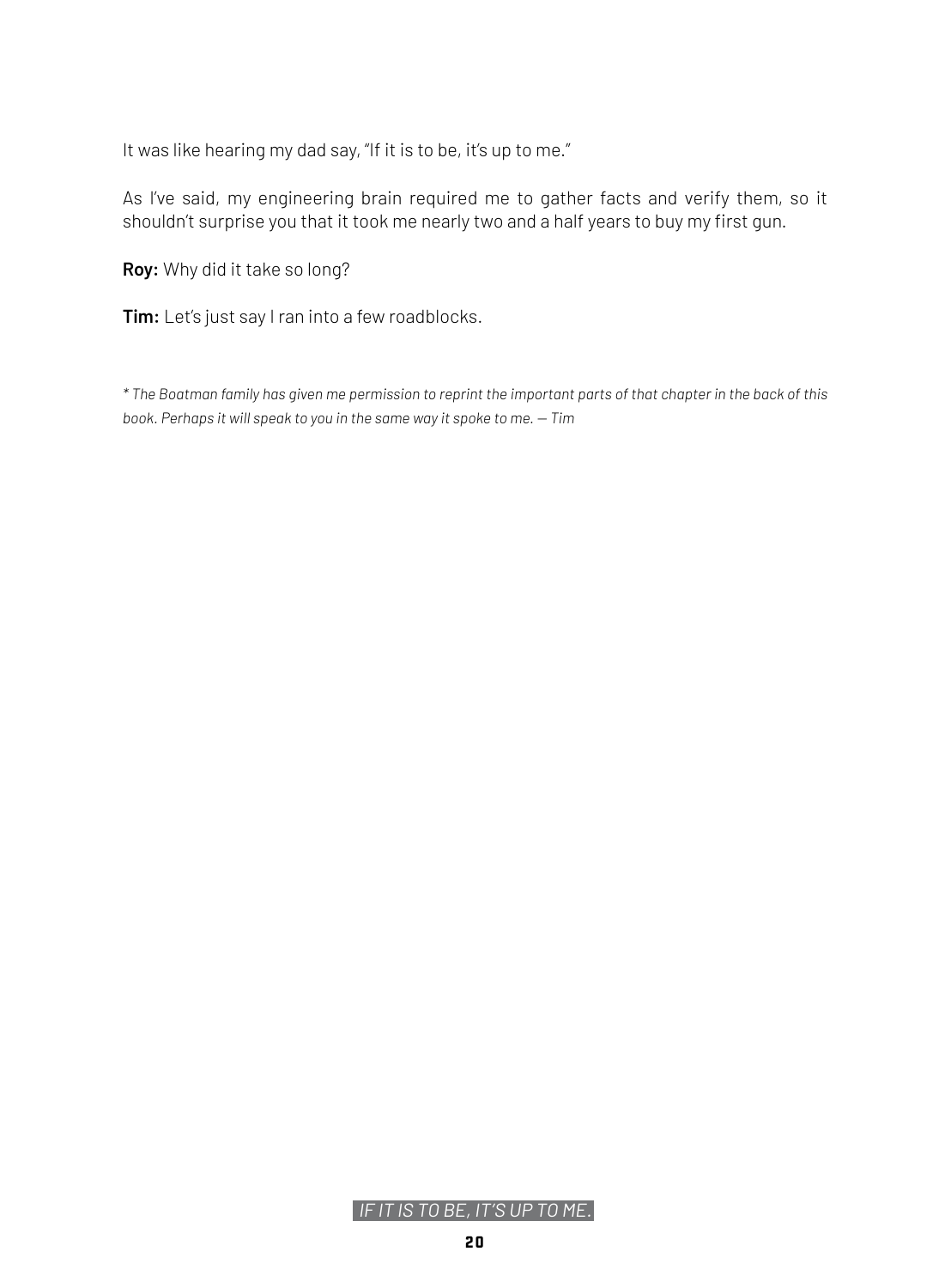It was like hearing my dad say, "If it is to be, it's up to me."

As I've said, my engineering brain required me to gather facts and verify them, so it shouldn't surprise you that it took me nearly two and a half years to buy my first gun.

**Roy:** Why did it take so long?

**Tim:** Let's just say I ran into a few roadblocks.

*\* The Boatman family has given me permission to reprint the important parts of that chapter in the back of this book. Perhaps it will speak to you in the same way it spoke to me. — Tim*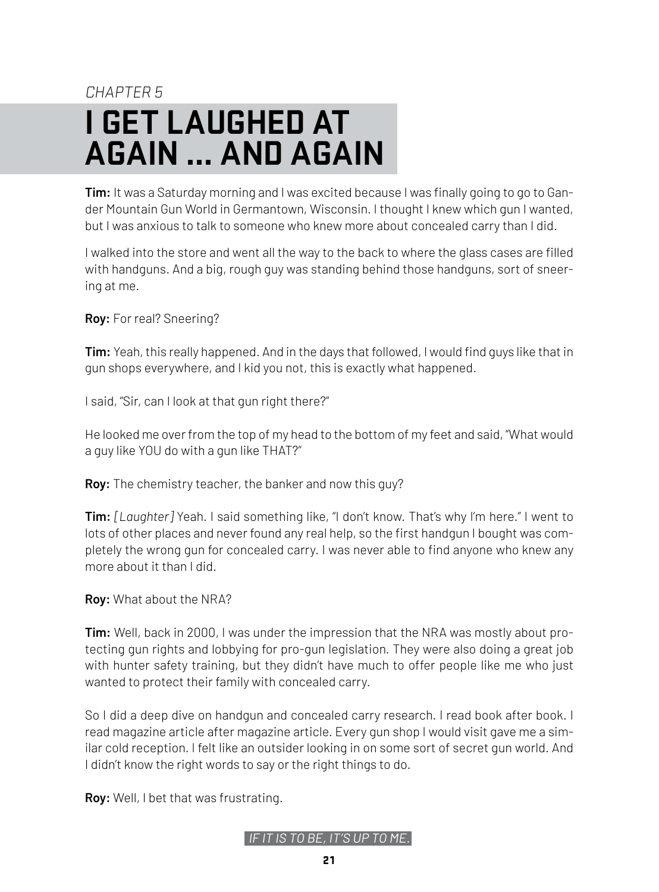*CHAPTER 5*

# I GET LAUGHED AT AGAIN ... AND AGAIN

**Tim:** It was a Saturday morning and I was excited because I was finally going to go to Gander Mountain Gun World in Germantown, Wisconsin. I thought I knew which gun I wanted, but I was anxious to talk to someone who knew more about concealed carry than I did.

I walked into the store and went all the way to the back to where the glass cases are filled with handguns. And a big, rough guy was standing behind those handguns, sort of sneering at me.

**Roy:** For real? Sneering?

**Tim:** Yeah, this really happened. And in the days that followed, I would find guys like that in gun shops everywhere, and I kid you not, this is exactly what happened.

I said, "Sir, can I look at that gun right there?"

He looked me over from the top of my head to the bottom of my feet and said, "What would a guy like YOU do with a gun like THAT?"

**Roy:** The chemistry teacher, the banker and now this guy?

**Tim:** *[Laughter]* Yeah. I said something like, "I don't know. That's why I'm here." I went to lots of other places and never found any real help, so the first handgun I bought was completely the wrong gun for concealed carry. I was never able to find anyone who knew any more about it than I did.

**Roy:** What about the NRA?

**Tim:** Well, back in 2000, I was under the impression that the NRA was mostly about protecting gun rights and lobbying for pro-gun legislation. They were also doing a great job with hunter safety training, but they didn't have much to offer people like me who just wanted to protect their family with concealed carry.

So I did a deep dive on handgun and concealed carry research. I read book after book. I read magazine article after magazine article. Every gun shop I would visit gave me a similar cold reception. I felt like an outsider looking in on some sort of secret gun world. And I didn't know the right words to say or the right things to do.

**Roy:** Well, I bet that was frustrating.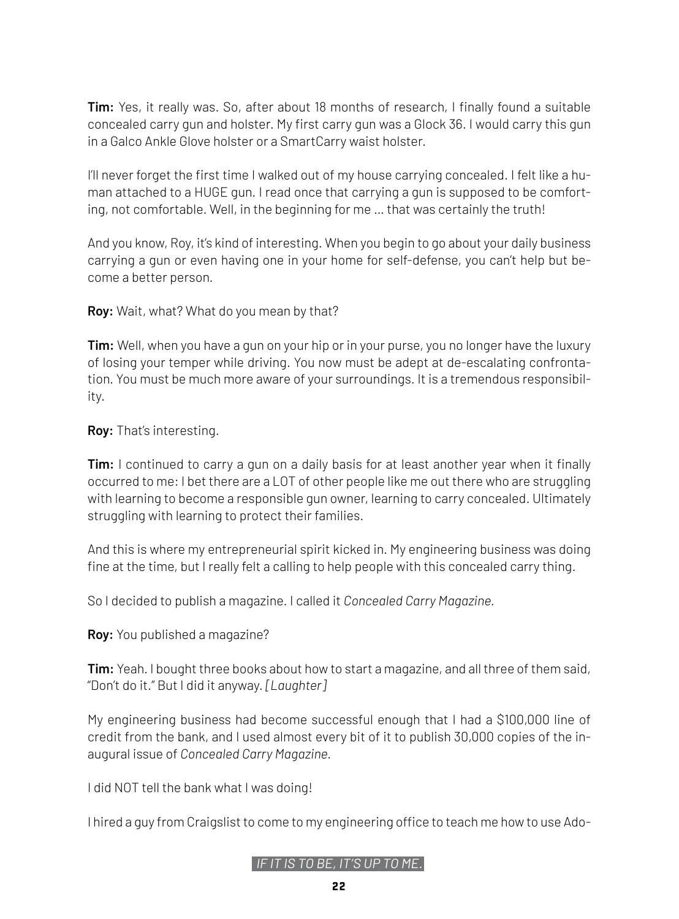**Tim:** Yes, it really was. So, after about 18 months of research, I finally found a suitable concealed carry gun and holster. My first carry gun was a Glock 36. I would carry this gun in a Galco Ankle Glove holster or a SmartCarry waist holster.

I'll never forget the first time I walked out of my house carrying concealed. I felt like a human attached to a HUGE gun. I read once that carrying a gun is supposed to be comforting, not comfortable. Well, in the beginning for me … that was certainly the truth!

And you know, Roy, it's kind of interesting. When you begin to go about your daily business carrying a gun or even having one in your home for self-defense, you can't help but become a better person.

**Roy:** Wait, what? What do you mean by that?

**Tim:** Well, when you have a gun on your hip or in your purse, you no longer have the luxury of losing your temper while driving. You now must be adept at de-escalating confrontation. You must be much more aware of your surroundings. It is a tremendous responsibility.

**Roy:** That's interesting.

**Tim:** I continued to carry a gun on a daily basis for at least another year when it finally occurred to me: I bet there are a LOT of other people like me out there who are struggling with learning to become a responsible gun owner, learning to carry concealed. Ultimately struggling with learning to protect their families.

And this is where my entrepreneurial spirit kicked in. My engineering business was doing fine at the time, but I really felt a calling to help people with this concealed carry thing.

So I decided to publish a magazine. I called it *Concealed Carry Magazine.*

**Roy:** You published a magazine?

**Tim:** Yeah. I bought three books about how to start a magazine, and all three of them said, "Don't do it." But I did it anyway. *[Laughter]*

My engineering business had become successful enough that I had a $100,000 line of credit from the bank, and I used almost every bit of it to publish 30,000 copies of the inaugural issue of *Concealed Carry Magazine.*

I did NOT tell the bank what I was doing!

I hired a guy from Craigslist to come to my engineering office to teach me how to use Ado-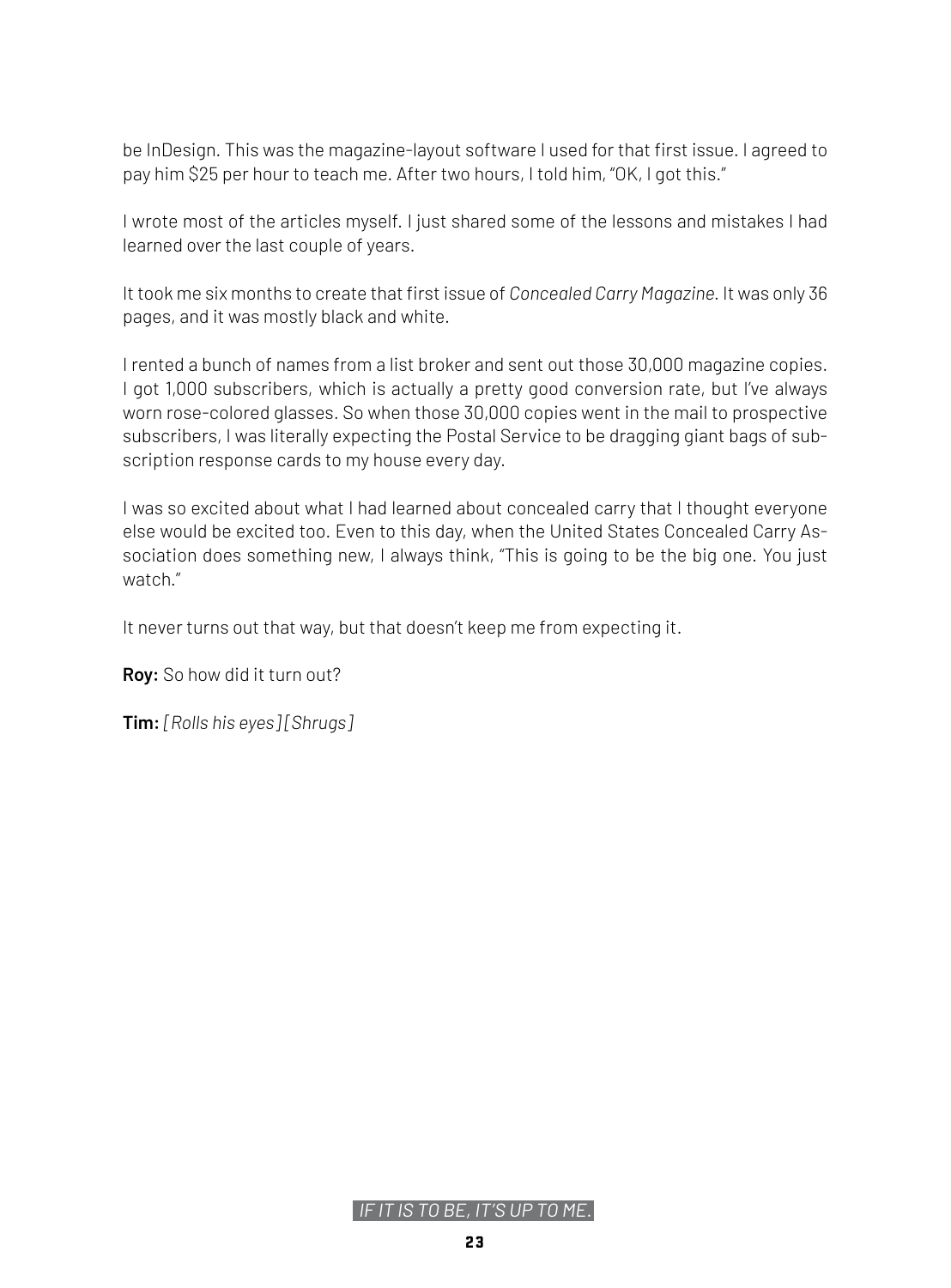be InDesign. This was the magazine-layout software I used for that first issue. I agreed to pay him $25 per hour to teach me. After two hours, I told him, "OK, I got this."

I wrote most of the articles myself. I just shared some of the lessons and mistakes I had learned over the last couple of years.

It took me six months to create that first issue of *Concealed Carry Magazine*. It was only 36 pages, and it was mostly black and white.

I rented a bunch of names from a list broker and sent out those 30,000 magazine copies. I got 1,000 subscribers, which is actually a pretty good conversion rate, but I've always worn rose-colored glasses. So when those 30,000 copies went in the mail to prospective subscribers, I was literally expecting the Postal Service to be dragging giant bags of subscription response cards to my house every day.

I was so excited about what I had learned about concealed carry that I thought everyone else would be excited too. Even to this day, when the United States Concealed Carry Association does something new, I always think, "This is going to be the big one. You just watch."

It never turns out that way, but that doesn't keep me from expecting it.

**Roy:** So how did it turn out?

**Tim:** *[Rolls his eyes] [Shrugs]*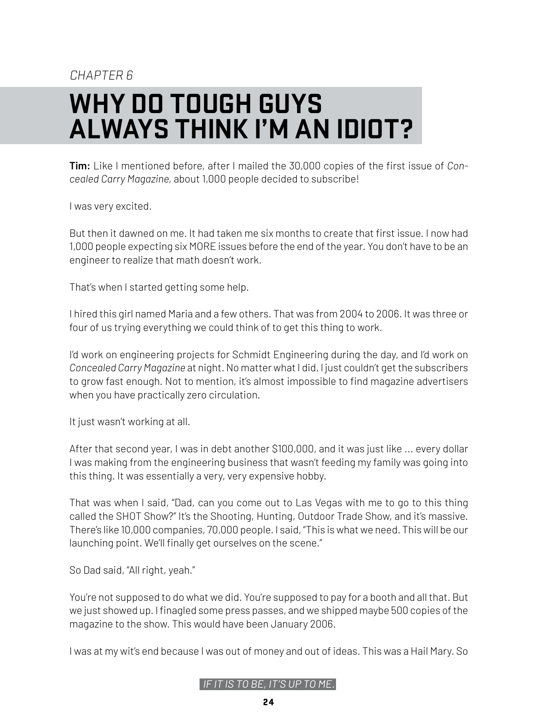*CHAPTER 6*

# WHY DO TOUGH GUYS ALWAYS THINK I'M AN IDIOT?

**Tim:** Like I mentioned before, after I mailed the 30,000 copies of the first issue of *Concealed Carry Magazine*, about 1,000 people decided to subscribe!

I was very excited.

But then it dawned on me. It had taken me six months to create that first issue. I now had 1,000 people expecting six MORE issues before the end of the year. You don't have to be an engineer to realize that math doesn't work.

That's when I started getting some help.

I hired this girl named Maria and a few others. That was from 2004 to 2006. It was three or four of us trying everything we could think of to get this thing to work.

I'd work on engineering projects for Schmidt Engineering during the day, and I'd work on *Concealed Carry Magazine* at night. No matter what I did, I just couldn't get the subscribers to grow fast enough. Not to mention, it's almost impossible to find magazine advertisers when you have practically zero circulation.

It just wasn't working at all.

After that second year, I was in debt another $100,000, and it was just like … every dollar I was making from the engineering business that wasn't feeding my family was going into this thing. It was essentially a very, very expensive hobby.

That was when I said, "Dad, can you come out to Las Vegas with me to go to this thing called the SHOT Show?" It's the Shooting, Hunting, Outdoor Trade Show, and it's massive. There's like 10,000 companies, 70,000 people. I said, "This is what we need. This will be our launching point. We'll finally get ourselves on the scene."

So Dad said, "All right, yeah."

You're not supposed to do what we did. You're supposed to pay for a booth and all that. But we just showed up. I finagled some press passes, and we shipped maybe 500 copies of the magazine to the show. This would have been January 2006.

I was at my wit's end because I was out of money and out of ideas. This was a Hail Mary. So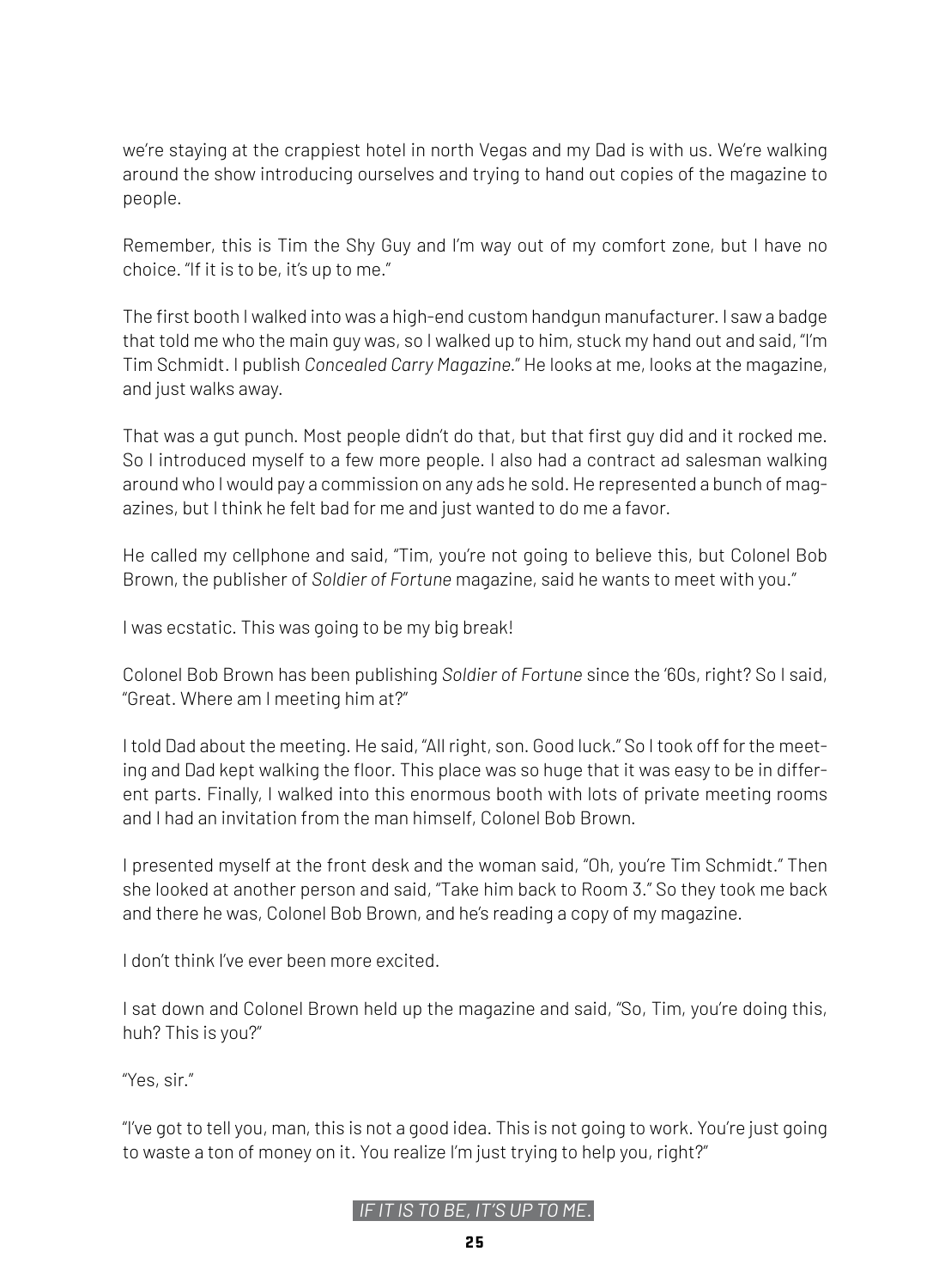we're staying at the crappiest hotel in north Vegas and my Dad is with us. We're walking around the show introducing ourselves and trying to hand out copies of the magazine to people.

Remember, this is Tim the Shy Guy and I'm way out of my comfort zone, but I have no choice. "If it is to be, it's up to me."

The first booth I walked into was a high-end custom handgun manufacturer. I saw a badge that told me who the main guy was, so I walked up to him, stuck my hand out and said, "I'm Tim Schmidt. I publish *Concealed Carry Magazine*." He looks at me, looks at the magazine, and just walks away.

That was a gut punch. Most people didn't do that, but that first guy did and it rocked me. So I introduced myself to a few more people. I also had a contract ad salesman walking around who I would pay a commission on any ads he sold. He represented a bunch of magazines, but I think he felt bad for me and just wanted to do me a favor.

He called my cellphone and said, "Tim, you're not going to believe this, but Colonel Bob Brown, the publisher of *Soldier of Fortune* magazine, said he wants to meet with you."

I was ecstatic. This was going to be my big break!

Colonel Bob Brown has been publishing *Soldier of Fortune* since the '60s, right? So I said, "Great. Where am I meeting him at?"

I told Dad about the meeting. He said, "All right, son. Good luck." So I took off for the meeting and Dad kept walking the floor. This place was so huge that it was easy to be in different parts. Finally, I walked into this enormous booth with lots of private meeting rooms and I had an invitation from the man himself, Colonel Bob Brown.

I presented myself at the front desk and the woman said, "Oh, you're Tim Schmidt." Then she looked at another person and said, "Take him back to Room 3." So they took me back and there he was, Colonel Bob Brown, and he's reading a copy of my magazine.

I don't think I've ever been more excited.

I sat down and Colonel Brown held up the magazine and said, "So, Tim, you're doing this, huh? This is you?"

"Yes, sir."

"I've got to tell you, man, this is not a good idea. This is not going to work. You're just going to waste a ton of money on it. You realize I'm just trying to help you, right?"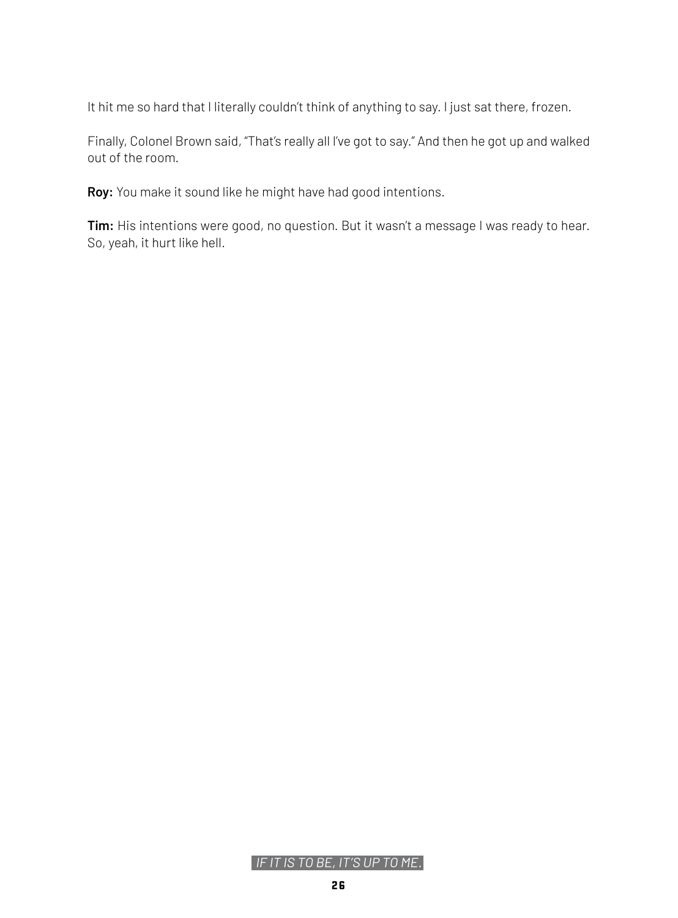It hit me so hard that I literally couldn't think of anything to say. I just sat there, frozen.

Finally, Colonel Brown said, "That's really all I've got to say." And then he got up and walked out of the room.

**Roy:** You make it sound like he might have had good intentions.

**Tim:** His intentions were good, no question. But it wasn't a message I was ready to hear. So, yeah, it hurt like hell.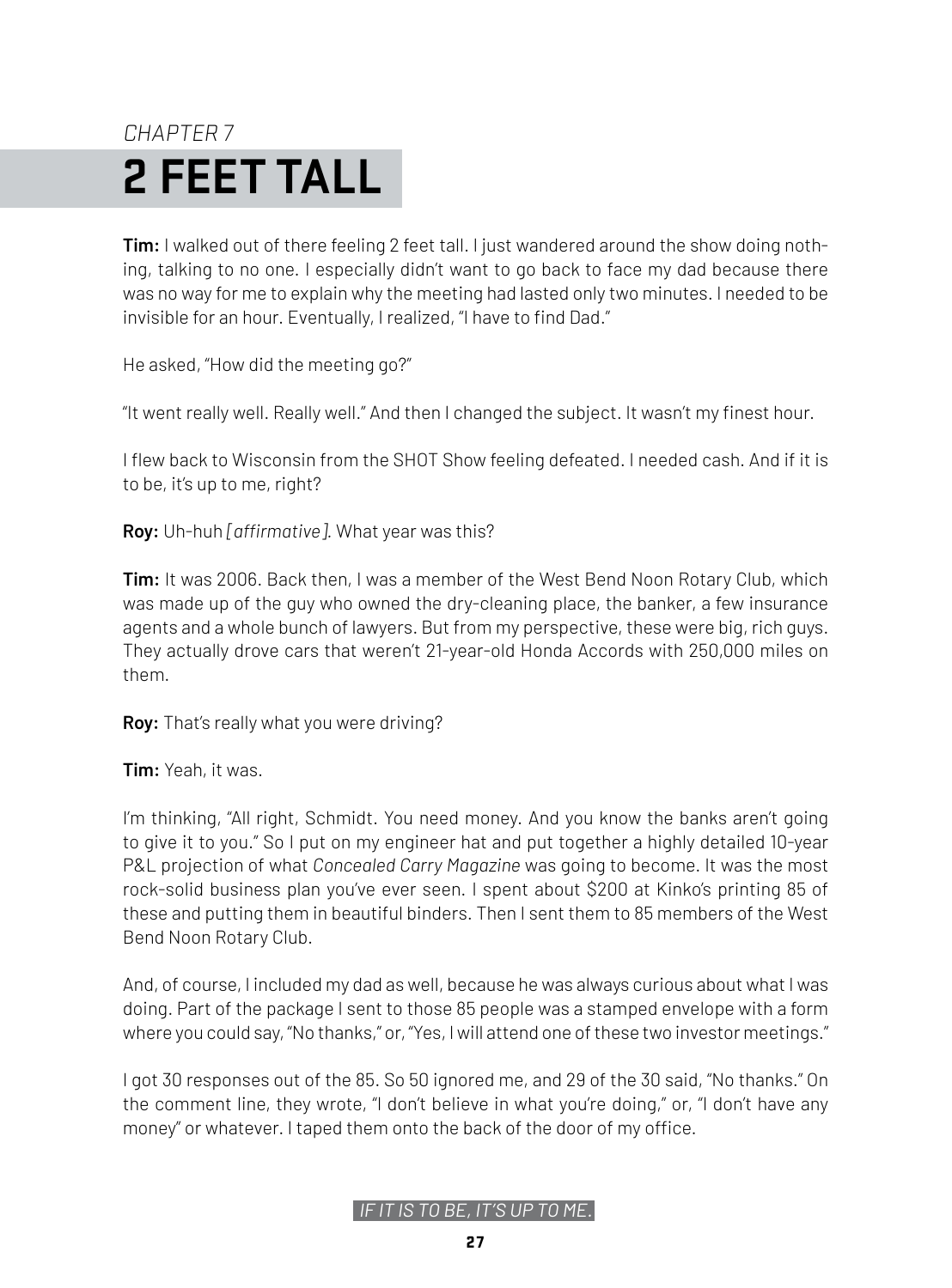*CHAPTER 7*

# 2 FEET TALL

**Tim:** I walked out of there feeling 2 feet tall. I just wandered around the show doing nothing, talking to no one. I especially didn't want to go back to face my dad because there was no way for me to explain why the meeting had lasted only two minutes. I needed to be invisible for an hour. Eventually, I realized, "I have to find Dad."

He asked, "How did the meeting go?"

"It went really well. Really well." And then I changed the subject. It wasn't my finest hour.

I flew back to Wisconsin from the SHOT Show feeling defeated. I needed cash. And if it is to be, it's up to me, right?

**Roy:** Uh-huh *[ affirmative ]*. What year was this?

**Tim:** It was 2006. Back then, I was a member of the West Bend Noon Rotary Club, which was made up of the guy who owned the dry-cleaning place, the banker, a few insurance agents and a whole bunch of lawyers. But from my perspective, these were big, rich guys. They actually drove cars that weren't 21-year-old Honda Accords with 250,000 miles on them.

**Roy:** That's really what you were driving?

**Tim:** Yeah, it was.

I'm thinking, "All right, Schmidt. You need money. And you know the banks aren't going to give it to you." So I put on my engineer hat and put together a highly detailed 10-year P&L projection of what *Concealed Carry Magazine* was going to become. It was the most rock-solid business plan you've ever seen. I spent about $200 at Kinko's printing 85 of these and putting them in beautiful binders. Then I sent them to 85 members of the West Bend Noon Rotary Club.

And, of course, I included my dad as well, because he was always curious about what I was doing. Part of the package I sent to those 85 people was a stamped envelope with a form where you could say, "No thanks," or, "Yes, I will attend one of these two investor meetings."

I got 30 responses out of the 85. So 50 ignored me, and 29 of the 30 said, "No thanks." On the comment line, they wrote, "I don't believe in what you're doing," or, "I don't have any money" or whatever. I taped them onto the back of the door of my office.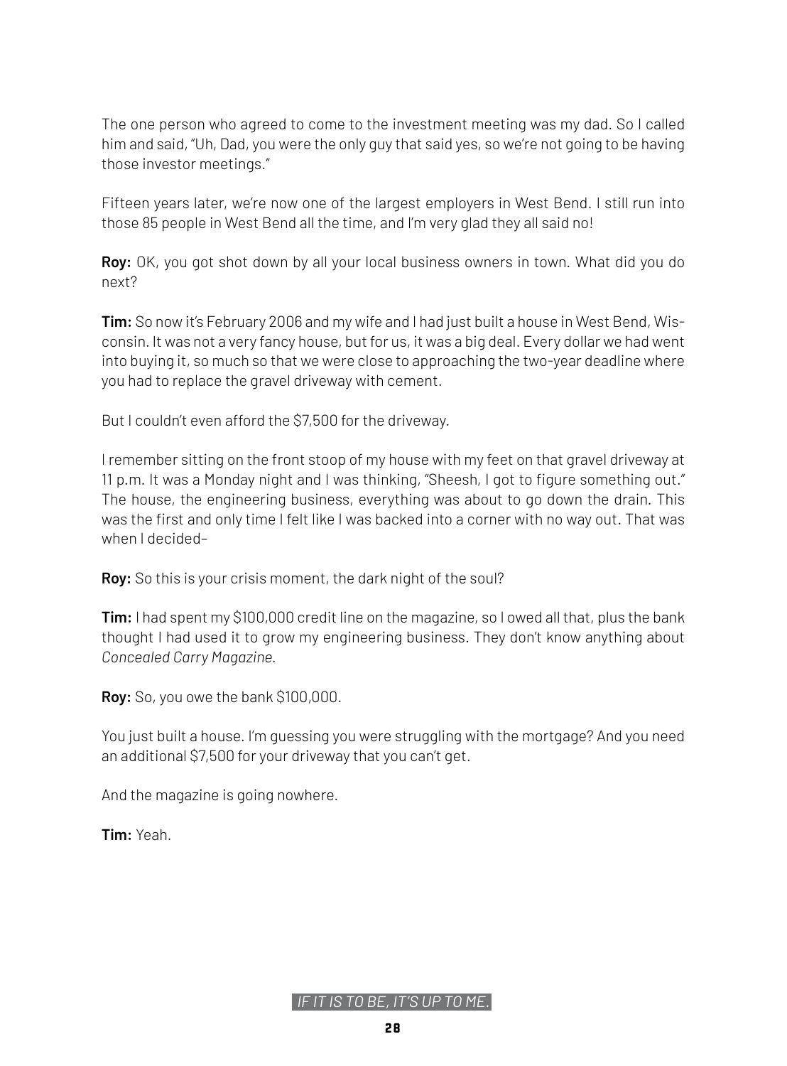The one person who agreed to come to the investment meeting was my dad. So I called him and said, "Uh, Dad, you were the only guy that said yes, so we're not going to be having those investor meetings."

Fifteen years later, we're now one of the largest employers in West Bend. I still run into those 85 people in West Bend all the time, and I'm very glad they all said no!

**Roy:** OK, you got shot down by all your local business owners in town. What did you do next?

**Tim:** So now it's February 2006 and my wife and I had just built a house in West Bend, Wisconsin. It was not a very fancy house, but for us, it was a big deal. Every dollar we had went into buying it, so much so that we were close to approaching the two-year deadline where you had to replace the gravel driveway with cement.

But I couldn't even afford the $7,500 for the driveway.

I remember sitting on the front stoop of my house with my feet on that gravel driveway at 11 p.m. It was a Monday night and I was thinking, "Sheesh, I got to figure something out." The house, the engineering business, everything was about to go down the drain. This was the first and only time I felt like I was backed into a corner with no way out. That was when I decided–

**Roy:** So this is your crisis moment, the dark night of the soul?

**Tim:** I had spent my $100,000 credit line on the magazine, so I owed all that, plus the bank thought I had used it to grow my engineering business. They don't know anything about *Concealed Carry Magazine.*

**Roy:** So, you owe the bank $100,000.

You just built a house. I'm guessing you were struggling with the mortgage? And you need an additional $7,500 for your driveway that you can't get.

And the magazine is going nowhere.

**Tim:** Yeah.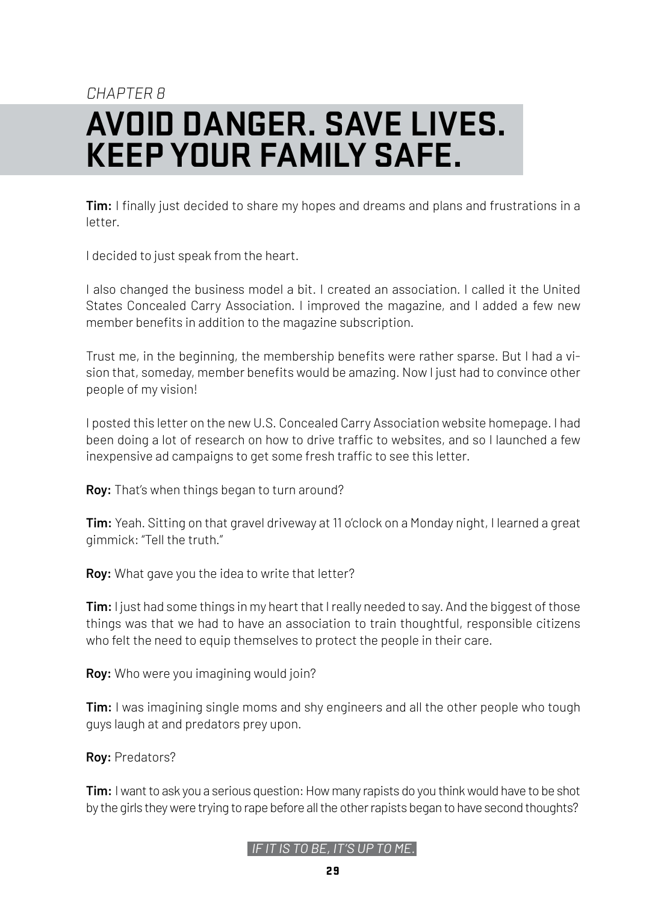*CHAPTER 8*

# AVOID DANGER. SAVE LIVES. KEEP YOUR FAMILY SAFE.

**Tim:** I finally just decided to share my hopes and dreams and plans and frustrations in a letter.

I decided to just speak from the heart.

I also changed the business model a bit. I created an association. I called it the United States Concealed Carry Association. I improved the magazine, and I added a few new member benefits in addition to the magazine subscription.

Trust me, in the beginning, the membership benefits were rather sparse. But I had a vision that, someday, member benefits would be amazing. Now I just had to convince other people of my vision!

I posted this letter on the new U.S. Concealed Carry Association website homepage. I had been doing a lot of research on how to drive traffic to websites, and so I launched a few inexpensive ad campaigns to get some fresh traffic to see this letter.

**Roy:** That's when things began to turn around?

**Tim:** Yeah. Sitting on that gravel driveway at 11 o'clock on a Monday night, I learned a great gimmick: "Tell the truth."

**Roy:** What gave you the idea to write that letter?

**Tim:** I just had some things in my heart that I really needed to say. And the biggest of those things was that we had to have an association to train thoughtful, responsible citizens who felt the need to equip themselves to protect the people in their care.

**Roy:** Who were you imagining would join?

**Tim:** I was imagining single moms and shy engineers and all the other people who tough guys laugh at and predators prey upon.

**Roy:** Predators?

**Tim:** I want to ask you a serious question: How many rapists do you think would have to be shot by the girls they were trying to rape before all the other rapists began to have second thoughts?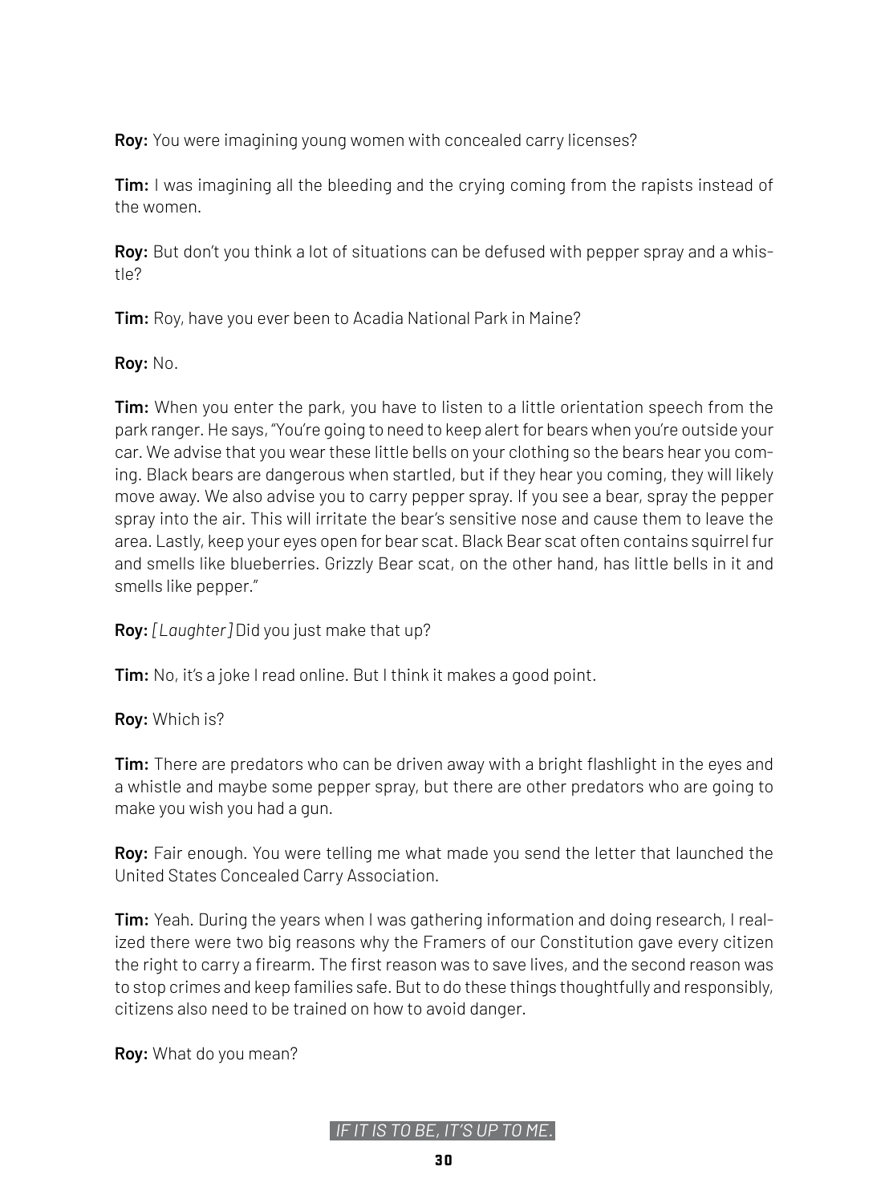**Roy:** You were imagining young women with concealed carry licenses?

**Tim:** I was imagining all the bleeding and the crying coming from the rapists instead of the women.

**Roy:** But don't you think a lot of situations can be defused with pepper spray and a whistle?

**Tim:** Roy, have you ever been to Acadia National Park in Maine?

**Roy:** No.

**Tim:** When you enter the park, you have to listen to a little orientation speech from the park ranger. He says, "You're going to need to keep alert for bears when you're outside your car. We advise that you wear these little bells on your clothing so the bears hear you coming. Black bears are dangerous when startled, but if they hear you coming, they will likely move away. We also advise you to carry pepper spray. If you see a bear, spray the pepper spray into the air. This will irritate the bear's sensitive nose and cause them to leave the area. Lastly, keep your eyes open for bear scat. Black Bear scat often contains squirrel fur and smells like blueberries. Grizzly Bear scat, on the other hand, has little bells in it and smells like pepper."

**Roy:** *[Laughter]* Did you just make that up?

**Tim:** No, it's a joke I read online. But I think it makes a good point.

**Roy:** Which is?

**Tim:** There are predators who can be driven away with a bright flashlight in the eyes and a whistle and maybe some pepper spray, but there are other predators who are going to make you wish you had a gun.

**Roy:** Fair enough. You were telling me what made you send the letter that launched the United States Concealed Carry Association.

**Tim:** Yeah. During the years when I was gathering information and doing research, I realized there were two big reasons why the Framers of our Constitution gave every citizen the right to carry a firearm. The first reason was to save lives, and the second reason was to stop crimes and keep families safe. But to do these things thoughtfully and responsibly, citizens also need to be trained on how to avoid danger.

**Roy:** What do you mean?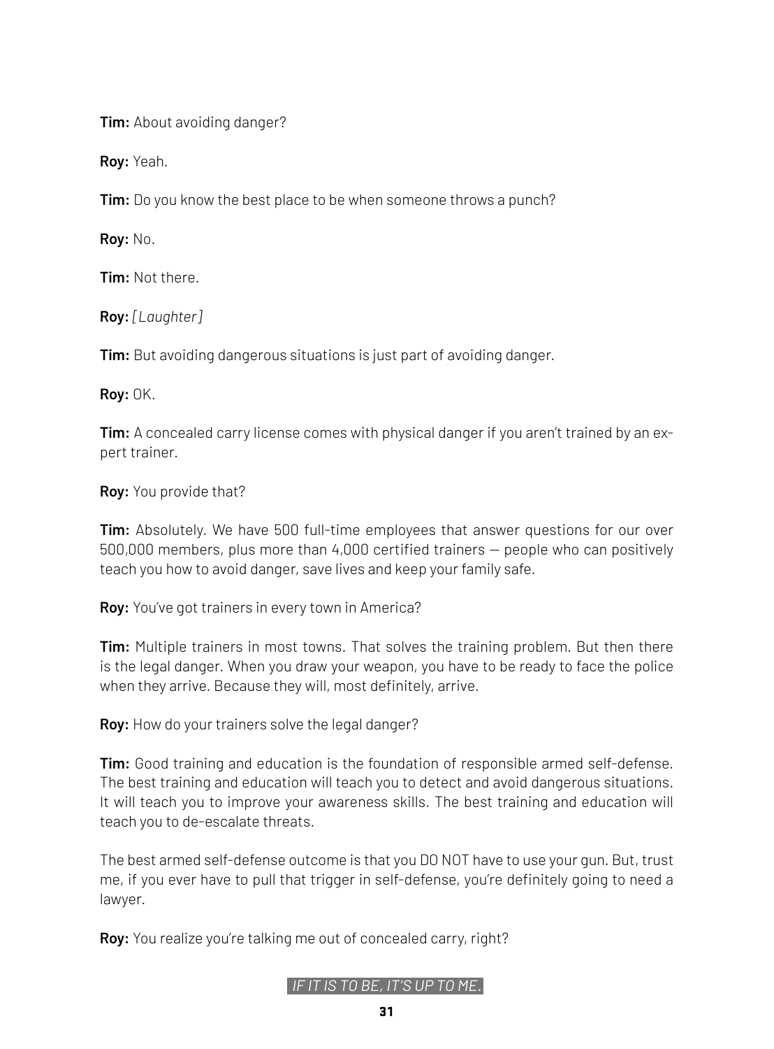**Tim:** About avoiding danger?

**Roy:** Yeah.

**Tim:** Do you know the best place to be when someone throws a punch?

**Roy:** No.

**Tim:** Not there.

**Roy:** *[Laughter]*

**Tim:** But avoiding dangerous situations is just part of avoiding danger.

**Roy:** OK.

**Tim:** A concealed carry license comes with physical danger if you aren't trained by an expert trainer.

**Roy:** You provide that?

**Tim:** Absolutely. We have 500 full-time employees that answer questions for our over 500,000 members, plus more than 4,000 certified trainers — people who can positively teach you how to avoid danger, save lives and keep your family safe.

**Roy:** You've got trainers in every town in America?

**Tim:** Multiple trainers in most towns. That solves the training problem. But then there is the legal danger. When you draw your weapon, you have to be ready to face the police when they arrive. Because they will, most definitely, arrive.

**Roy:** How do your trainers solve the legal danger?

**Tim:** Good training and education is the foundation of responsible armed self-defense. The best training and education will teach you to detect and avoid dangerous situations. It will teach you to improve your awareness skills. The best training and education will teach you to de-escalate threats.

The best armed self-defense outcome is that you DO NOT have to use your gun. But, trust me, if you ever have to pull that trigger in self-defense, you're definitely going to need a lawyer.

**Roy:** You realize you're talking me out of concealed carry, right?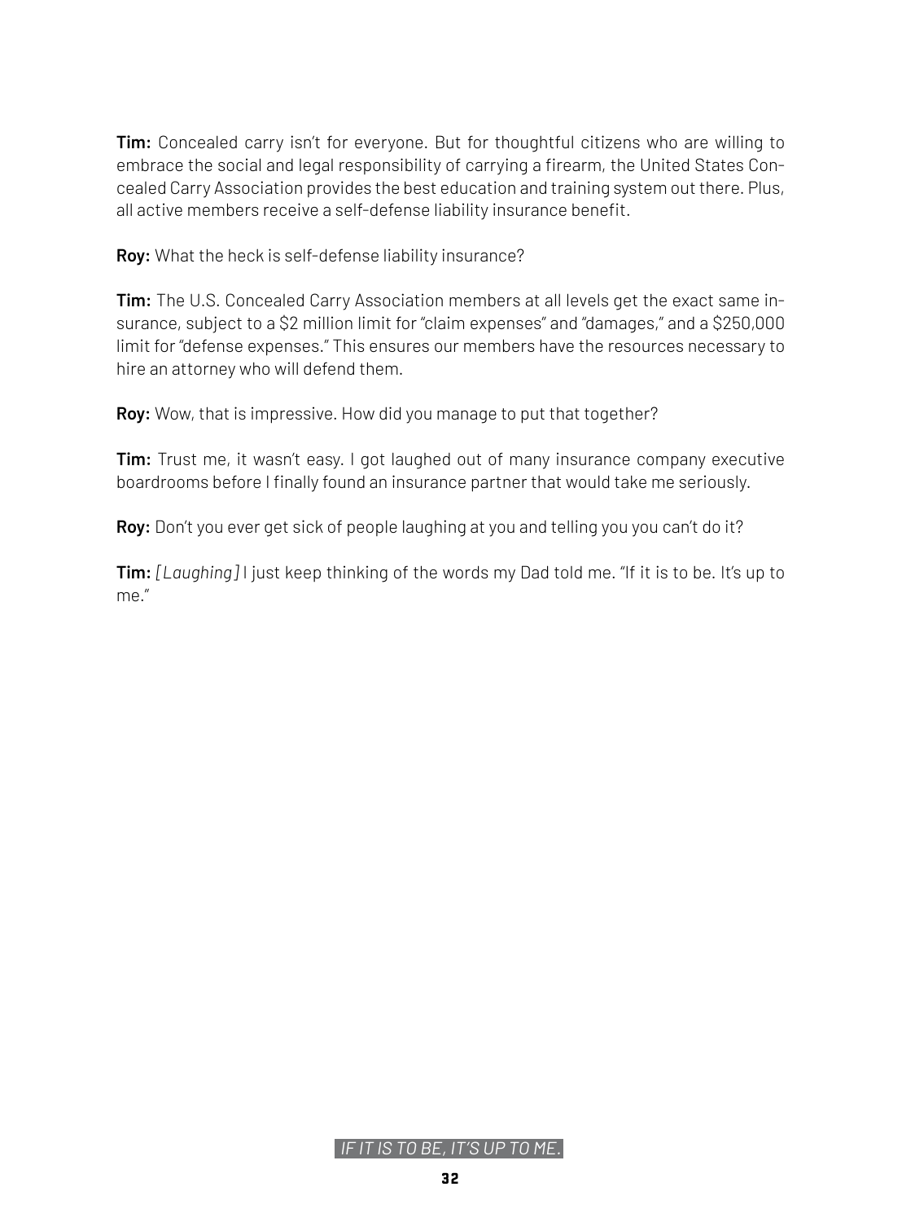**Tim:** Concealed carry isn't for everyone. But for thoughtful citizens who are willing to embrace the social and legal responsibility of carrying a firearm, the United States Concealed Carry Association provides the best education and training system out there. Plus, all active members receive a self-defense liability insurance benefit.

**Roy:** What the heck is self-defense liability insurance?

**Tim:** The U.S. Concealed Carry Association members at all levels get the exact same insurance, subject to a $2 million limit for "claim expenses" and "damages," and a $250,000 limit for "defense expenses." This ensures our members have the resources necessary to hire an attorney who will defend them.

**Roy:** Wow, that is impressive. How did you manage to put that together?

**Tim:** Trust me, it wasn't easy. I got laughed out of many insurance company executive boardrooms before I finally found an insurance partner that would take me seriously.

**Roy:** Don't you ever get sick of people laughing at you and telling you you can't do it?

**Tim:** *[Laughing]* I just keep thinking of the words my Dad told me. "If it is to be. It's up to me."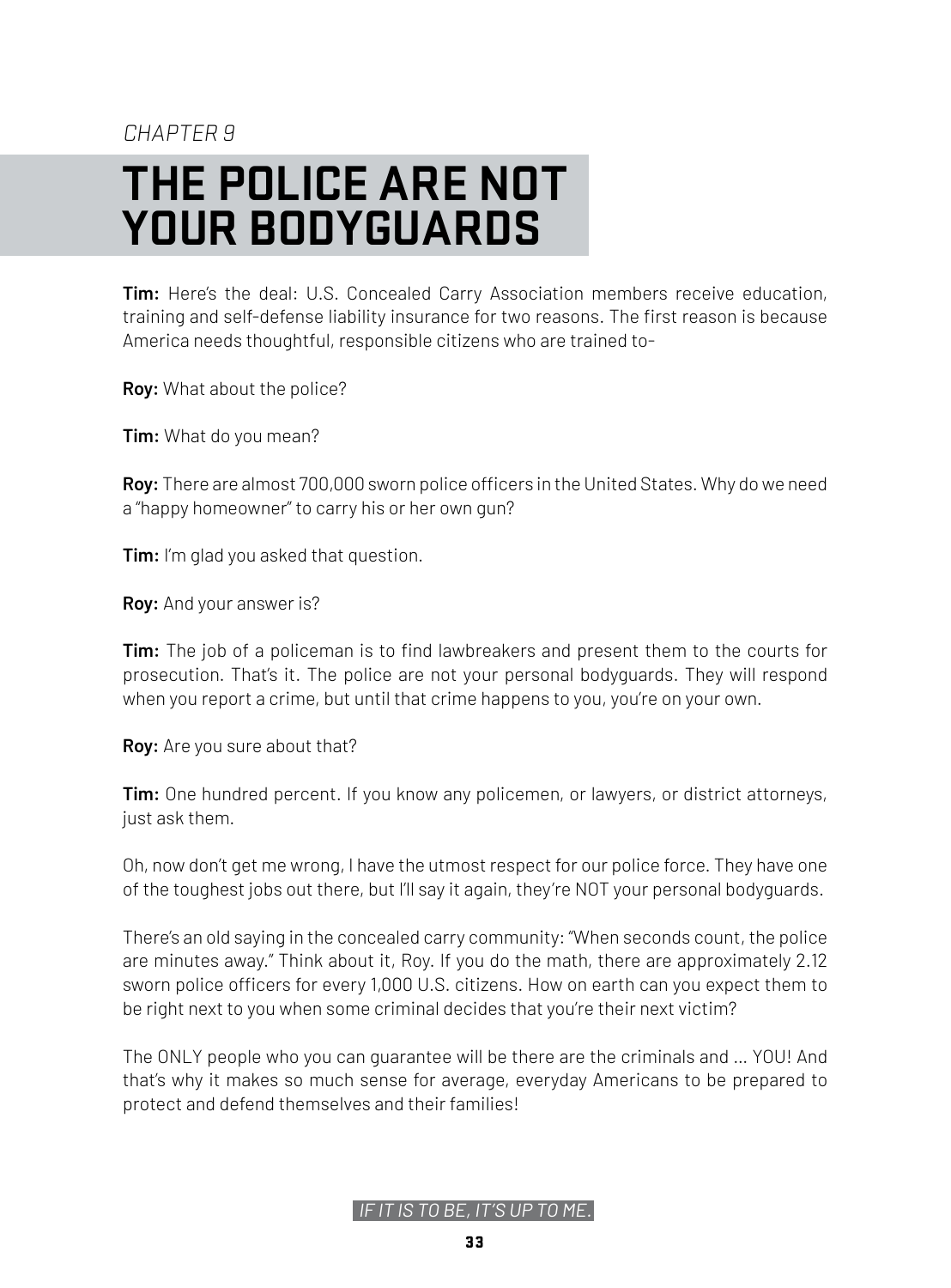*CHAPTER 9*

# THE POLICE ARE NOT YOUR BODYGUARDS

**Tim:** Here's the deal: U.S. Concealed Carry Association members receive education, training and self-defense liability insurance for two reasons. The first reason is because America needs thoughtful, responsible citizens who are trained to-

**Roy:** What about the police?

**Tim:** What do you mean?

**Roy:** There are almost 700,000 sworn police officers in the United States. Why do we need a "happy homeowner" to carry his or her own gun?

**Tim:** I'm glad you asked that question.

**Roy:** And your answer is?

**Tim:** The job of a policeman is to find lawbreakers and present them to the courts for prosecution. That's it. The police are not your personal bodyguards. They will respond when you report a crime, but until that crime happens to you, you're on your own.

**Roy:** Are you sure about that?

**Tim:** One hundred percent. If you know any policemen, or lawyers, or district attorneys, just ask them.

Oh, now don't get me wrong, I have the utmost respect for our police force. They have one of the toughest jobs out there, but I'll say it again, they're NOT your personal bodyguards.

There's an old saying in the concealed carry community: "When seconds count, the police are minutes away." Think about it, Roy. If you do the math, there are approximately 2.12 sworn police officers for every 1,000 U.S. citizens. How on earth can you expect them to be right next to you when some criminal decides that you're their next victim?

The ONLY people who you can guarantee will be there are the criminals and ... YOU! And that's why it makes so much sense for average, everyday Americans to be prepared to protect and defend themselves and their families!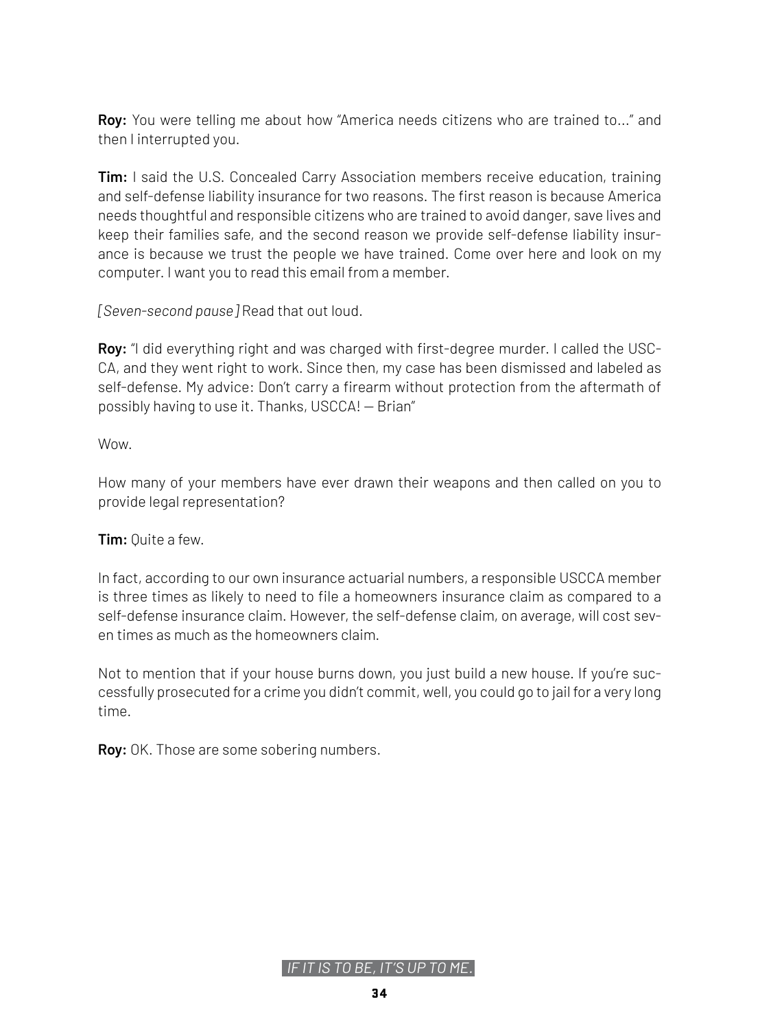**Roy:** You were telling me about how "America needs citizens who are trained to..." and then I interrupted you.

**Tim:** I said the U.S. Concealed Carry Association members receive education, training and self-defense liability insurance for two reasons. The first reason is because America needs thoughtful and responsible citizens who are trained to avoid danger, save lives and keep their families safe, and the second reason we provide self-defense liability insurance is because we trust the people we have trained. Come over here and look on my computer. I want you to read this email from a member.

*[Seven-second pause]* Read that out loud.

**Roy:** "I did everything right and was charged with first-degree murder. I called the USCCA, and they went right to work. Since then, my case has been dismissed and labeled as self-defense. My advice: Don't carry a firearm without protection from the aftermath of possibly having to use it. Thanks, USCCA! — Brian"

Wow.

How many of your members have ever drawn their weapons and then called on you to provide legal representation?

**Tim:** Quite a few.

In fact, according to our own insurance actuarial numbers, a responsible USCCA member is three times as likely to need to file a homeowners insurance claim as compared to a self-defense insurance claim. However, the self-defense claim, on average, will cost seven times as much as the homeowners claim.

Not to mention that if your house burns down, you just build a new house. If you're successfully prosecuted for a crime you didn't commit, well, you could go to jail for a very long time.

**Roy:** OK. Those are some sobering numbers.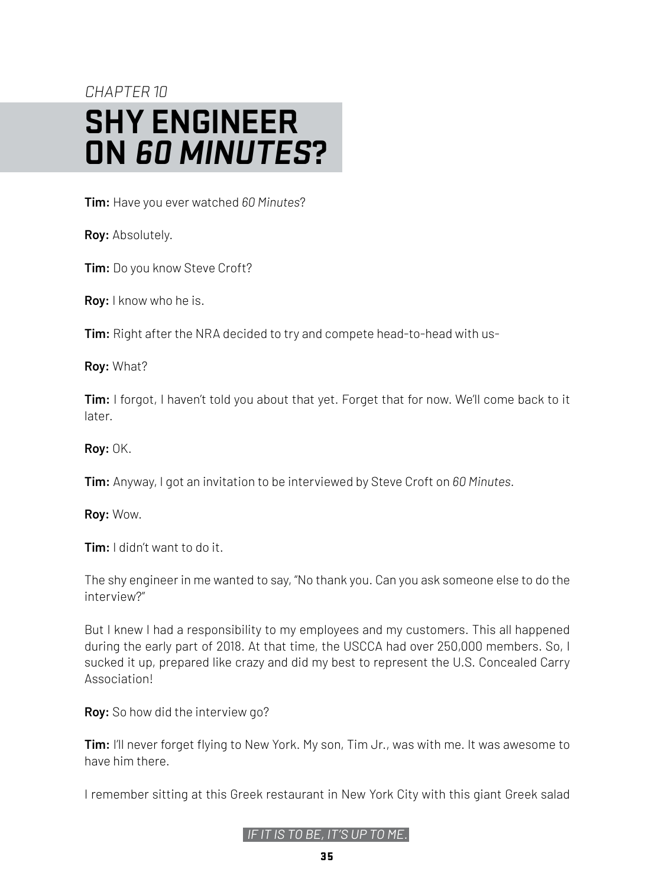*CHAPTER 10*

# SHY ENGINEER ON *60 MINUTES*?

**Tim:** Have you ever watched *60 Minutes*?

**Roy:** Absolutely.

**Tim:** Do you know Steve Croft?

**Roy:** I know who he is.

**Tim:** Right after the NRA decided to try and compete head-to-head with us-

**Roy:** What?

**Tim:** I forgot, I haven't told you about that yet. Forget that for now. We'll come back to it later.

**Roy:** OK.

**Tim:** Anyway, I got an invitation to be interviewed by Steve Croft on *60 Minutes*.

**Roy:** Wow.

**Tim:** I didn't want to do it.

The shy engineer in me wanted to say, "No thank you. Can you ask someone else to do the interview?"

But I knew I had a responsibility to my employees and my customers. This all happened during the early part of 2018. At that time, the USCCA had over 250,000 members. So, I sucked it up, prepared like crazy and did my best to represent the U.S. Concealed Carry Association!

**Roy:** So how did the interview go?

**Tim:** I'll never forget flying to New York. My son, Tim Jr., was with me. It was awesome to have him there.

I remember sitting at this Greek restaurant in New York City with this giant Greek salad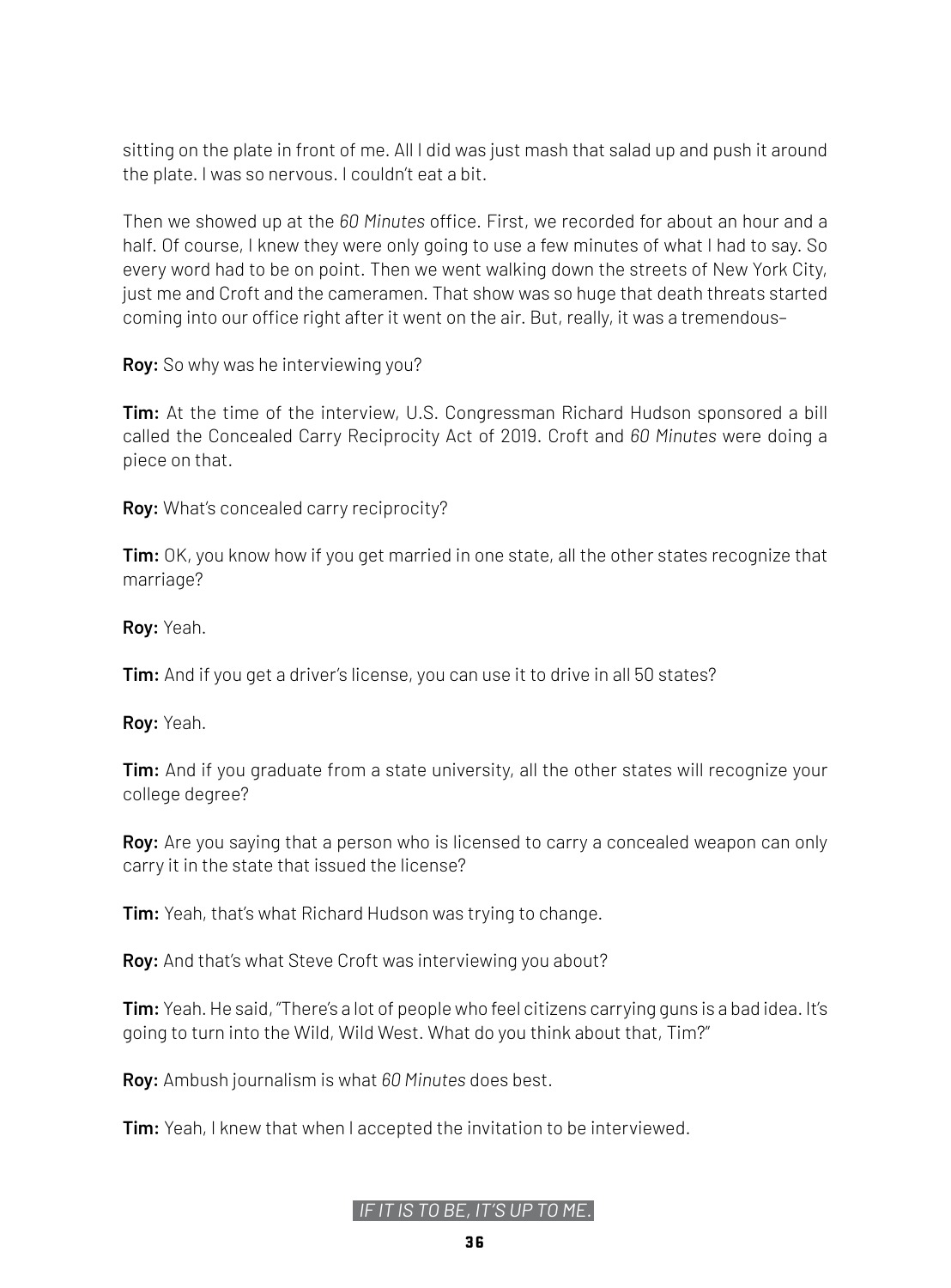sitting on the plate in front of me. All I did was just mash that salad up and push it around the plate. I was so nervous. I couldn't eat a bit.

Then we showed up at the *60 Minutes* office. First, we recorded for about an hour and a half. Of course, I knew they were only going to use a few minutes of what I had to say. So every word had to be on point. Then we went walking down the streets of New York City, just me and Croft and the cameramen. That show was so huge that death threats started coming into our office right after it went on the air. But, really, it was a tremendous–

**Roy:** So why was he interviewing you?

**Tim:** At the time of the interview, U.S. Congressman Richard Hudson sponsored a bill called the Concealed Carry Reciprocity Act of 2019. Croft and *60 Minutes* were doing a piece on that.

**Roy:** What's concealed carry reciprocity?

**Tim:** OK, you know how if you get married in one state, all the other states recognize that marriage?

**Roy:** Yeah.

**Tim:** And if you get a driver's license, you can use it to drive in all 50 states?

**Roy:** Yeah.

**Tim:** And if you graduate from a state university, all the other states will recognize your college degree?

**Roy:** Are you saying that a person who is licensed to carry a concealed weapon can only carry it in the state that issued the license?

**Tim:** Yeah, that's what Richard Hudson was trying to change.

**Roy:** And that's what Steve Croft was interviewing you about?

**Tim:** Yeah. He said, "There's a lot of people who feel citizens carrying guns is a bad idea. It's going to turn into the Wild, Wild West. What do you think about that, Tim?"

**Roy:** Ambush journalism is what *60 Minutes* does best.

**Tim:** Yeah, I knew that when I accepted the invitation to be interviewed.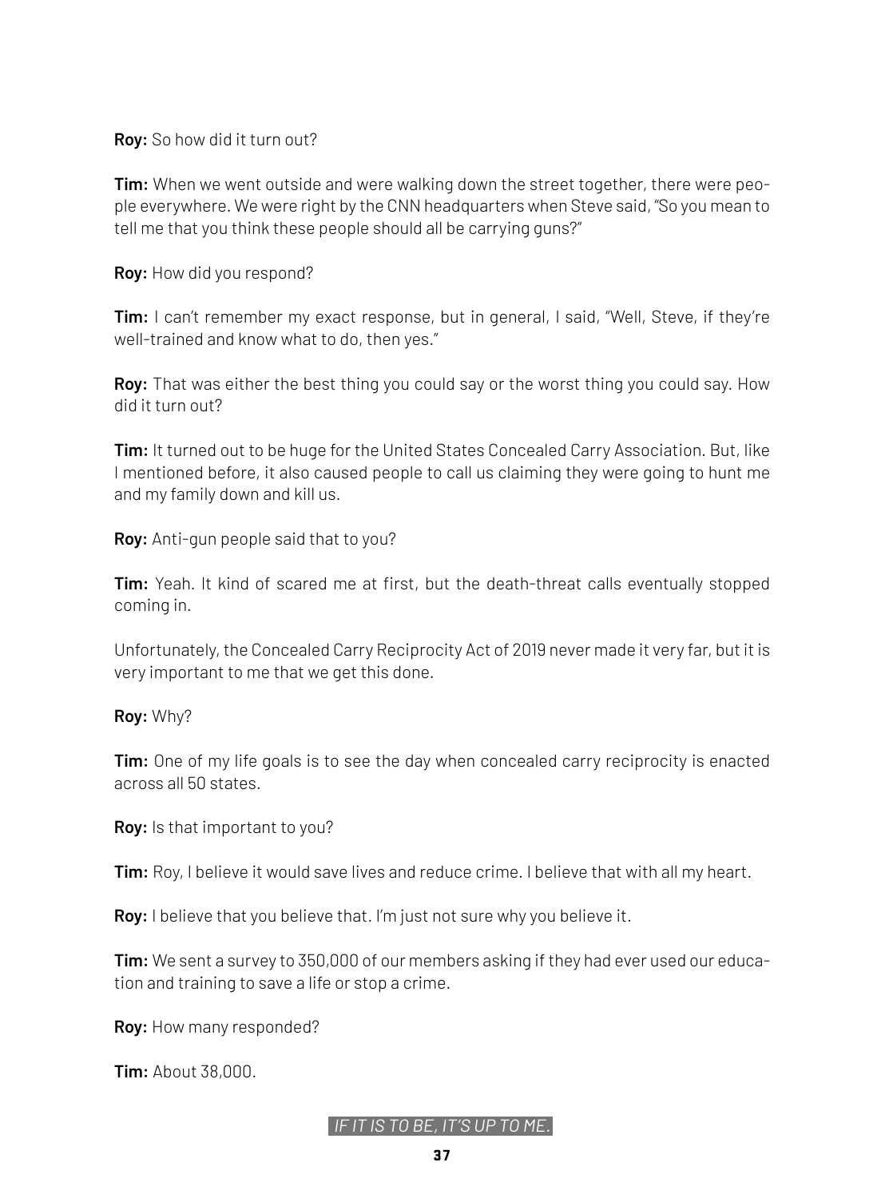**Roy:** So how did it turn out?

**Tim:** When we went outside and were walking down the street together, there were people everywhere. We were right by the CNN headquarters when Steve said, "So you mean to tell me that you think these people should all be carrying guns?"

**Roy:** How did you respond?

**Tim:** I can't remember my exact response, but in general, I said, "Well, Steve, if they're well-trained and know what to do, then yes."

**Roy:** That was either the best thing you could say or the worst thing you could say. How did it turn out?

**Tim:** It turned out to be huge for the United States Concealed Carry Association. But, like I mentioned before, it also caused people to call us claiming they were going to hunt me and my family down and kill us.

**Roy:** Anti-gun people said that to you?

**Tim:** Yeah. It kind of scared me at first, but the death-threat calls eventually stopped coming in.

Unfortunately, the Concealed Carry Reciprocity Act of 2019 never made it very far, but it is very important to me that we get this done.

**Roy:** Why?

**Tim:** One of my life goals is to see the day when concealed carry reciprocity is enacted across all 50 states.

**Roy:** Is that important to you?

**Tim:** Roy, I believe it would save lives and reduce crime. I believe that with all my heart.

**Roy:** I believe that you believe that. I'm just not sure why you believe it.

**Tim:** We sent a survey to 350,000 of our members asking if they had ever used our education and training to save a life or stop a crime.

**Roy:** How many responded?

**Tim:** About 38,000.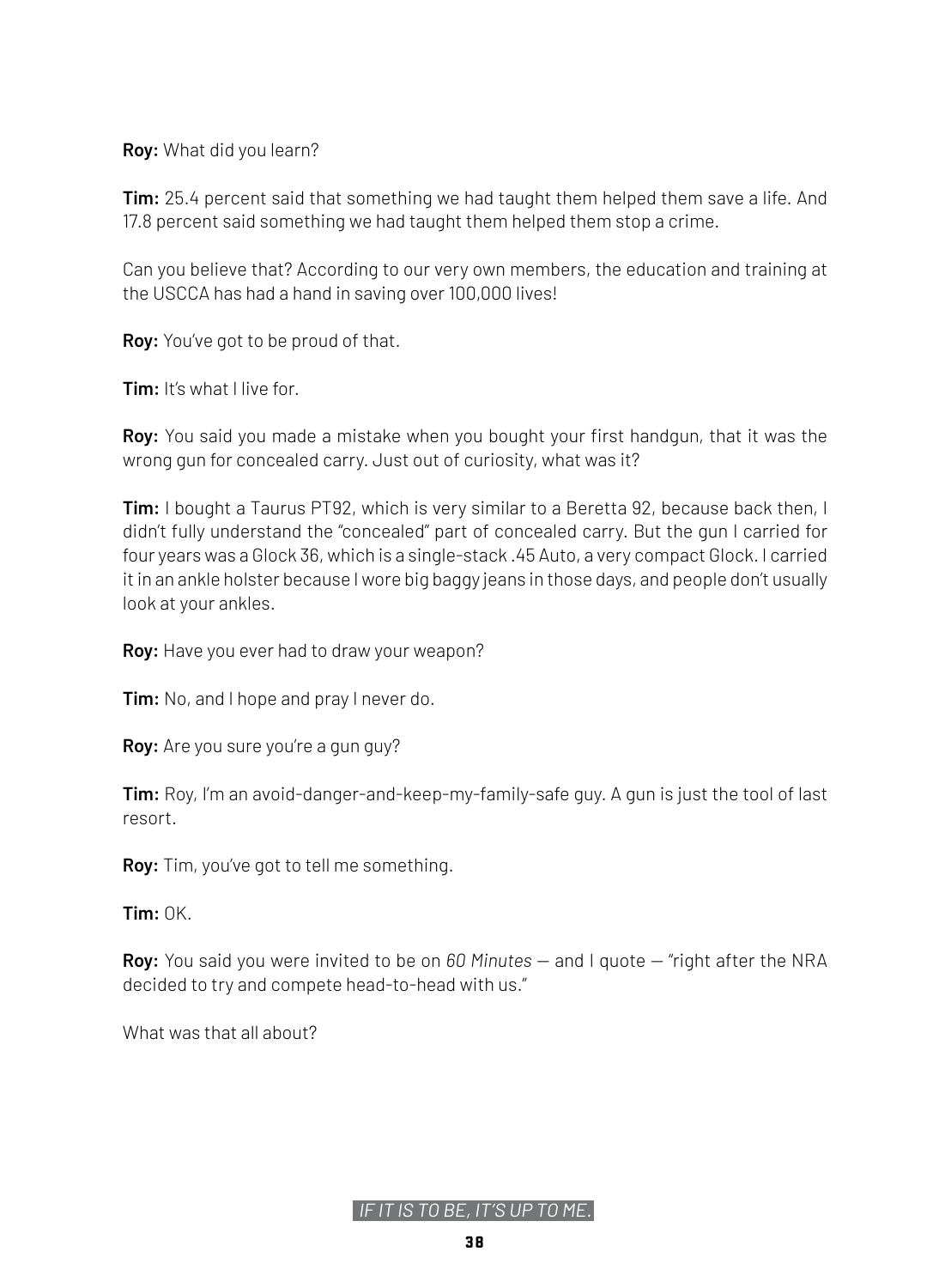**Roy:** What did you learn?

**Tim:** 25.4 percent said that something we had taught them helped them save a life. And 17.8 percent said something we had taught them helped them stop a crime.

Can you believe that? According to our very own members, the education and training at the USCCA has had a hand in saving over 100,000 lives!

**Roy:** You've got to be proud of that.

**Tim:** It's what I live for.

**Roy:** You said you made a mistake when you bought your first handgun, that it was the wrong gun for concealed carry. Just out of curiosity, what was it?

**Tim:** I bought a Taurus PT92, which is very similar to a Beretta 92, because back then, I didn't fully understand the "concealed" part of concealed carry. But the gun I carried for four years was a Glock 36, which is a single-stack .45 Auto, a very compact Glock. I carried it in an ankle holster because I wore big baggy jeans in those days, and people don't usually look at your ankles.

**Roy:** Have you ever had to draw your weapon?

**Tim:** No, and I hope and pray I never do.

**Roy:** Are you sure you're a gun guy?

**Tim:** Roy, I'm an avoid-danger-and-keep-my-family-safe guy. A gun is just the tool of last resort.

**Roy:** Tim, you've got to tell me something.

**Tim:** OK.

**Roy:** You said you were invited to be on *60 Minutes* — and I quote — "right after the NRA decided to try and compete head-to-head with us."

What was that all about?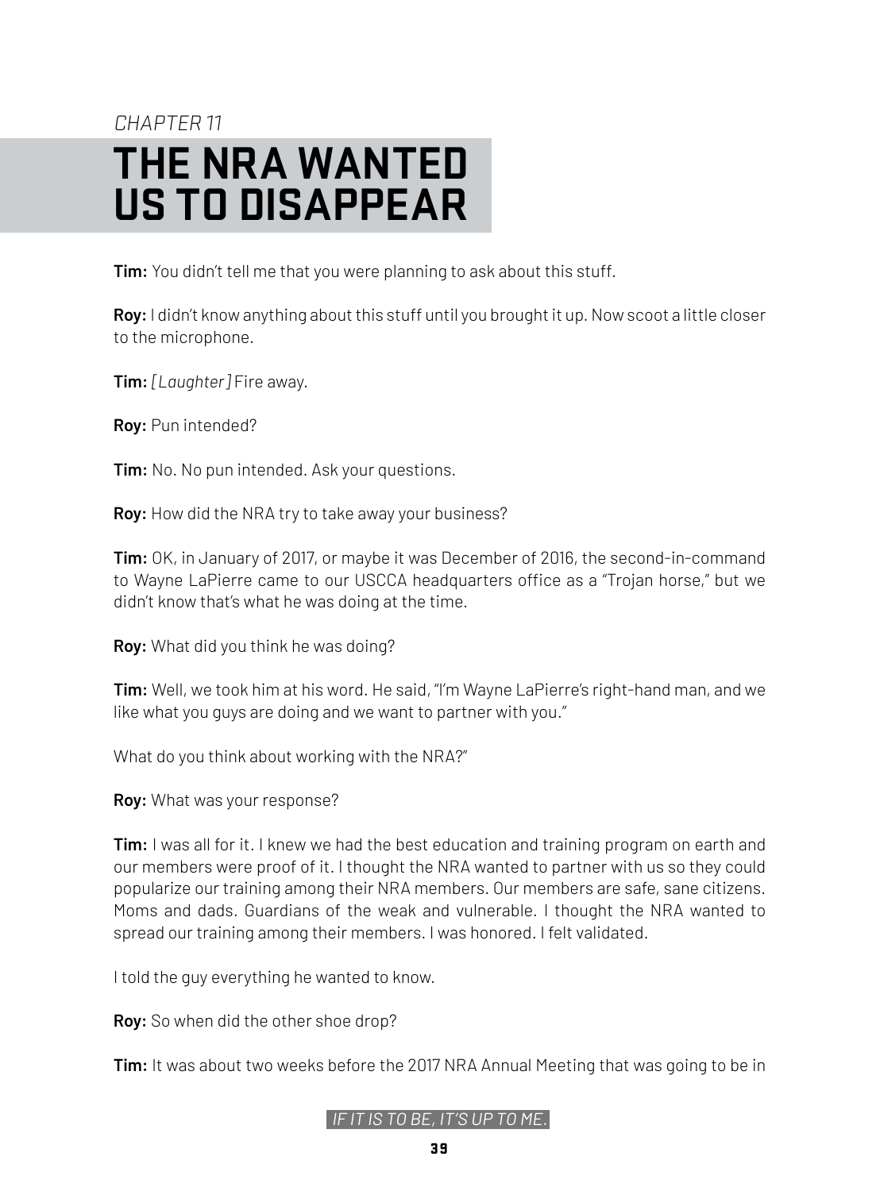*CHAPTER 11*

# THE NRA WANTED US TO DISAPPEAR

**Tim:** You didn't tell me that you were planning to ask about this stuff.

**Roy:** I didn't know anything about this stuff until you brought it up. Now scoot a little closer to the microphone.

**Tim:** *[Laughter]* Fire away.

**Roy:** Pun intended?

**Tim:** No. No pun intended. Ask your questions.

**Roy:** How did the NRA try to take away your business?

**Tim:** OK, in January of 2017, or maybe it was December of 2016, the second-in-command to Wayne LaPierre came to our USCCA headquarters office as a "Trojan horse," but we didn't know that's what he was doing at the time.

**Roy:** What did you think he was doing?

**Tim:** Well, we took him at his word. He said, "I'm Wayne LaPierre's right-hand man, and we like what you guys are doing and we want to partner with you."

What do you think about working with the NRA?"

**Roy:** What was your response?

**Tim:** I was all for it. I knew we had the best education and training program on earth and our members were proof of it. I thought the NRA wanted to partner with us so they could popularize our training among their NRA members. Our members are safe, sane citizens. Moms and dads. Guardians of the weak and vulnerable. I thought the NRA wanted to spread our training among their members. I was honored. I felt validated.

I told the guy everything he wanted to know.

**Roy:** So when did the other shoe drop?

**Tim:** It was about two weeks before the 2017 NRA Annual Meeting that was going to be in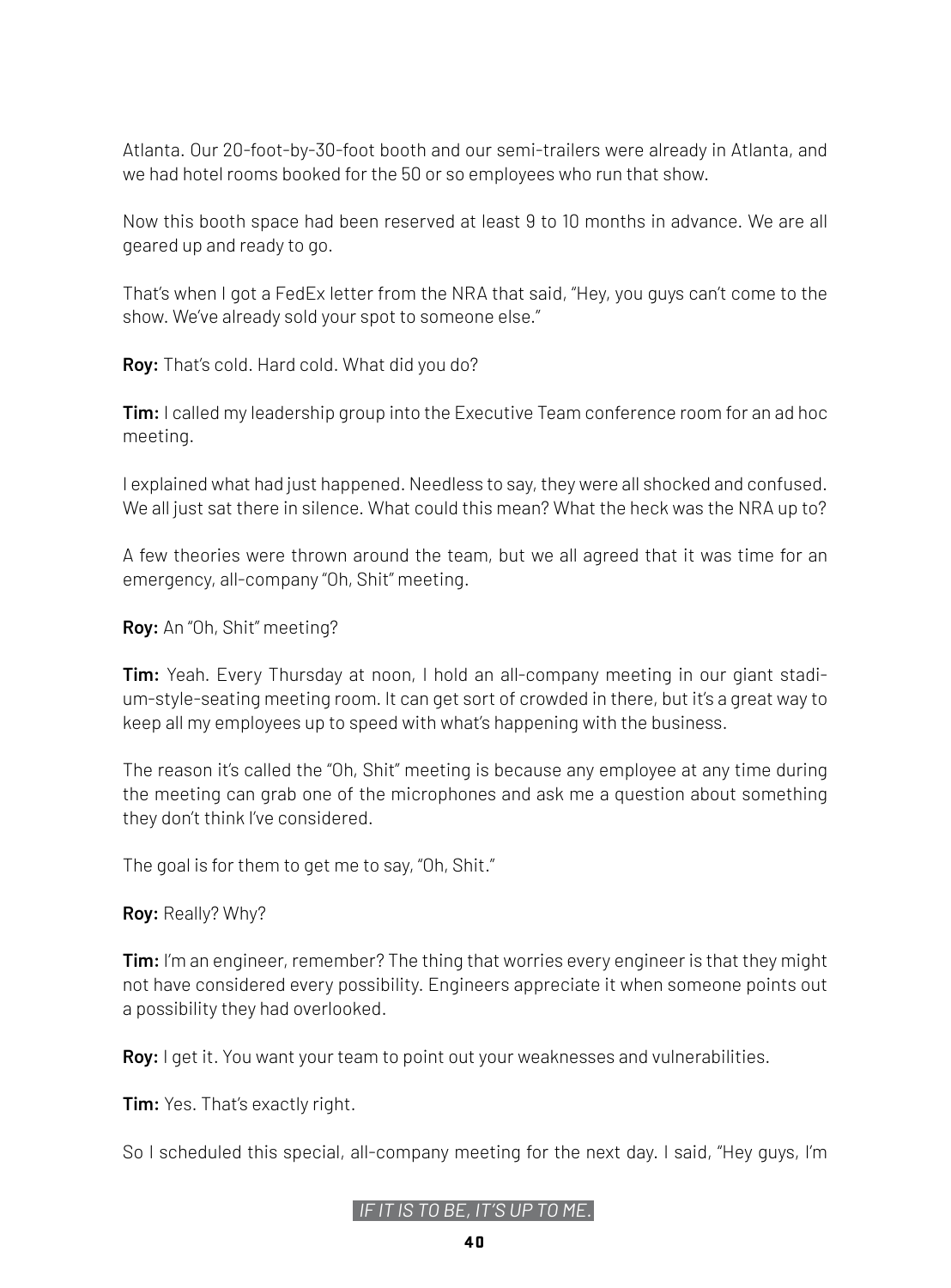Atlanta. Our 20-foot-by-30-foot booth and our semi-trailers were already in Atlanta, and we had hotel rooms booked for the 50 or so employees who run that show.

Now this booth space had been reserved at least 9 to 10 months in advance. We are all geared up and ready to go.

That's when I got a FedEx letter from the NRA that said, "Hey, you guys can't come to the show. We've already sold your spot to someone else."

**Roy:** That's cold. Hard cold. What did you do?

**Tim:** I called my leadership group into the Executive Team conference room for an ad hoc meeting.

I explained what had just happened. Needless to say, they were all shocked and confused. We all just sat there in silence. What could this mean? What the heck was the NRA up to?

A few theories were thrown around the team, but we all agreed that it was time for an emergency, all-company "Oh, Shit" meeting.

**Roy:** An "Oh, Shit" meeting?

**Tim:** Yeah. Every Thursday at noon, I hold an all-company meeting in our giant stadium-style-seating meeting room. It can get sort of crowded in there, but it's a great way to keep all my employees up to speed with what's happening with the business.

The reason it's called the "Oh, Shit" meeting is because any employee at any time during the meeting can grab one of the microphones and ask me a question about something they don't think I've considered.

The goal is for them to get me to say, "Oh, Shit."

**Roy:** Really? Why?

**Tim:** I'm an engineer, remember? The thing that worries every engineer is that they might not have considered every possibility. Engineers appreciate it when someone points out a possibility they had overlooked.

**Roy:** I get it. You want your team to point out your weaknesses and vulnerabilities.

**Tim:** Yes. That's exactly right.

So I scheduled this special, all-company meeting for the next day. I said, "Hey guys, I'm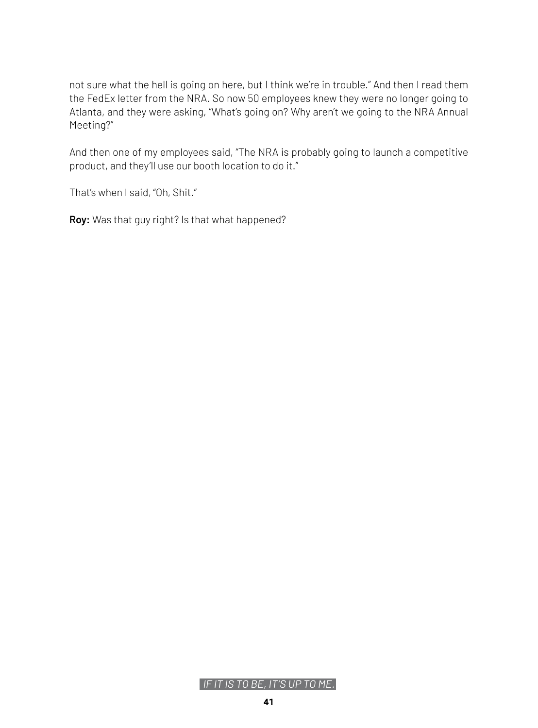not sure what the hell is going on here, but I think we're in trouble." And then I read them the FedEx letter from the NRA. So now 50 employees knew they were no longer going to Atlanta, and they were asking, "What's going on? Why aren't we going to the NRA Annual Meeting?"

And then one of my employees said, "The NRA is probably going to launch a competitive product, and they'll use our booth location to do it."

That's when I said, "Oh, Shit."

**Roy:** Was that guy right? Is that what happened?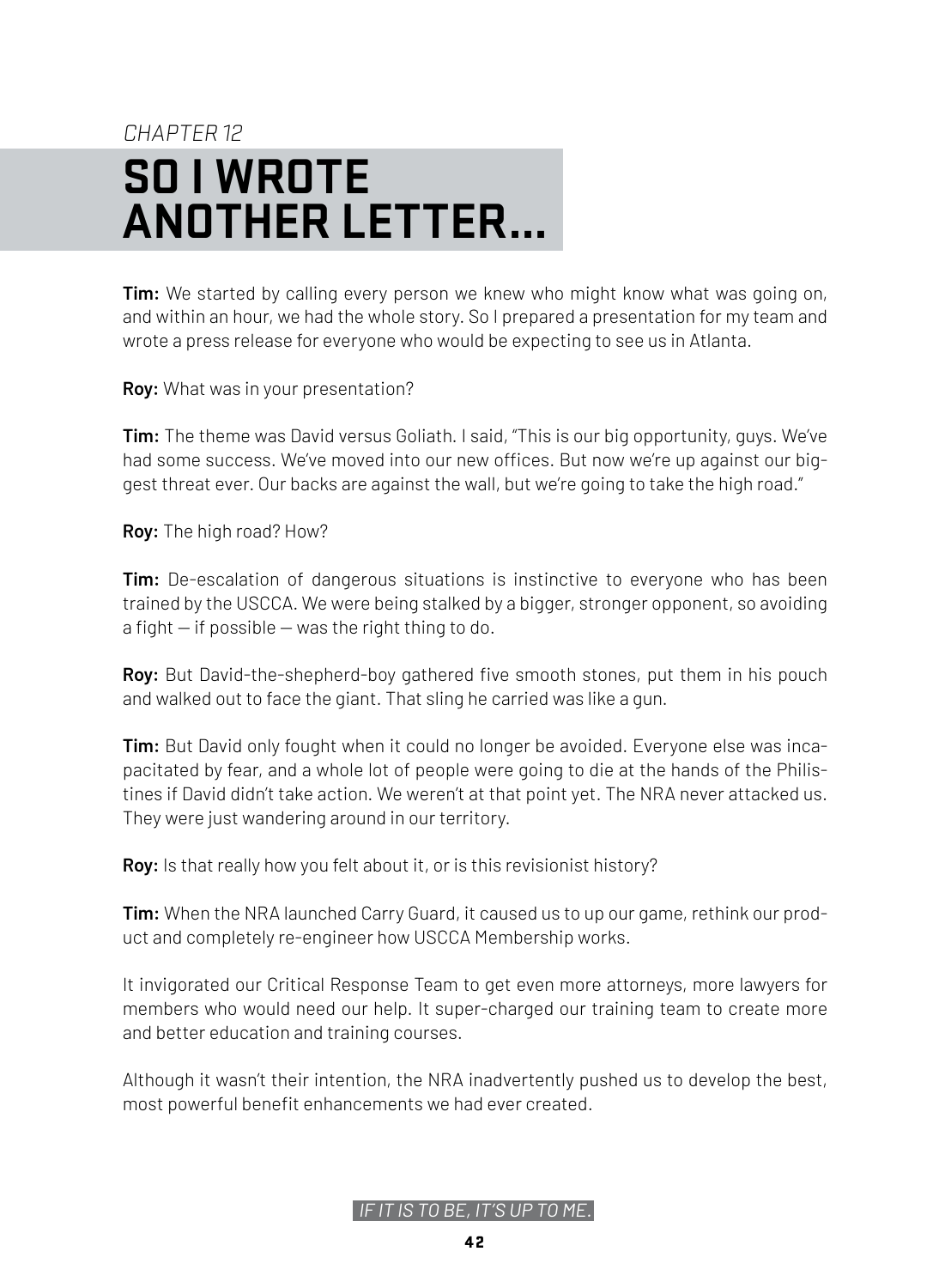*CHAPTER 12*

# SO I WROTE ANOTHER LETTER...

**Tim:** We started by calling every person we knew who might know what was going on, and within an hour, we had the whole story. So I prepared a presentation for my team and wrote a press release for everyone who would be expecting to see us in Atlanta.

**Roy:** What was in your presentation?

**Tim:** The theme was David versus Goliath. I said, "This is our big opportunity, guys. We've had some success. We've moved into our new offices. But now we're up against our biggest threat ever. Our backs are against the wall, but we're going to take the high road."

**Roy:** The high road? How?

**Tim:** De-escalation of dangerous situations is instinctive to everyone who has been trained by the USCCA. We were being stalked by a bigger, stronger opponent, so avoiding a fight — if possible — was the right thing to do.

**Roy:** But David-the-shepherd-boy gathered five smooth stones, put them in his pouch and walked out to face the giant. That sling he carried was like a gun.

**Tim:** But David only fought when it could no longer be avoided. Everyone else was incapacitated by fear, and a whole lot of people were going to die at the hands of the Philistines if David didn't take action. We weren't at that point yet. The NRA never attacked us. They were just wandering around in our territory.

**Roy:** Is that really how you felt about it, or is this revisionist history?

**Tim:** When the NRA launched Carry Guard, it caused us to up our game, rethink our product and completely re-engineer how USCCA Membership works.

It invigorated our Critical Response Team to get even more attorneys, more lawyers for members who would need our help. It super-charged our training team to create more and better education and training courses.

Although it wasn't their intention, the NRA inadvertently pushed us to develop the best, most powerful benefit enhancements we had ever created.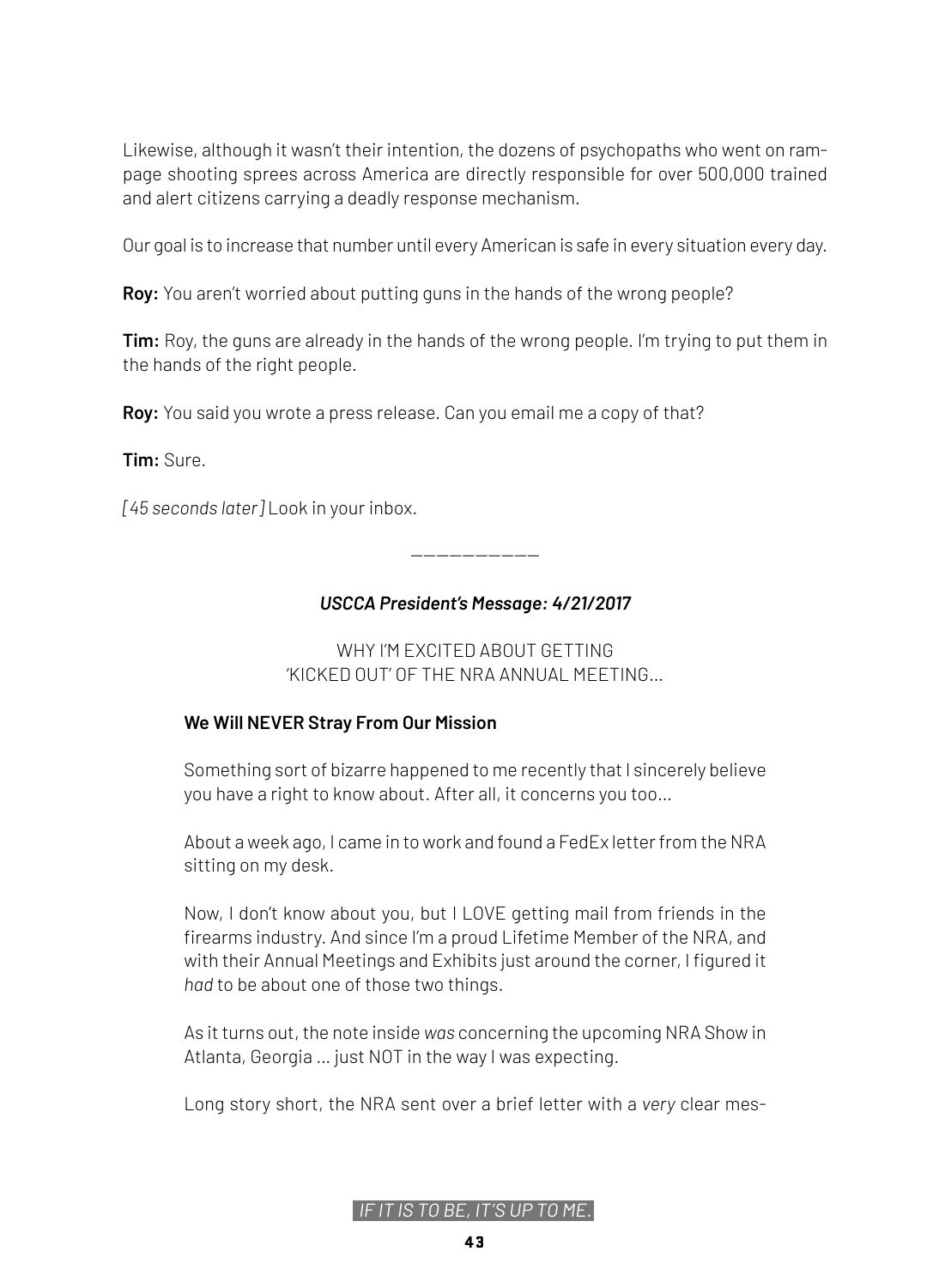Likewise, although it wasn't their intention, the dozens of psychopaths who went on rampage shooting sprees across America are directly responsible for over 500,000 trained and alert citizens carrying a deadly response mechanism.

Our goal is to increase that number until every American is safe in every situation every day.

**Roy:** You aren't worried about putting guns in the hands of the wrong people?

**Tim:** Roy, the guns are already in the hands of the wrong people. I'm trying to put them in the hands of the right people.

**Roy:** You said you wrote a press release. Can you email me a copy of that?

**Tim:** Sure.

*[45 seconds later]* Look in your inbox.

___________

***USCCA President's Message: 4/21/2017***

WHY I'M EXCITED ABOUT GETTING 'KICKED OUT' OF THE NRA ANNUAL MEETING...

**We Will NEVER Stray From Our Mission**

Something sort of bizarre happened to me recently that I sincerely believe you have a right to know about. After all, it concerns you too...

About a week ago, I came in to work and found a FedEx letter from the NRA sitting on my desk.

Now, I don't know about you, but I LOVE getting mail from friends in the firearms industry. And since I'm a proud Lifetime Member of the NRA, and with their Annual Meetings and Exhibits just around the corner, I figured it *had* to be about one of those two things.

As it turns out, the note inside *was* concerning the upcoming NRA Show in Atlanta, Georgia ... just NOT in the way I was expecting.

Long story short, the NRA sent over a brief letter with a *very* clear mes-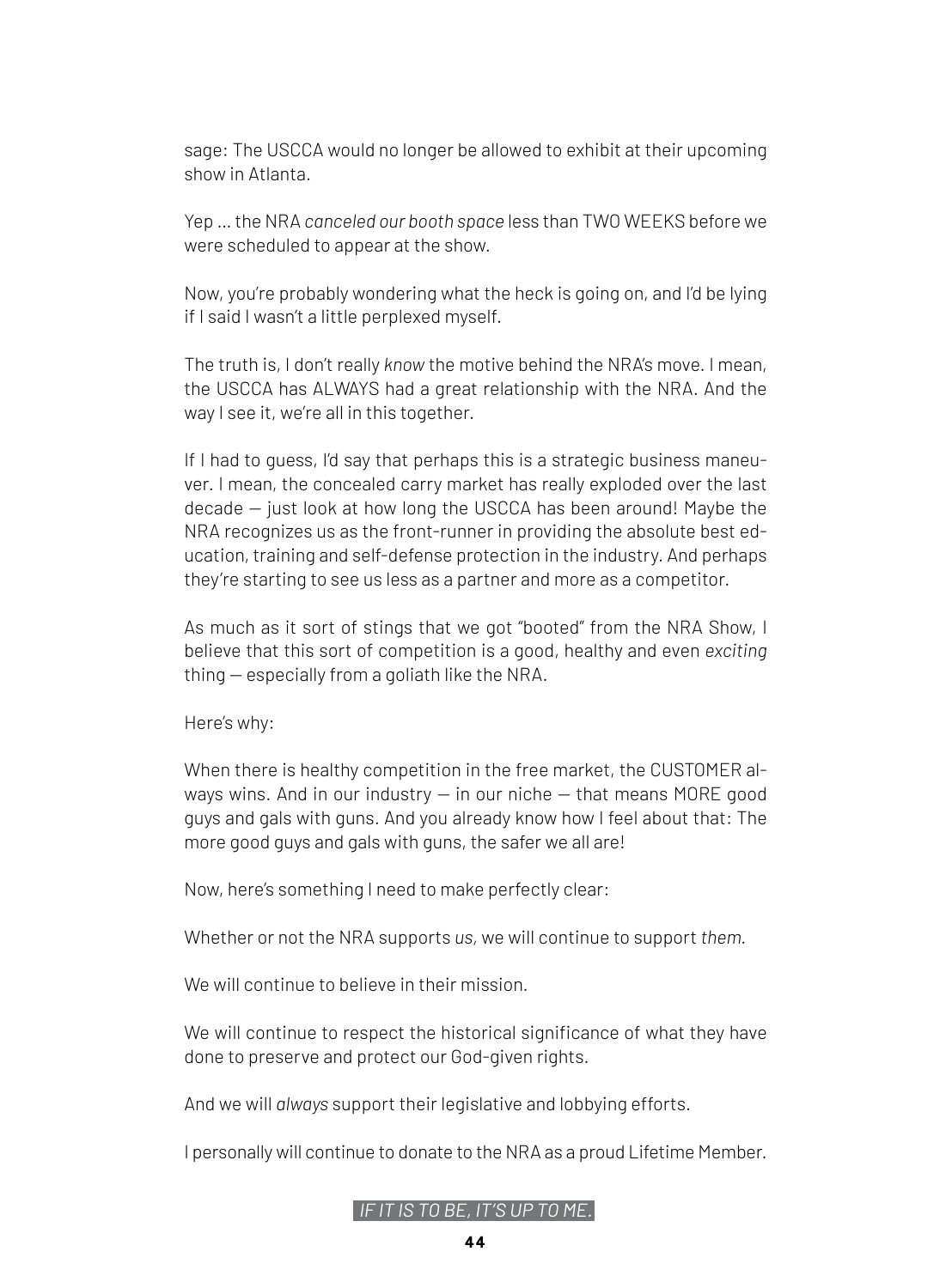sage: The USCCA would no longer be allowed to exhibit at their upcoming show in Atlanta.

Yep ... the NRA *canceled our booth space* less than TWO WEEKS before we were scheduled to appear at the show.

Now, you're probably wondering what the heck is going on, and I'd be lying if I said I wasn't a little perplexed myself.

The truth is, I don't really *know* the motive behind the NRA's move. I mean, the USCCA has ALWAYS had a great relationship with the NRA. And the way I see it, we're all in this together.

If I had to guess, I'd say that perhaps this is a strategic business maneuver. I mean, the concealed carry market has really exploded over the last decade — just look at how long the USCCA has been around! Maybe the NRA recognizes us as the front-runner in providing the absolute best education, training and self-defense protection in the industry. And perhaps they're starting to see us less as a partner and more as a competitor.

As much as it sort of stings that we got "booted" from the NRA Show, I believe that this sort of competition is a good, healthy and even *exciting* thing — especially from a goliath like the NRA.

Here's why:

When there is healthy competition in the free market, the CUSTOMER always wins. And in our industry — in our niche — that means MORE good guys and gals with guns. And you already know how I feel about that: The more good guys and gals with guns, the safer we all are!

Now, here's something I need to make perfectly clear:

Whether or not the NRA supports *us*, we will continue to support *them*.

We will continue to believe in their mission.

We will continue to respect the historical significance of what they have done to preserve and protect our God-given rights.

And we will *always* support their legislative and lobbying efforts.

I personally will continue to donate to the NRA as a proud Lifetime Member.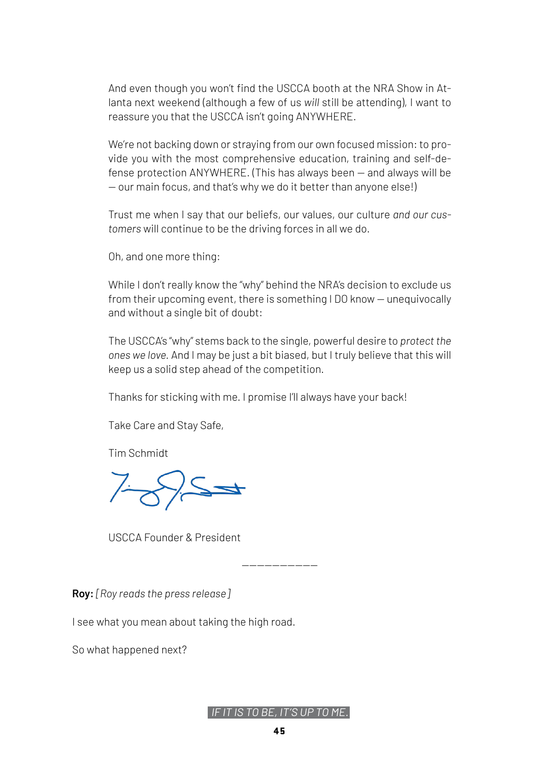And even though you won't find the USCCA booth at the NRA Show in Atlanta next weekend (although a few of us *will* still be attending), I want to reassure you that the USCCA isn't going ANYWHERE.

We're not backing down or straying from our own focused mission: to provide you with the most comprehensive education, training and self-defense protection ANYWHERE. (This has always been — and always will be — our main focus, and that's why we do it better than anyone else!)

Trust me when I say that our beliefs, our values, our culture *and our customers* will continue to be the driving forces in all we do.

Oh, and one more thing:

While I don't really know the "why" behind the NRA's decision to exclude us from their upcoming event, there is something I DO know — unequivocally and without a single bit of doubt:

The USCCA's "why" stems back to the single, powerful desire to *protect the ones we love*. And I may be just a bit biased, but I truly believe that this will keep us a solid step ahead of the competition.

Thanks for sticking with me. I promise I'll always have your back!

Take Care and Stay Safe,

Tim Schmidt

USCCA Founder & President

—————————

**Roy:** *[ Roy reads the press release ]*

I see what you mean about taking the high road.

So what happened next?

IF IT IS TO BE, IT'S UP TO ME.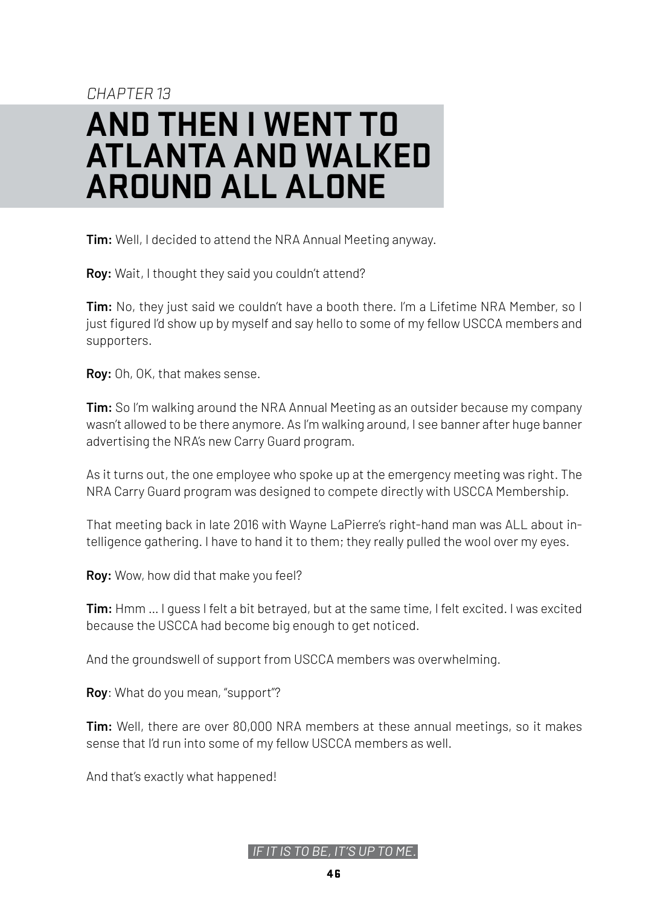*CHAPTER 13*

# AND THEN I WENT TO ATLANTA AND WALKED AROUND ALL ALONE

**Tim:** Well, I decided to attend the NRA Annual Meeting anyway.

**Roy:** Wait, I thought they said you couldn't attend?

**Tim:** No, they just said we couldn't have a booth there. I'm a Lifetime NRA Member, so I just figured I'd show up by myself and say hello to some of my fellow USCCA members and supporters.

**Roy:** Oh, OK, that makes sense.

**Tim:** So I'm walking around the NRA Annual Meeting as an outsider because my company wasn't allowed to be there anymore. As I'm walking around, I see banner after huge banner advertising the NRA's new Carry Guard program.

As it turns out, the one employee who spoke up at the emergency meeting was right. The NRA Carry Guard program was designed to compete directly with USCCA Membership.

That meeting back in late 2016 with Wayne LaPierre's right-hand man was ALL about intelligence gathering. I have to hand it to them; they really pulled the wool over my eyes.

**Roy:** Wow, how did that make you feel?

**Tim:** Hmm … I guess I felt a bit betrayed, but at the same time, I felt excited. I was excited because the USCCA had become big enough to get noticed.

And the groundswell of support from USCCA members was overwhelming.

**Roy**: What do you mean, "support"?

**Tim:** Well, there are over 80,000 NRA members at these annual meetings, so it makes sense that I'd run into some of my fellow USCCA members as well.

And that's exactly what happened!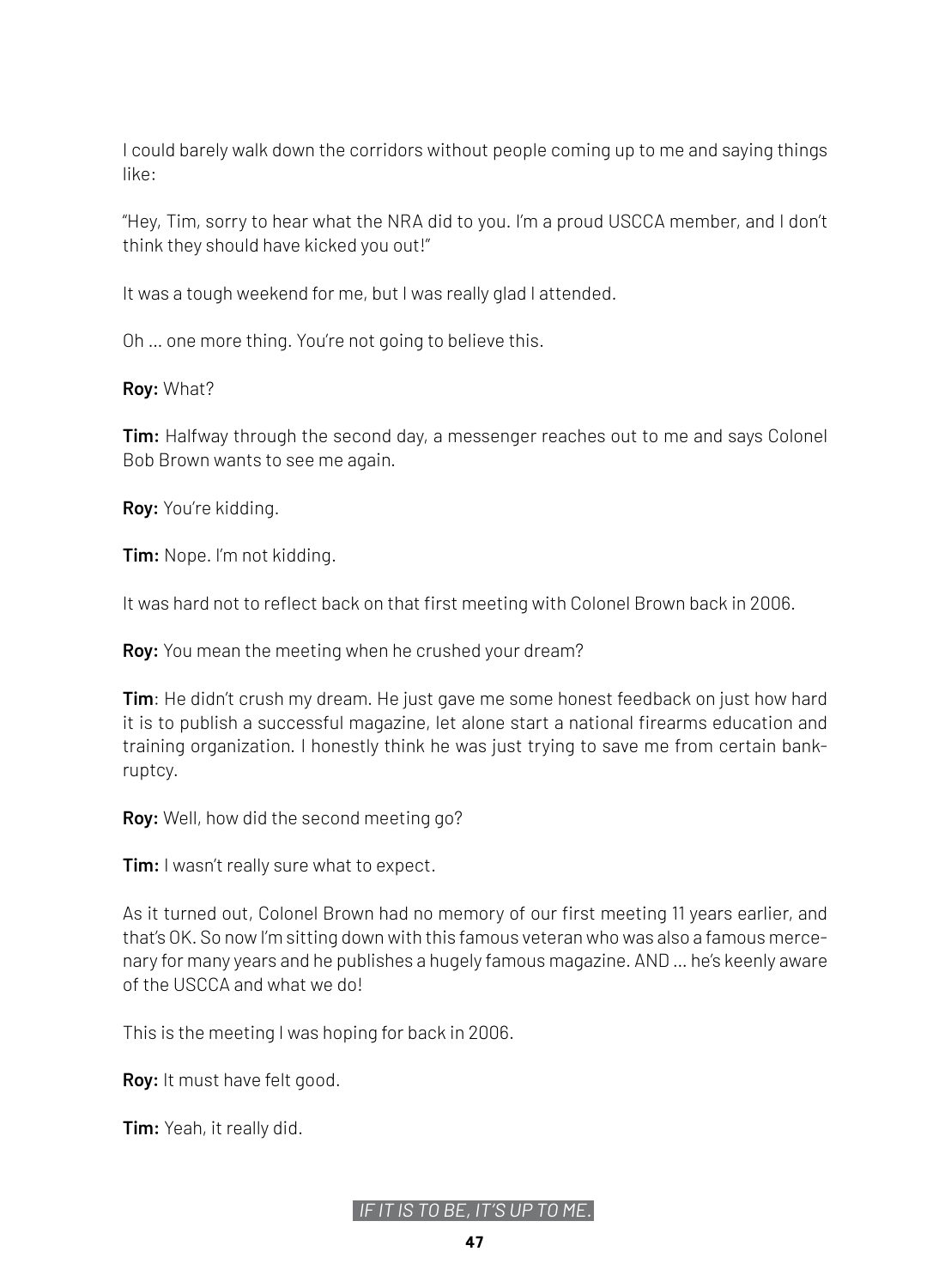I could barely walk down the corridors without people coming up to me and saying things like:

"Hey, Tim, sorry to hear what the NRA did to you. I'm a proud USCCA member, and I don't think they should have kicked you out!"

It was a tough weekend for me, but I was really glad I attended.

Oh ... one more thing. You're not going to believe this.

**Roy:** What?

**Tim:** Halfway through the second day, a messenger reaches out to me and says Colonel Bob Brown wants to see me again.

**Roy:** You're kidding.

**Tim:** Nope. I'm not kidding.

It was hard not to reflect back on that first meeting with Colonel Brown back in 2006.

**Roy:** You mean the meeting when he crushed your dream?

**Tim**: He didn't crush my dream. He just gave me some honest feedback on just how hard it is to publish a successful magazine, let alone start a national firearms education and training organization. I honestly think he was just trying to save me from certain bankruptcy.

**Roy:** Well, how did the second meeting go?

**Tim:** I wasn't really sure what to expect.

As it turned out, Colonel Brown had no memory of our first meeting 11 years earlier, and that's OK. So now I'm sitting down with this famous veteran who was also a famous mercenary for many years and he publishes a hugely famous magazine. AND ... he's keenly aware of the USCCA and what we do!

This is the meeting I was hoping for back in 2006.

**Roy:** It must have felt good.

**Tim:** Yeah, it really did.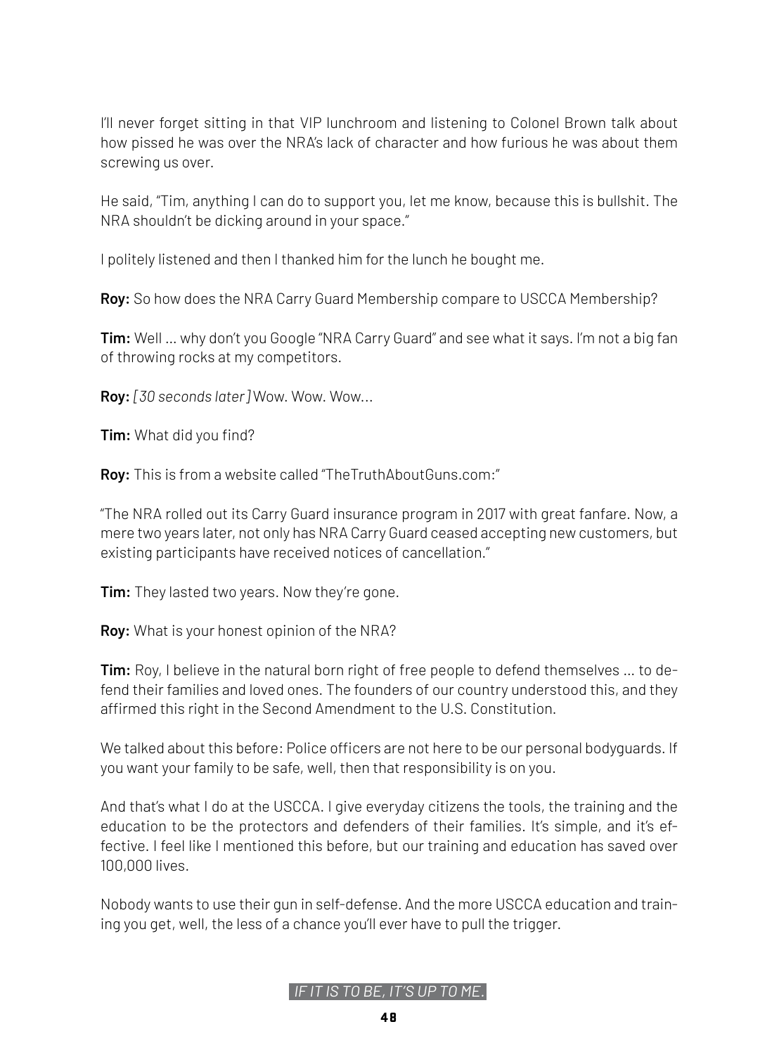I'll never forget sitting in that VIP lunchroom and listening to Colonel Brown talk about how pissed he was over the NRA's lack of character and how furious he was about them screwing us over.

He said, "Tim, anything I can do to support you, let me know, because this is bullshit. The NRA shouldn't be dicking around in your space."

I politely listened and then I thanked him for the lunch he bought me.

**Roy:** So how does the NRA Carry Guard Membership compare to USCCA Membership?

**Tim:** Well … why don't you Google "NRA Carry Guard" and see what it says. I'm not a big fan of throwing rocks at my competitors.

**Roy:** *[30 seconds later]* Wow. Wow. Wow…

**Tim:** What did you find?

**Roy:** This is from a website called "TheTruthAboutGuns.com:"

"The NRA rolled out its Carry Guard insurance program in 2017 with great fanfare. Now, a mere two years later, not only has NRA Carry Guard ceased accepting new customers, but existing participants have received notices of cancellation."

**Tim:** They lasted two years. Now they're gone.

**Roy:** What is your honest opinion of the NRA?

**Tim:** Roy, I believe in the natural born right of free people to defend themselves … to defend their families and loved ones. The founders of our country understood this, and they affirmed this right in the Second Amendment to the U.S. Constitution.

We talked about this before: Police officers are not here to be our personal bodyguards. If you want your family to be safe, well, then that responsibility is on you.

And that's what I do at the USCCA. I give everyday citizens the tools, the training and the education to be the protectors and defenders of their families. It's simple, and it's effective. I feel like I mentioned this before, but our training and education has saved over 100,000 lives.

Nobody wants to use their gun in self-defense. And the more USCCA education and training you get, well, the less of a chance you'll ever have to pull the trigger.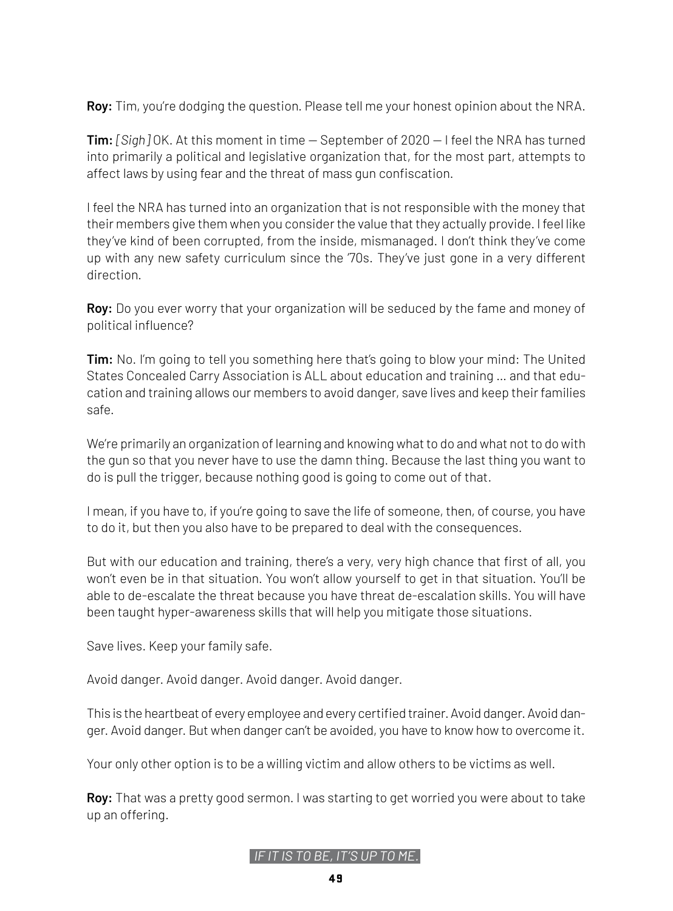**Roy:** Tim, you're dodging the question. Please tell me your honest opinion about the NRA.

**Tim:** *[Sigh]* OK. At this moment in time — September of 2020 — I feel the NRA has turned into primarily a political and legislative organization that, for the most part, attempts to affect laws by using fear and the threat of mass gun confiscation.

I feel the NRA has turned into an organization that is not responsible with the money that their members give them when you consider the value that they actually provide. I feel like they've kind of been corrupted, from the inside, mismanaged. I don't think they've come up with any new safety curriculum since the '70s. They've just gone in a very different direction.

**Roy:** Do you ever worry that your organization will be seduced by the fame and money of political influence?

**Tim:** No. I'm going to tell you something here that's going to blow your mind: The United States Concealed Carry Association is ALL about education and training … and that education and training allows our members to avoid danger, save lives and keep their families safe.

We're primarily an organization of learning and knowing what to do and what not to do with the gun so that you never have to use the damn thing. Because the last thing you want to do is pull the trigger, because nothing good is going to come out of that.

I mean, if you have to, if you're going to save the life of someone, then, of course, you have to do it, but then you also have to be prepared to deal with the consequences.

But with our education and training, there's a very, very high chance that first of all, you won't even be in that situation. You won't allow yourself to get in that situation. You'll be able to de-escalate the threat because you have threat de-escalation skills. You will have been taught hyper-awareness skills that will help you mitigate those situations.

Save lives. Keep your family safe.

Avoid danger. Avoid danger. Avoid danger. Avoid danger.

This is the heartbeat of every employee and every certified trainer. Avoid danger. Avoid danger. Avoid danger. But when danger can't be avoided, you have to know how to overcome it.

Your only other option is to be a willing victim and allow others to be victims as well.

**Roy:** That was a pretty good sermon. I was starting to get worried you were about to take up an offering.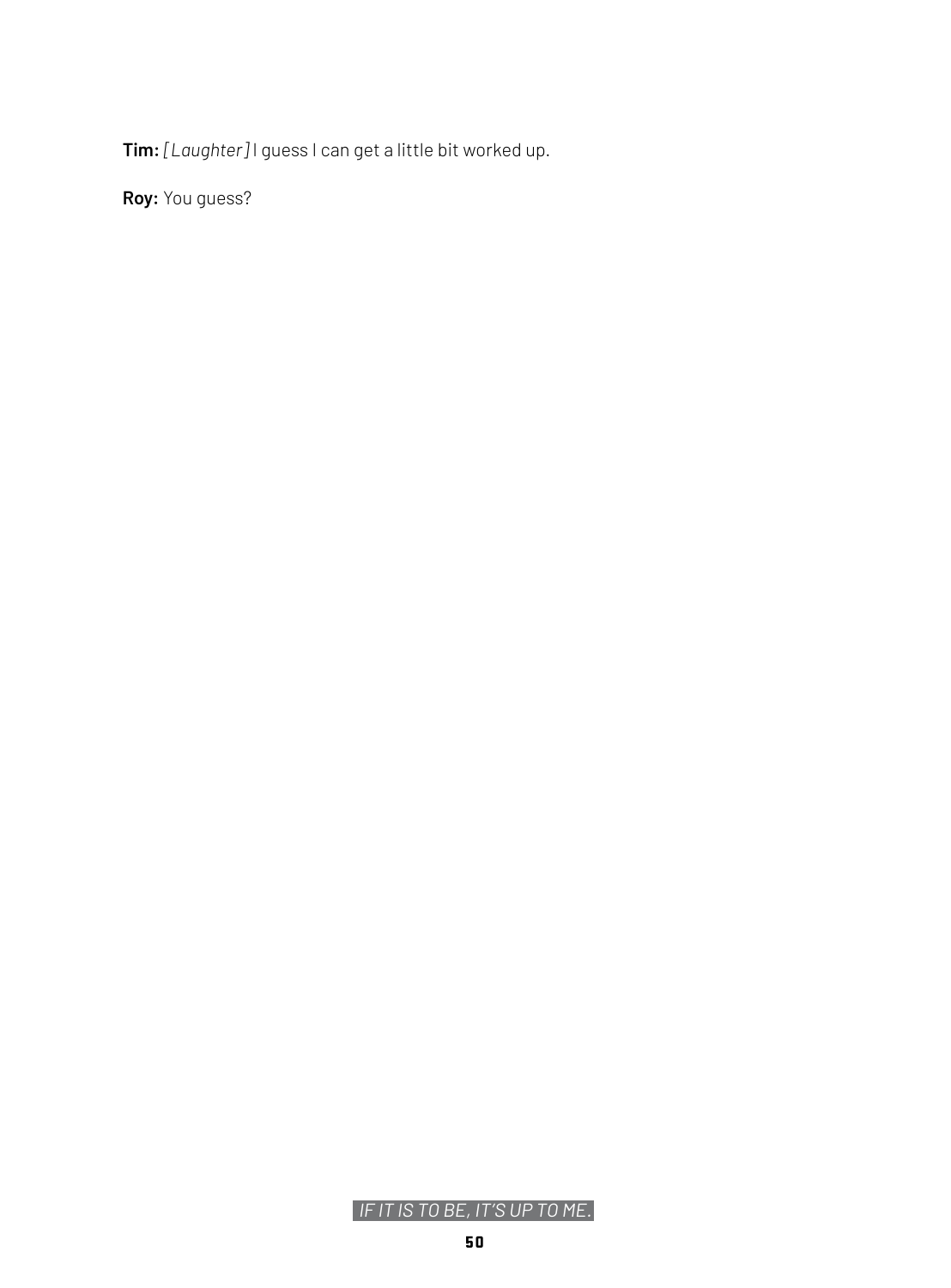**Tim:** *[Laughter]* I guess I can get a little bit worked up.

**Roy:** You guess?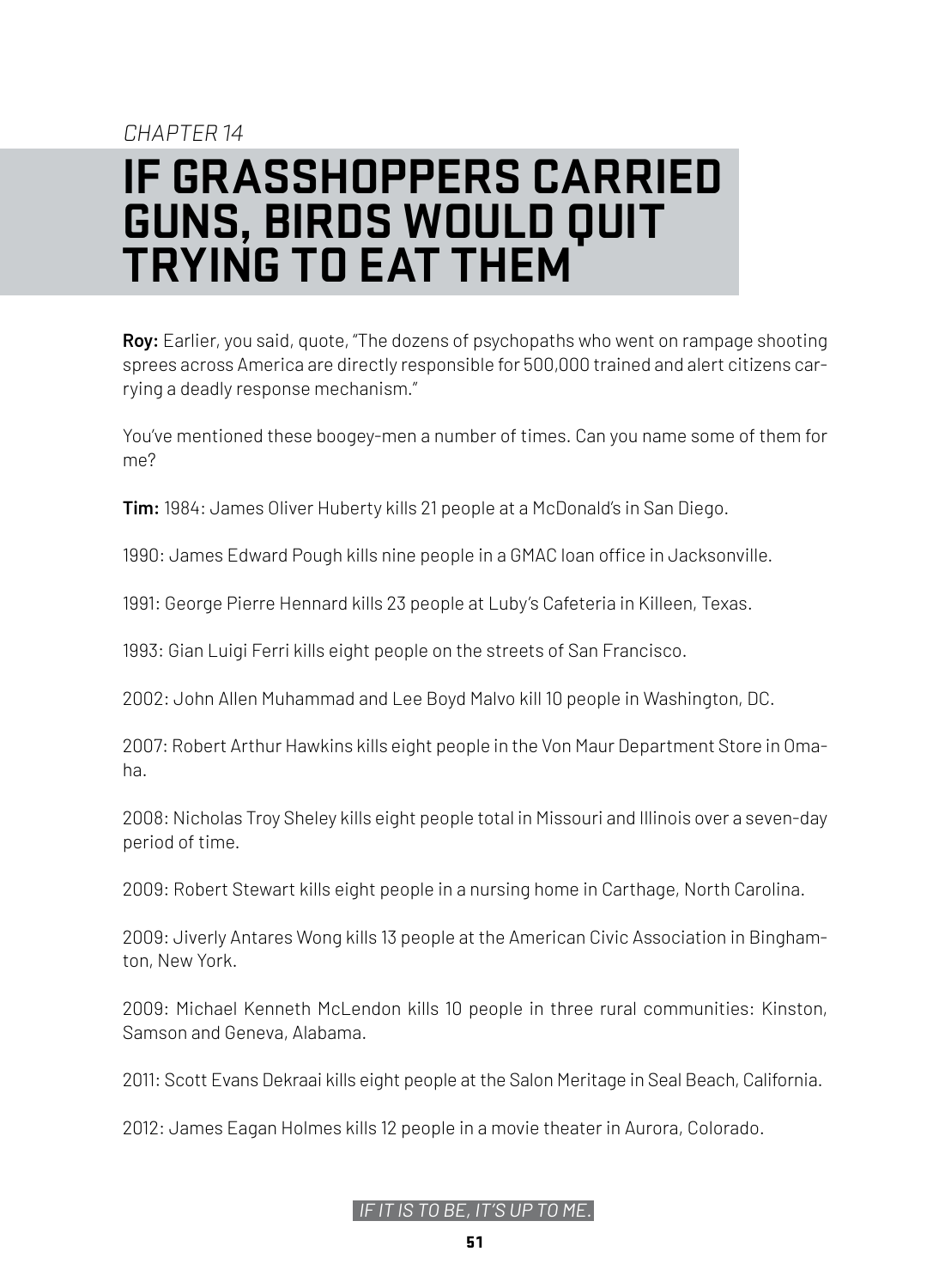*CHAPTER 14*

# IF GRASSHOPPERS CARRIED GUNS, BIRDS WOULD QUIT TRYING TO EAT THEM

**Roy:** Earlier, you said, quote, "The dozens of psychopaths who went on rampage shooting sprees across America are directly responsible for 500,000 trained and alert citizens carrying a deadly response mechanism."

You've mentioned these boogey-men a number of times. Can you name some of them for me?

**Tim:** 1984: James Oliver Huberty kills 21 people at a McDonald's in San Diego.

1990: James Edward Pough kills nine people in a GMAC loan office in Jacksonville.

1991: George Pierre Hennard kills 23 people at Luby's Cafeteria in Killeen, Texas.

1993: Gian Luigi Ferri kills eight people on the streets of San Francisco.

2002: John Allen Muhammad and Lee Boyd Malvo kill 10 people in Washington, DC.

2007: Robert Arthur Hawkins kills eight people in the Von Maur Department Store in Omaha.

2008: Nicholas Troy Sheley kills eight people total in Missouri and Illinois over a seven-day period of time.

2009: Robert Stewart kills eight people in a nursing home in Carthage, North Carolina.

2009: Jiverly Antares Wong kills 13 people at the American Civic Association in Binghamton, New York.

2009: Michael Kenneth McLendon kills 10 people in three rural communities: Kinston, Samson and Geneva, Alabama.

2011: Scott Evans Dekraai kills eight people at the Salon Meritage in Seal Beach, California.

2012: James Eagan Holmes kills 12 people in a movie theater in Aurora, Colorado.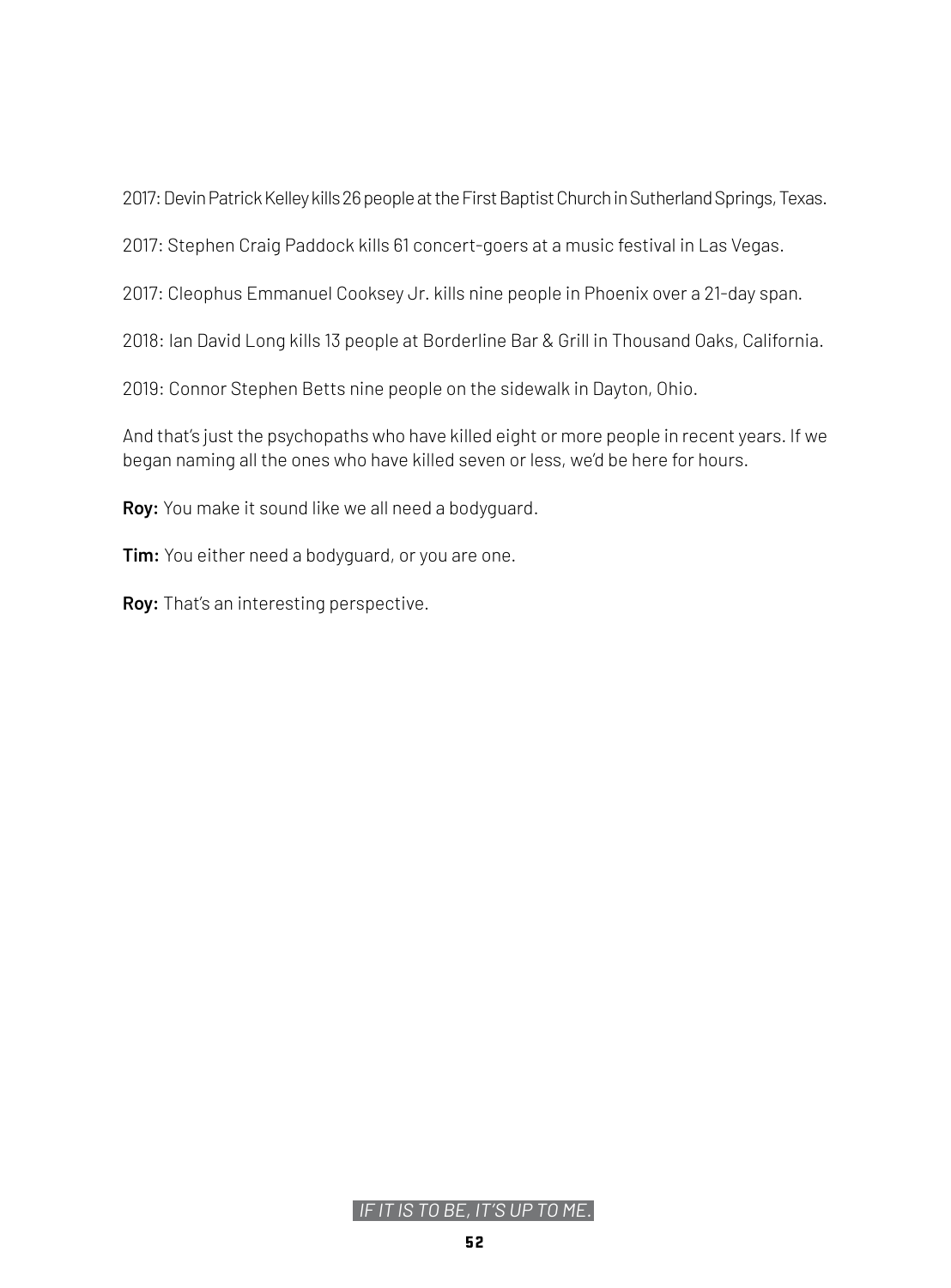2017: Devin Patrick Kelley kills 26 people at the First Baptist Church in Sutherland Springs, Texas.

2017: Stephen Craig Paddock kills 61 concert-goers at a music festival in Las Vegas.

2017: Cleophus Emmanuel Cooksey Jr. kills nine people in Phoenix over a 21-day span.

2018: Ian David Long kills 13 people at Borderline Bar & Grill in Thousand Oaks, California.

2019: Connor Stephen Betts nine people on the sidewalk in Dayton, Ohio.

And that's just the psychopaths who have killed eight or more people in recent years. If we began naming all the ones who have killed seven or less, we'd be here for hours.

**Roy:** You make it sound like we all need a bodyguard.

**Tim:** You either need a bodyguard, or you are one.

**Roy:** That's an interesting perspective.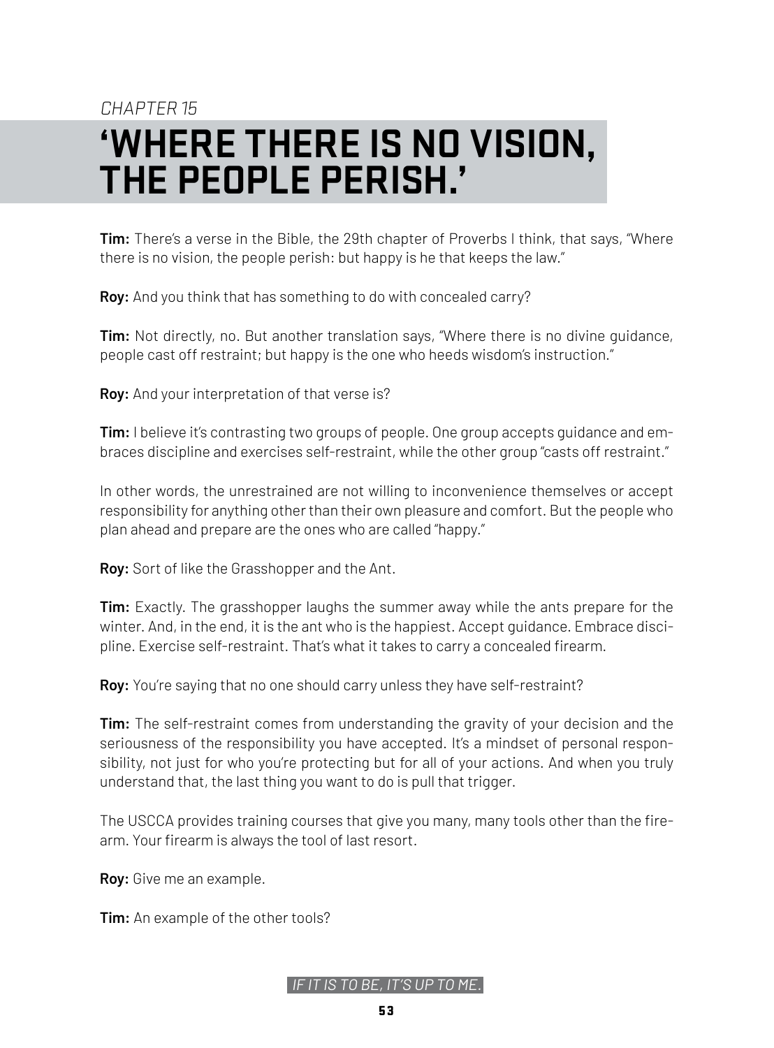*CHAPTER 15*

# 'WHERE THERE IS NO VISION, THE PEOPLE PERISH.'

**Tim:** There's a verse in the Bible, the 29th chapter of Proverbs I think, that says, "Where there is no vision, the people perish: but happy is he that keeps the law."

**Roy:** And you think that has something to do with concealed carry?

**Tim:** Not directly, no. But another translation says, "Where there is no divine guidance, people cast off restraint; but happy is the one who heeds wisdom's instruction."

**Roy:** And your interpretation of that verse is?

**Tim:** I believe it's contrasting two groups of people. One group accepts guidance and embraces discipline and exercises self-restraint, while the other group "casts off restraint."

In other words, the unrestrained are not willing to inconvenience themselves or accept responsibility for anything other than their own pleasure and comfort. But the people who plan ahead and prepare are the ones who are called "happy."

**Roy:** Sort of like the Grasshopper and the Ant.

**Tim:** Exactly. The grasshopper laughs the summer away while the ants prepare for the winter. And, in the end, it is the ant who is the happiest. Accept guidance. Embrace discipline. Exercise self-restraint. That's what it takes to carry a concealed firearm.

**Roy:** You're saying that no one should carry unless they have self-restraint?

**Tim:** The self-restraint comes from understanding the gravity of your decision and the seriousness of the responsibility you have accepted. It's a mindset of personal responsibility, not just for who you're protecting but for all of your actions. And when you truly understand that, the last thing you want to do is pull that trigger.

The USCCA provides training courses that give you many, many tools other than the firearm. Your firearm is always the tool of last resort.

**Roy:** Give me an example.

**Tim:** An example of the other tools?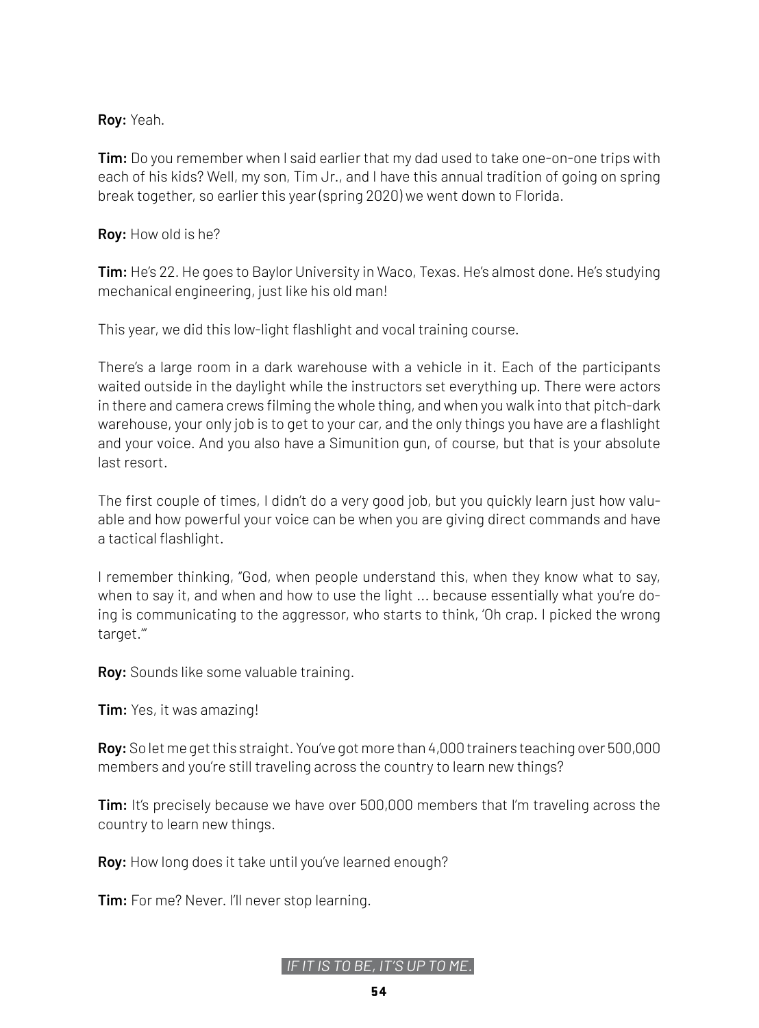**Roy:** Yeah.

**Tim:** Do you remember when I said earlier that my dad used to take one-on-one trips with each of his kids? Well, my son, Tim Jr., and I have this annual tradition of going on spring break together, so earlier this year (spring 2020) we went down to Florida.

**Roy:** How old is he?

**Tim:** He's 22. He goes to Baylor University in Waco, Texas. He's almost done. He's studying mechanical engineering, just like his old man!

This year, we did this low-light flashlight and vocal training course.

There's a large room in a dark warehouse with a vehicle in it. Each of the participants waited outside in the daylight while the instructors set everything up. There were actors in there and camera crews filming the whole thing, and when you walk into that pitch-dark warehouse, your only job is to get to your car, and the only things you have are a flashlight and your voice. And you also have a Simunition gun, of course, but that is your absolute last resort.

The first couple of times, I didn't do a very good job, but you quickly learn just how valuable and how powerful your voice can be when you are giving direct commands and have a tactical flashlight.

I remember thinking, "God, when people understand this, when they know what to say, when to say it, and when and how to use the light ... because essentially what you're doing is communicating to the aggressor, who starts to think, 'Oh crap. I picked the wrong target.'"

**Roy:** Sounds like some valuable training.

**Tim:** Yes, it was amazing!

**Roy:** So let me get this straight. You've got more than 4,000 trainers teaching over 500,000 members and you're still traveling across the country to learn new things?

**Tim:** It's precisely because we have over 500,000 members that I'm traveling across the country to learn new things.

**Roy:** How long does it take until you've learned enough?

**Tim:** For me? Never. I'll never stop learning.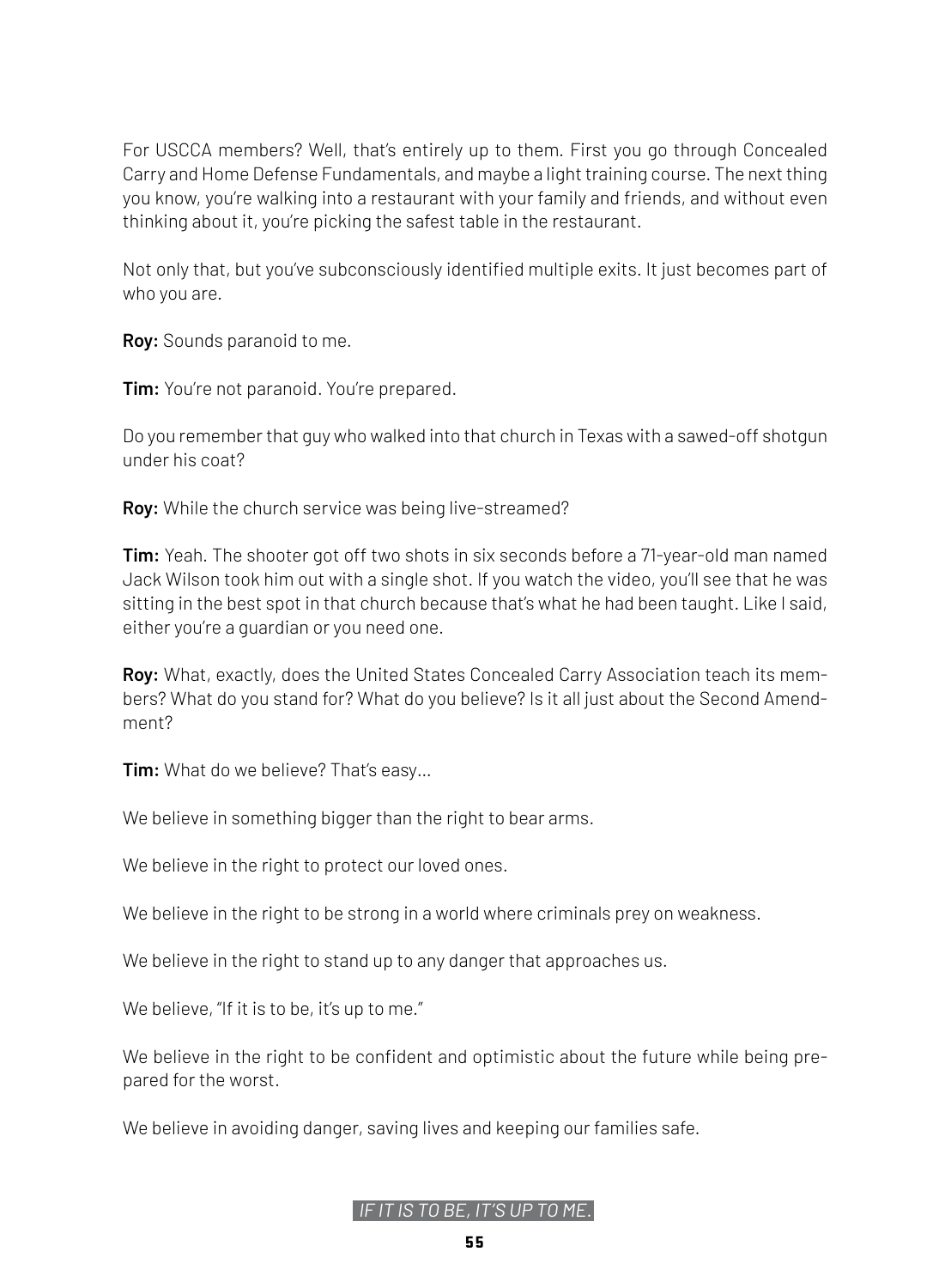For USCCA members? Well, that's entirely up to them. First you go through Concealed Carry and Home Defense Fundamentals, and maybe a light training course. The next thing you know, you're walking into a restaurant with your family and friends, and without even thinking about it, you're picking the safest table in the restaurant.

Not only that, but you've subconsciously identified multiple exits. It just becomes part of who you are.

**Roy:** Sounds paranoid to me.

**Tim:** You're not paranoid. You're prepared.

Do you remember that guy who walked into that church in Texas with a sawed-off shotgun under his coat?

**Roy:** While the church service was being live-streamed?

**Tim:** Yeah. The shooter got off two shots in six seconds before a 71-year-old man named Jack Wilson took him out with a single shot. If you watch the video, you'll see that he was sitting in the best spot in that church because that's what he had been taught. Like I said, either you're a guardian or you need one.

**Roy:** What, exactly, does the United States Concealed Carry Association teach its members? What do you stand for? What do you believe? Is it all just about the Second Amendment?

**Tim:** What do we believe? That's easy…

We believe in something bigger than the right to bear arms.

We believe in the right to protect our loved ones.

We believe in the right to be strong in a world where criminals prey on weakness.

We believe in the right to stand up to any danger that approaches us.

We believe, "If it is to be, it's up to me."

We believe in the right to be confident and optimistic about the future while being prepared for the worst.

We believe in avoiding danger, saving lives and keeping our families safe.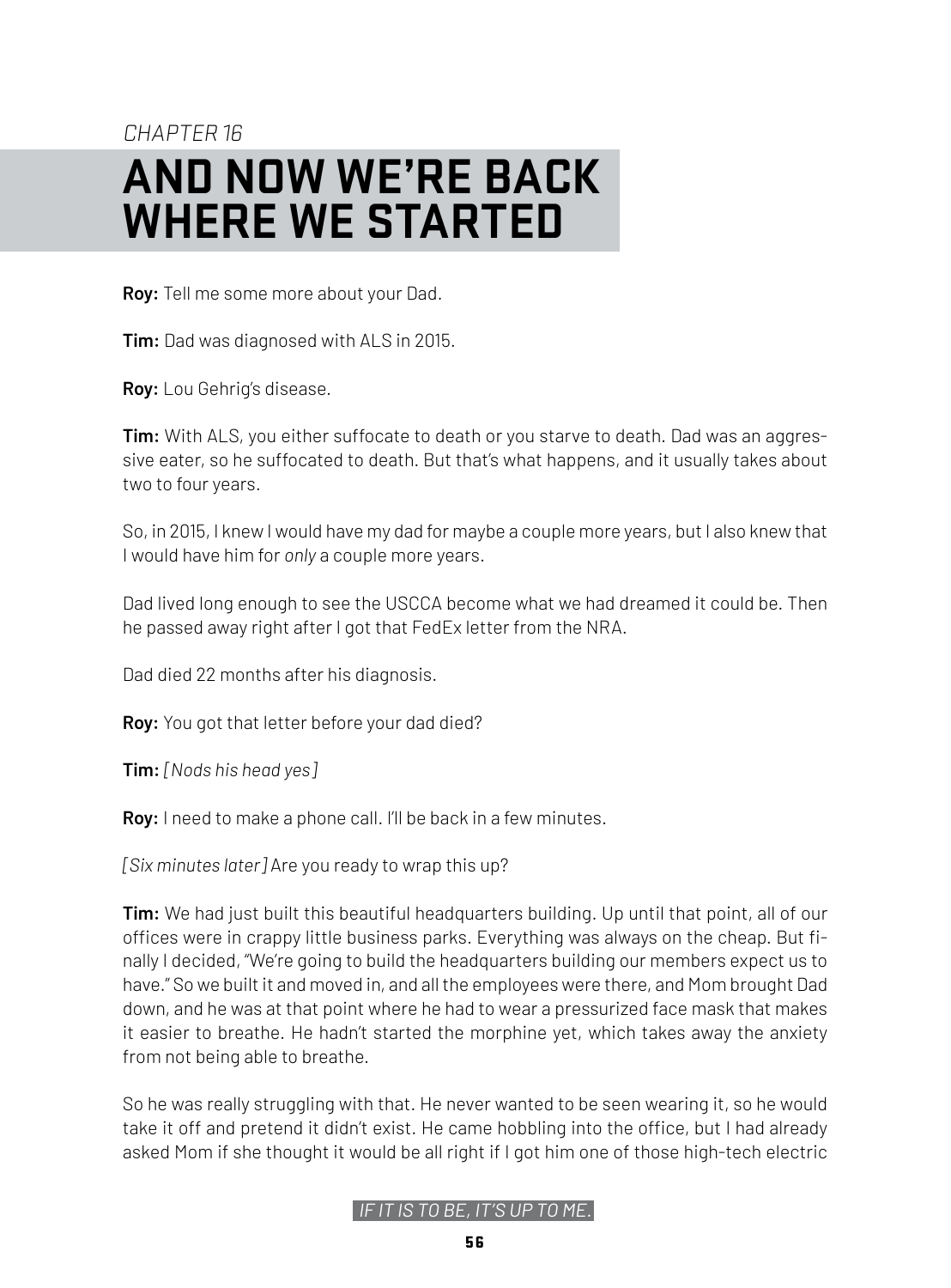*CHAPTER 16*

# AND NOW WE'RE BACK WHERE WE STARTED

**Roy:** Tell me some more about your Dad.

**Tim:** Dad was diagnosed with ALS in 2015.

**Roy:** Lou Gehrig's disease.

**Tim:** With ALS, you either suffocate to death or you starve to death. Dad was an aggressive eater, so he suffocated to death. But that's what happens, and it usually takes about two to four years.

So, in 2015, I knew I would have my dad for maybe a couple more years, but I also knew that I would have him for *only* a couple more years.

Dad lived long enough to see the USCCA become what we had dreamed it could be. Then he passed away right after I got that FedEx letter from the NRA.

Dad died 22 months after his diagnosis.

**Roy:** You got that letter before your dad died?

**Tim:** *[Nods his head yes]*

**Roy:** I need to make a phone call. I'll be back in a few minutes.

*[Six minutes later]* Are you ready to wrap this up?

**Tim:** We had just built this beautiful headquarters building. Up until that point, all of our offices were in crappy little business parks. Everything was always on the cheap. But finally I decided, "We're going to build the headquarters building our members expect us to have." So we built it and moved in, and all the employees were there, and Mom brought Dad down, and he was at that point where he had to wear a pressurized face mask that makes it easier to breathe. He hadn't started the morphine yet, which takes away the anxiety from not being able to breathe.

So he was really struggling with that. He never wanted to be seen wearing it, so he would take it off and pretend it didn't exist. He came hobbling into the office, but I had already asked Mom if she thought it would be all right if I got him one of those high-tech electric

*IF IT IS TO BE, IT'S UP TO ME.*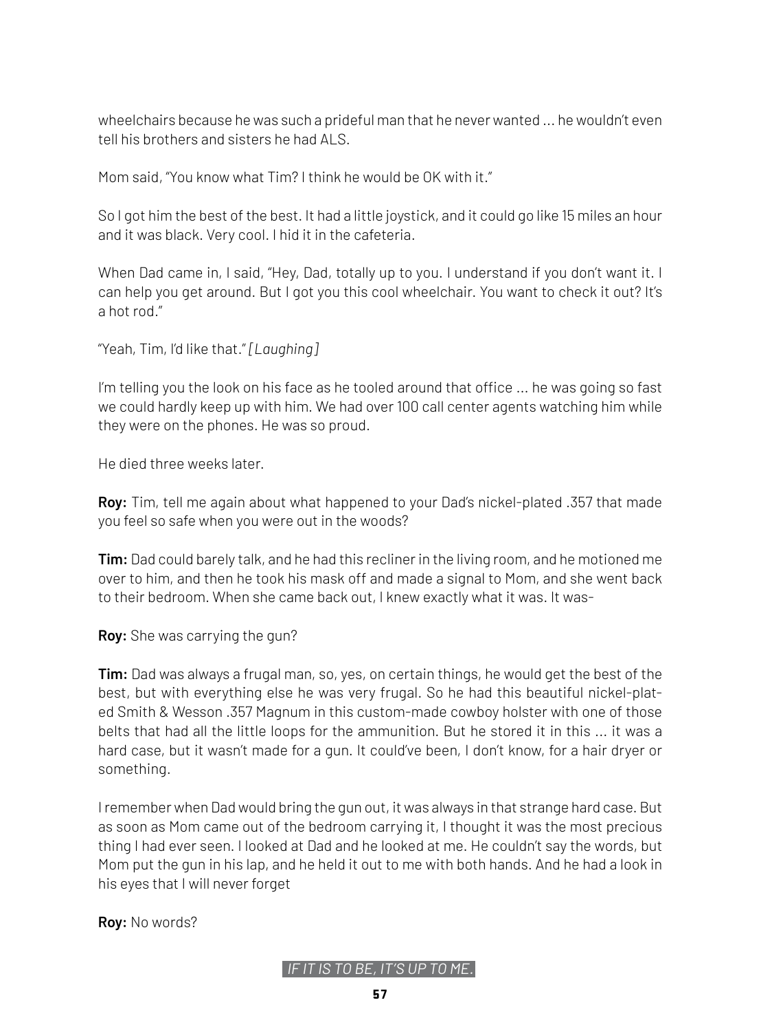wheelchairs because he was such a prideful man that he never wanted ... he wouldn't even tell his brothers and sisters he had ALS.

Mom said, "You know what Tim? I think he would be OK with it."

So I got him the best of the best. It had a little joystick, and it could go like 15 miles an hour and it was black. Very cool. I hid it in the cafeteria.

When Dad came in, I said, "Hey, Dad, totally up to you. I understand if you don't want it. I can help you get around. But I got you this cool wheelchair. You want to check it out? It's a hot rod."

"Yeah, Tim, I'd like that." *[Laughing]*

I'm telling you the look on his face as he tooled around that office ... he was going so fast we could hardly keep up with him. We had over 100 call center agents watching him while they were on the phones. He was so proud.

He died three weeks later.

**Roy:** Tim, tell me again about what happened to your Dad's nickel-plated .357 that made you feel so safe when you were out in the woods?

**Tim:** Dad could barely talk, and he had this recliner in the living room, and he motioned me over to him, and then he took his mask off and made a signal to Mom, and she went back to their bedroom. When she came back out, I knew exactly what it was. It was-

**Roy:** She was carrying the gun?

**Tim:** Dad was always a frugal man, so, yes, on certain things, he would get the best of the best, but with everything else he was very frugal. So he had this beautiful nickel-plated Smith & Wesson .357 Magnum in this custom-made cowboy holster with one of those belts that had all the little loops for the ammunition. But he stored it in this ... it was a hard case, but it wasn't made for a gun. It could've been, I don't know, for a hair dryer or something.

I remember when Dad would bring the gun out, it was always in that strange hard case. But as soon as Mom came out of the bedroom carrying it, I thought it was the most precious thing I had ever seen. I looked at Dad and he looked at me. He couldn't say the words, but Mom put the gun in his lap, and he held it out to me with both hands. And he had a look in his eyes that I will never forget

**Roy:** No words?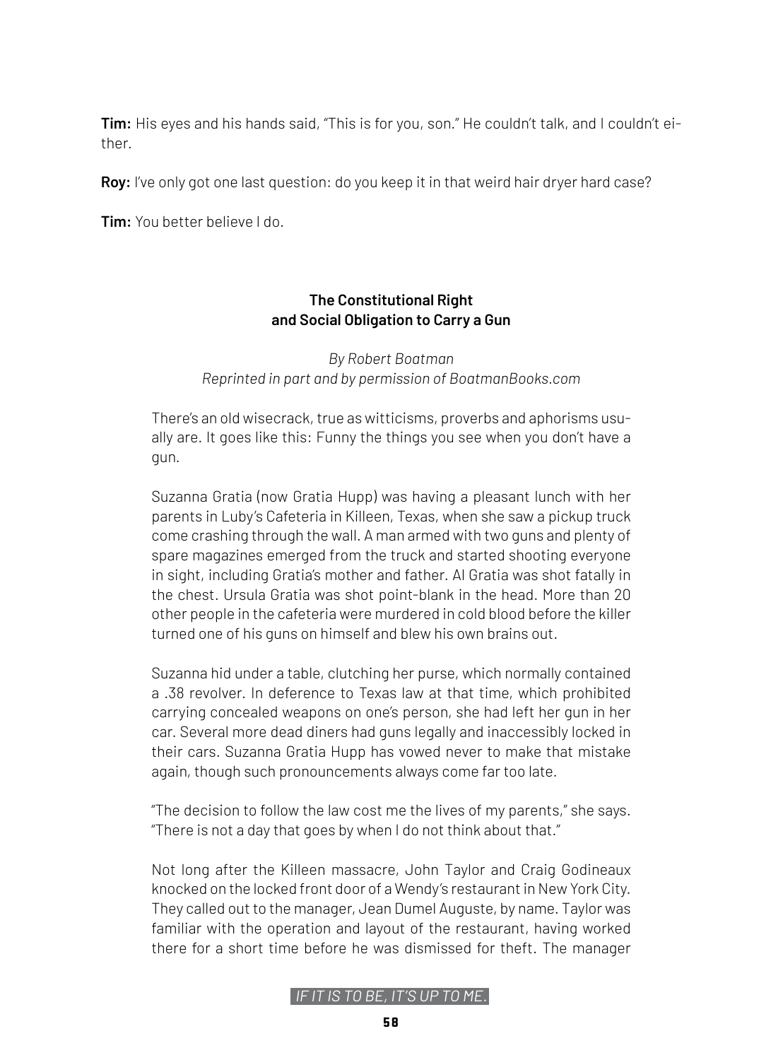**Tim:** His eyes and his hands said, "This is for you, son." He couldn't talk, and I couldn't either.

**Roy:** I've only got one last question: do you keep it in that weird hair dryer hard case?

**Tim:** You better believe I do.

### The Constitutional Right and Social Obligation to Carry a Gun

*By Robert Boatman*
*Reprinted in part and by permission of BoatmanBooks.com*

There's an old wisecrack, true as witticisms, proverbs and aphorisms usually are. It goes like this: Funny the things you see when you don't have a gun.

Suzanna Gratia (now Gratia Hupp) was having a pleasant lunch with her parents in Luby's Cafeteria in Killeen, Texas, when she saw a pickup truck come crashing through the wall. A man armed with two guns and plenty of spare magazines emerged from the truck and started shooting everyone in sight, including Gratia's mother and father. Al Gratia was shot fatally in the chest. Ursula Gratia was shot point-blank in the head. More than 20 other people in the cafeteria were murdered in cold blood before the killer turned one of his guns on himself and blew his own brains out.

Suzanna hid under a table, clutching her purse, which normally contained a .38 revolver. In deference to Texas law at that time, which prohibited carrying concealed weapons on one's person, she had left her gun in her car. Several more dead diners had guns legally and inaccessibly locked in their cars. Suzanna Gratia Hupp has vowed never to make that mistake again, though such pronouncements always come far too late.

"The decision to follow the law cost me the lives of my parents," she says. "There is not a day that goes by when I do not think about that."

Not long after the Killeen massacre, John Taylor and Craig Godineaux knocked on the locked front door of a Wendy's restaurant in New York City. They called out to the manager, Jean Dumel Auguste, by name. Taylor was familiar with the operation and layout of the restaurant, having worked there for a short time before he was dismissed for theft. The manager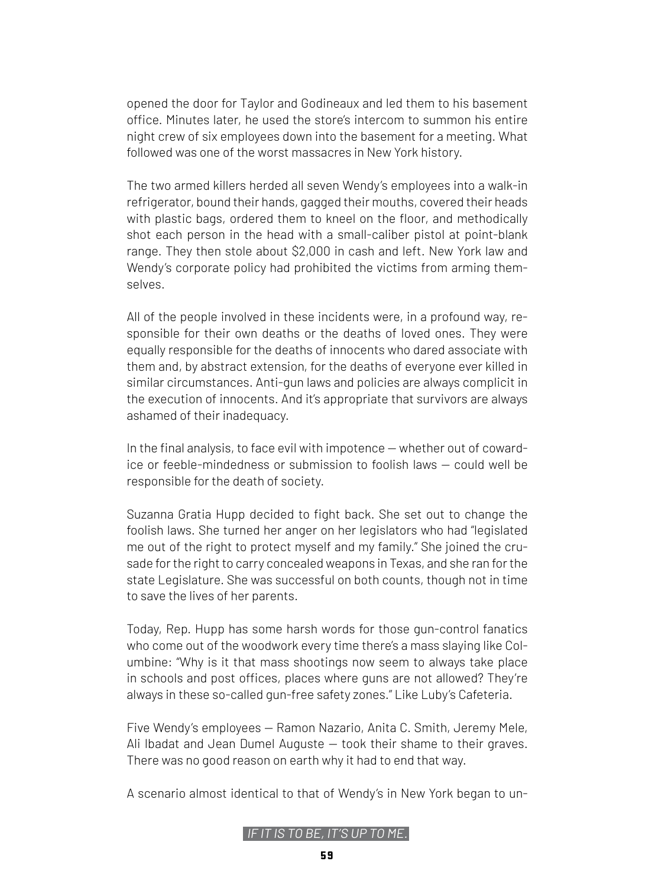opened the door for Taylor and Godineaux and led them to his basement office. Minutes later, he used the store's intercom to summon his entire night crew of six employees down into the basement for a meeting. What followed was one of the worst massacres in New York history.

The two armed killers herded all seven Wendy's employees into a walk-in refrigerator, bound their hands, gagged their mouths, covered their heads with plastic bags, ordered them to kneel on the floor, and methodically shot each person in the head with a small-caliber pistol at point-blank range. They then stole about $2,000 in cash and left. New York law and Wendy's corporate policy had prohibited the victims from arming themselves.

All of the people involved in these incidents were, in a profound way, responsible for their own deaths or the deaths of loved ones. They were equally responsible for the deaths of innocents who dared associate with them and, by abstract extension, for the deaths of everyone ever killed in similar circumstances. Anti-gun laws and policies are always complicit in the execution of innocents. And it's appropriate that survivors are always ashamed of their inadequacy.

In the final analysis, to face evil with impotence — whether out of cowardice or feeble-mindedness or submission to foolish laws — could well be responsible for the death of society.

Suzanna Gratia Hupp decided to fight back. She set out to change the foolish laws. She turned her anger on her legislators who had "legislated me out of the right to protect myself and my family." She joined the crusade for the right to carry concealed weapons in Texas, and she ran for the state Legislature. She was successful on both counts, though not in time to save the lives of her parents.

Today, Rep. Hupp has some harsh words for those gun-control fanatics who come out of the woodwork every time there's a mass slaying like Columbine: "Why is it that mass shootings now seem to always take place in schools and post offices, places where guns are not allowed? They're always in these so-called gun-free safety zones." Like Luby's Cafeteria.

Five Wendy's employees — Ramon Nazario, Anita C. Smith, Jeremy Mele, Ali Ibadat and Jean Dumel Auguste — took their shame to their graves. There was no good reason on earth why it had to end that way.

A scenario almost identical to that of Wendy's in New York began to un-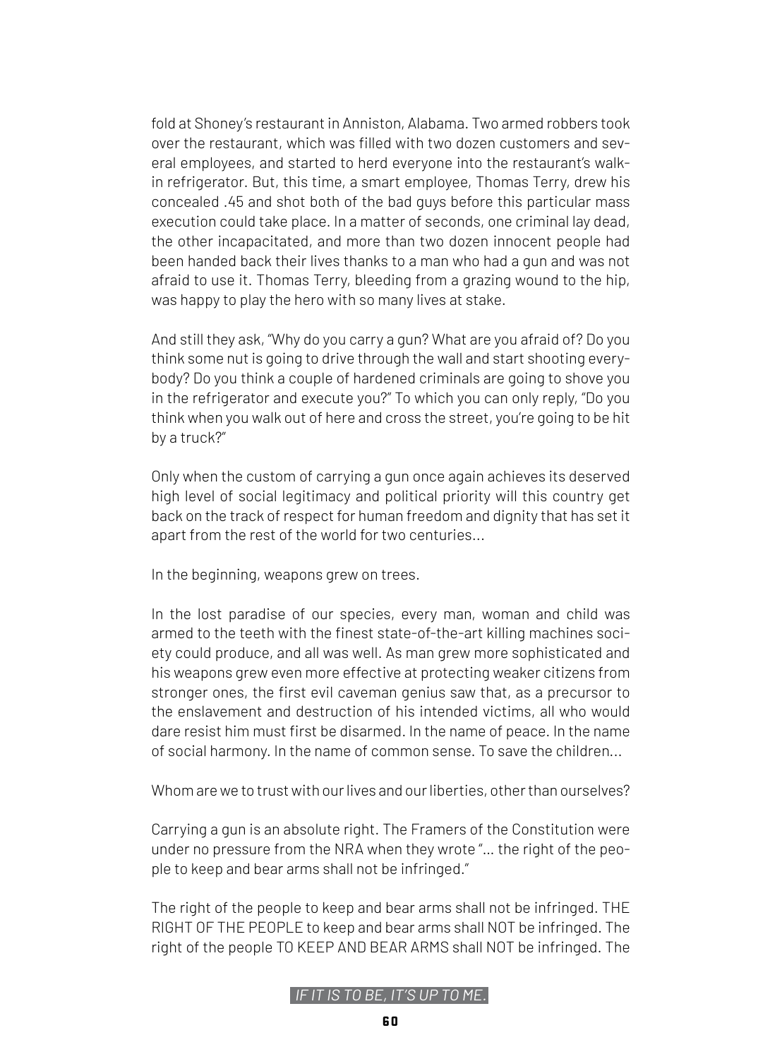fold at Shoney's restaurant in Anniston, Alabama. Two armed robbers took over the restaurant, which was filled with two dozen customers and several employees, and started to herd everyone into the restaurant's walk-in refrigerator. But, this time, a smart employee, Thomas Terry, drew his concealed .45 and shot both of the bad guys before this particular mass execution could take place. In a matter of seconds, one criminal lay dead, the other incapacitated, and more than two dozen innocent people had been handed back their lives thanks to a man who had a gun and was not afraid to use it. Thomas Terry, bleeding from a grazing wound to the hip, was happy to play the hero with so many lives at stake.

And still they ask, "Why do you carry a gun? What are you afraid of? Do you think some nut is going to drive through the wall and start shooting everybody? Do you think a couple of hardened criminals are going to shove you in the refrigerator and execute you?" To which you can only reply, "Do you think when you walk out of here and cross the street, you're going to be hit by a truck?"

Only when the custom of carrying a gun once again achieves its deserved high level of social legitimacy and political priority will this country get back on the track of respect for human freedom and dignity that has set it apart from the rest of the world for two centuries...

In the beginning, weapons grew on trees.

In the lost paradise of our species, every man, woman and child was armed to the teeth with the finest state-of-the-art killing machines society could produce, and all was well. As man grew more sophisticated and his weapons grew even more effective at protecting weaker citizens from stronger ones, the first evil caveman genius saw that, as a precursor to the enslavement and destruction of his intended victims, all who would dare resist him must first be disarmed. In the name of peace. In the name of social harmony. In the name of common sense. To save the children...

Whom are we to trust with our lives and our liberties, other than ourselves?

Carrying a gun is an absolute right. The Framers of the Constitution were under no pressure from the NRA when they wrote "... the right of the people to keep and bear arms shall not be infringed."

The right of the people to keep and bear arms shall not be infringed. THE RIGHT OF THE PEOPLE to keep and bear arms shall NOT be infringed. The right of the people TO KEEP AND BEAR ARMS shall NOT be infringed. The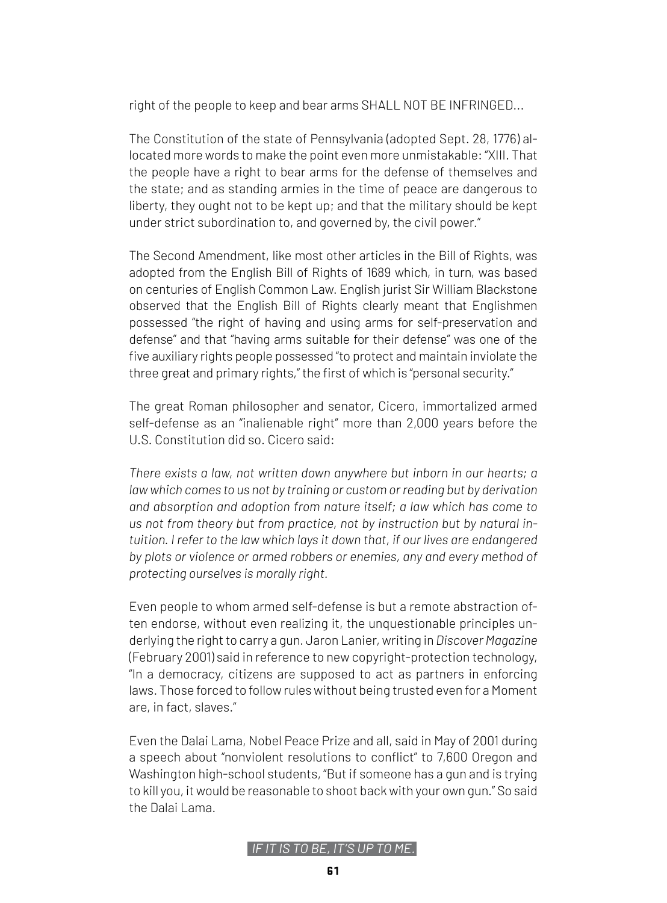right of the people to keep and bear arms SHALL NOT BE INFRINGED...

The Constitution of the state of Pennsylvania (adopted Sept. 28, 1776) allocated more words to make the point even more unmistakable: "XIII. That the people have a right to bear arms for the defense of themselves and the state; and as standing armies in the time of peace are dangerous to liberty, they ought not to be kept up; and that the military should be kept under strict subordination to, and governed by, the civil power."

The Second Amendment, like most other articles in the Bill of Rights, was adopted from the English Bill of Rights of 1689 which, in turn, was based on centuries of English Common Law. English jurist Sir William Blackstone observed that the English Bill of Rights clearly meant that Englishmen possessed "the right of having and using arms for self-preservation and defense" and that "having arms suitable for their defense" was one of the five auxiliary rights people possessed "to protect and maintain inviolate the three great and primary rights," the first of which is "personal security."

The great Roman philosopher and senator, Cicero, immortalized armed self-defense as an "inalienable right" more than 2,000 years before the U.S. Constitution did so. Cicero said:

*There exists a law, not written down anywhere but inborn in our hearts; a law which comes to us not by training or custom or reading but by derivation and absorption and adoption from nature itself; a law which has come to us not from theory but from practice, not by instruction but by natural intuition. I refer to the law which lays it down that, if our lives are endangered by plots or violence or armed robbers or enemies, any and every method of protecting ourselves is morally right.*

Even people to whom armed self-defense is but a remote abstraction often endorse, without even realizing it, the unquestionable principles underlying the right to carry a gun. Jaron Lanier, writing in *Discover Magazine* (February 2001) said in reference to new copyright-protection technology, "In a democracy, citizens are supposed to act as partners in enforcing laws. Those forced to follow rules without being trusted even for a Moment are, in fact, slaves."

Even the Dalai Lama, Nobel Peace Prize and all, said in May of 2001 during a speech about "nonviolent resolutions to conflict" to 7,600 Oregon and Washington high-school students, "But if someone has a gun and is trying to kill you, it would be reasonable to shoot back with your own gun." So said the Dalai Lama.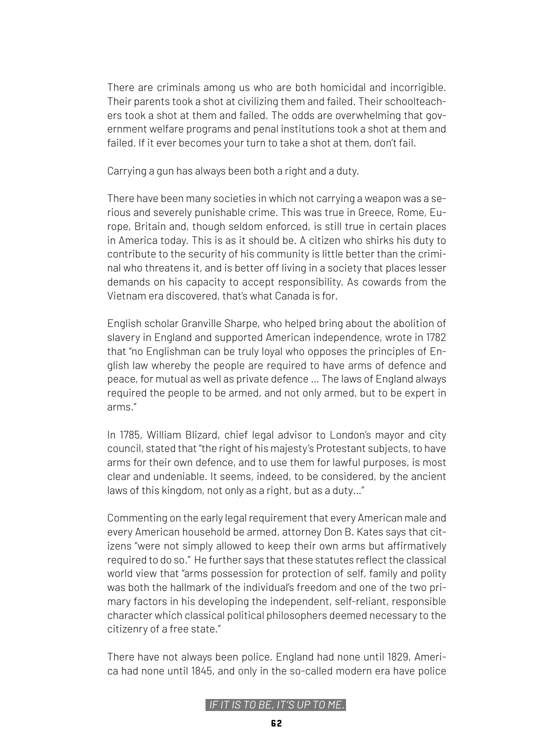There are criminals among us who are both homicidal and incorrigible. Their parents took a shot at civilizing them and failed. Their schoolteachers took a shot at them and failed. The odds are overwhelming that government welfare programs and penal institutions took a shot at them and failed. If it ever becomes your turn to take a shot at them, don't fail.

Carrying a gun has always been both a right and a duty.

There have been many societies in which not carrying a weapon was a serious and severely punishable crime. This was true in Greece, Rome, Europe, Britain and, though seldom enforced, is still true in certain places in America today. This is as it should be. A citizen who shirks his duty to contribute to the security of his community is little better than the criminal who threatens it, and is better off living in a society that places lesser demands on his capacity to accept responsibility. As cowards from the Vietnam era discovered, that's what Canada is for.

English scholar Granville Sharpe, who helped bring about the abolition of slavery in England and supported American independence, wrote in 1782 that "no Englishman can be truly loyal who opposes the principles of English law whereby the people are required to have arms of defence and peace, for mutual as well as private defence ... The laws of England always required the people to be armed, and not only armed, but to be expert in arms."

In 1785, William Blizard, chief legal advisor to London's mayor and city council, stated that "the right of his majesty's Protestant subjects, to have arms for their own defence, and to use them for lawful purposes, is most clear and undeniable. It seems, indeed, to be considered, by the ancient laws of this kingdom, not only as a right, but as a duty..."

Commenting on the early legal requirement that every American male and every American household be armed, attorney Don B. Kates says that citizens "were not simply allowed to keep their own arms but affirmatively required to do so." He further says that these statutes reflect the classical world view that "arms possession for protection of self, family and polity was both the hallmark of the individual's freedom and one of the two primary factors in his developing the independent, self-reliant, responsible character which classical political philosophers deemed necessary to the citizenry of a free state."

There have not always been police. England had none until 1829, America had none until 1845, and only in the so-called modern era have police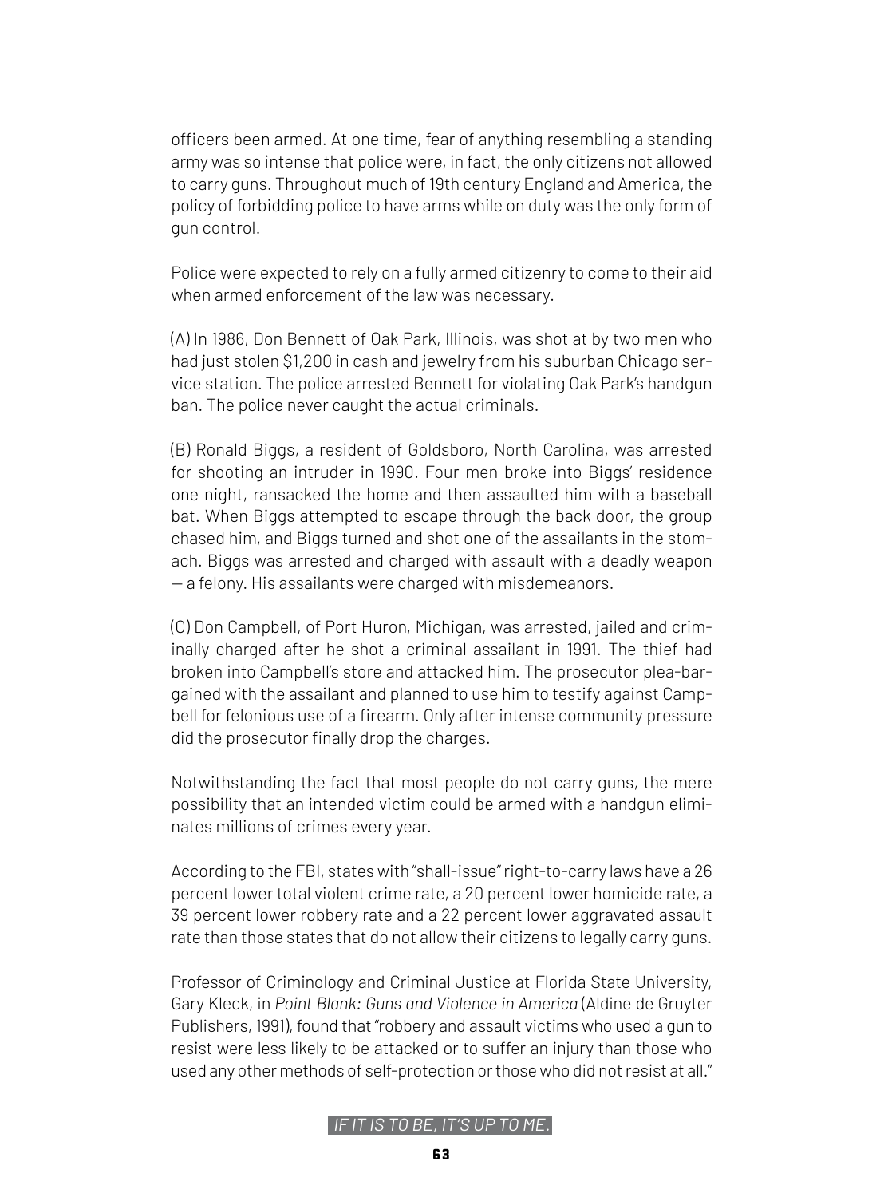officers been armed. At one time, fear of anything resembling a standing army was so intense that police were, in fact, the only citizens not allowed to carry guns. Throughout much of 19th century England and America, the policy of forbidding police to have arms while on duty was the only form of gun control.

Police were expected to rely on a fully armed citizenry to come to their aid when armed enforcement of the law was necessary.

(A) In 1986, Don Bennett of Oak Park, Illinois, was shot at by two men who had just stolen $1,200 in cash and jewelry from his suburban Chicago service station. The police arrested Bennett for violating Oak Park's handgun ban. The police never caught the actual criminals.

(B) Ronald Biggs, a resident of Goldsboro, North Carolina, was arrested for shooting an intruder in 1990. Four men broke into Biggs' residence one night, ransacked the home and then assaulted him with a baseball bat. When Biggs attempted to escape through the back door, the group chased him, and Biggs turned and shot one of the assailants in the stomach. Biggs was arrested and charged with assault with a deadly weapon — a felony. His assailants were charged with misdemeanors.

(C) Don Campbell, of Port Huron, Michigan, was arrested, jailed and criminally charged after he shot a criminal assailant in 1991. The thief had broken into Campbell's store and attacked him. The prosecutor plea-bargained with the assailant and planned to use him to testify against Campbell for felonious use of a firearm. Only after intense community pressure did the prosecutor finally drop the charges.

Notwithstanding the fact that most people do not carry guns, the mere possibility that an intended victim could be armed with a handgun eliminates millions of crimes every year.

According to the FBI, states with "shall-issue" right-to-carry laws have a 26 percent lower total violent crime rate, a 20 percent lower homicide rate, a 39 percent lower robbery rate and a 22 percent lower aggravated assault rate than those states that do not allow their citizens to legally carry guns.

Professor of Criminology and Criminal Justice at Florida State University, Gary Kleck, in *Point Blank: Guns and Violence in America* (Aldine de Gruyter Publishers, 1991), found that "robbery and assault victims who used a gun to resist were less likely to be attacked or to suffer an injury than those who used any other methods of self-protection or those who did not resist at all."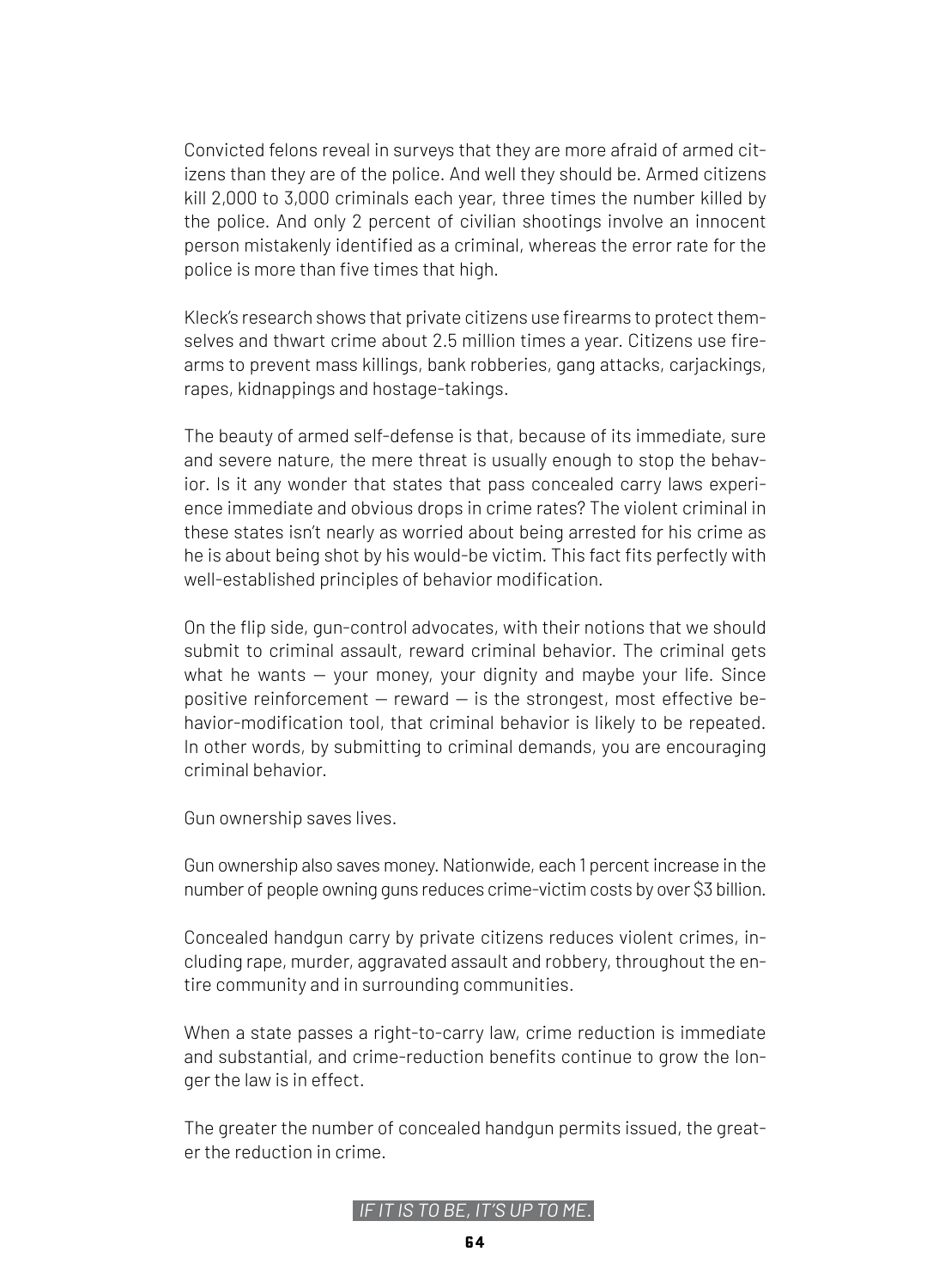Convicted felons reveal in surveys that they are more afraid of armed citizens than they are of the police. And well they should be. Armed citizens kill 2,000 to 3,000 criminals each year, three times the number killed by the police. And only 2 percent of civilian shootings involve an innocent person mistakenly identified as a criminal, whereas the error rate for the police is more than five times that high.

Kleck's research shows that private citizens use firearms to protect themselves and thwart crime about 2.5 million times a year. Citizens use firearms to prevent mass killings, bank robberies, gang attacks, carjackings, rapes, kidnappings and hostage-takings.

The beauty of armed self-defense is that, because of its immediate, sure and severe nature, the mere threat is usually enough to stop the behavior. Is it any wonder that states that pass concealed carry laws experience immediate and obvious drops in crime rates? The violent criminal in these states isn't nearly as worried about being arrested for his crime as he is about being shot by his would-be victim. This fact fits perfectly with well-established principles of behavior modification.

On the flip side, gun-control advocates, with their notions that we should submit to criminal assault, reward criminal behavior. The criminal gets what he wants — your money, your dignity and maybe your life. Since positive reinforcement — reward — is the strongest, most effective behavior-modification tool, that criminal behavior is likely to be repeated. In other words, by submitting to criminal demands, you are encouraging criminal behavior.

Gun ownership saves lives.

Gun ownership also saves money. Nationwide, each 1 percent increase in the number of people owning guns reduces crime-victim costs by over $3 billion.

Concealed handgun carry by private citizens reduces violent crimes, including rape, murder, aggravated assault and robbery, throughout the entire community and in surrounding communities.

When a state passes a right-to-carry law, crime reduction is immediate and substantial, and crime-reduction benefits continue to grow the longer the law is in effect.

The greater the number of concealed handgun permits issued, the greater the reduction in crime.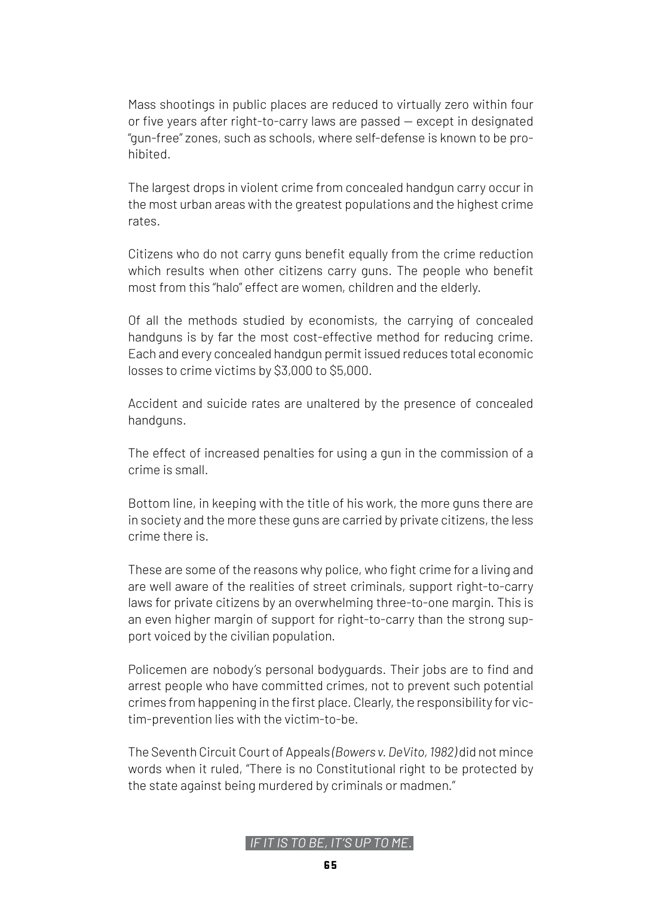Mass shootings in public places are reduced to virtually zero within four or five years after right-to-carry laws are passed — except in designated "gun-free" zones, such as schools, where self-defense is known to be prohibited.

The largest drops in violent crime from concealed handgun carry occur in the most urban areas with the greatest populations and the highest crime rates.

Citizens who do not carry guns benefit equally from the crime reduction which results when other citizens carry guns. The people who benefit most from this "halo" effect are women, children and the elderly.

Of all the methods studied by economists, the carrying of concealed handguns is by far the most cost-effective method for reducing crime. Each and every concealed handgun permit issued reduces total economic losses to crime victims by $3,000 to $5,000.

Accident and suicide rates are unaltered by the presence of concealed handguns.

The effect of increased penalties for using a gun in the commission of a crime is small.

Bottom line, in keeping with the title of his work, the more guns there are in society and the more these guns are carried by private citizens, the less crime there is.

These are some of the reasons why police, who fight crime for a living and are well aware of the realities of street criminals, support right-to-carry laws for private citizens by an overwhelming three-to-one margin. This is an even higher margin of support for right-to-carry than the strong support voiced by the civilian population.

Policemen are nobody's personal bodyguards. Their jobs are to find and arrest people who have committed crimes, not to prevent such potential crimes from happening in the first place. Clearly, the responsibility for victim-prevention lies with the victim-to-be.

The Seventh Circuit Court of Appeals *(Bowers v. DeVito, 1982)* did not mince words when it ruled, "There is no Constitutional right to be protected by the state against being murdered by criminals or madmen."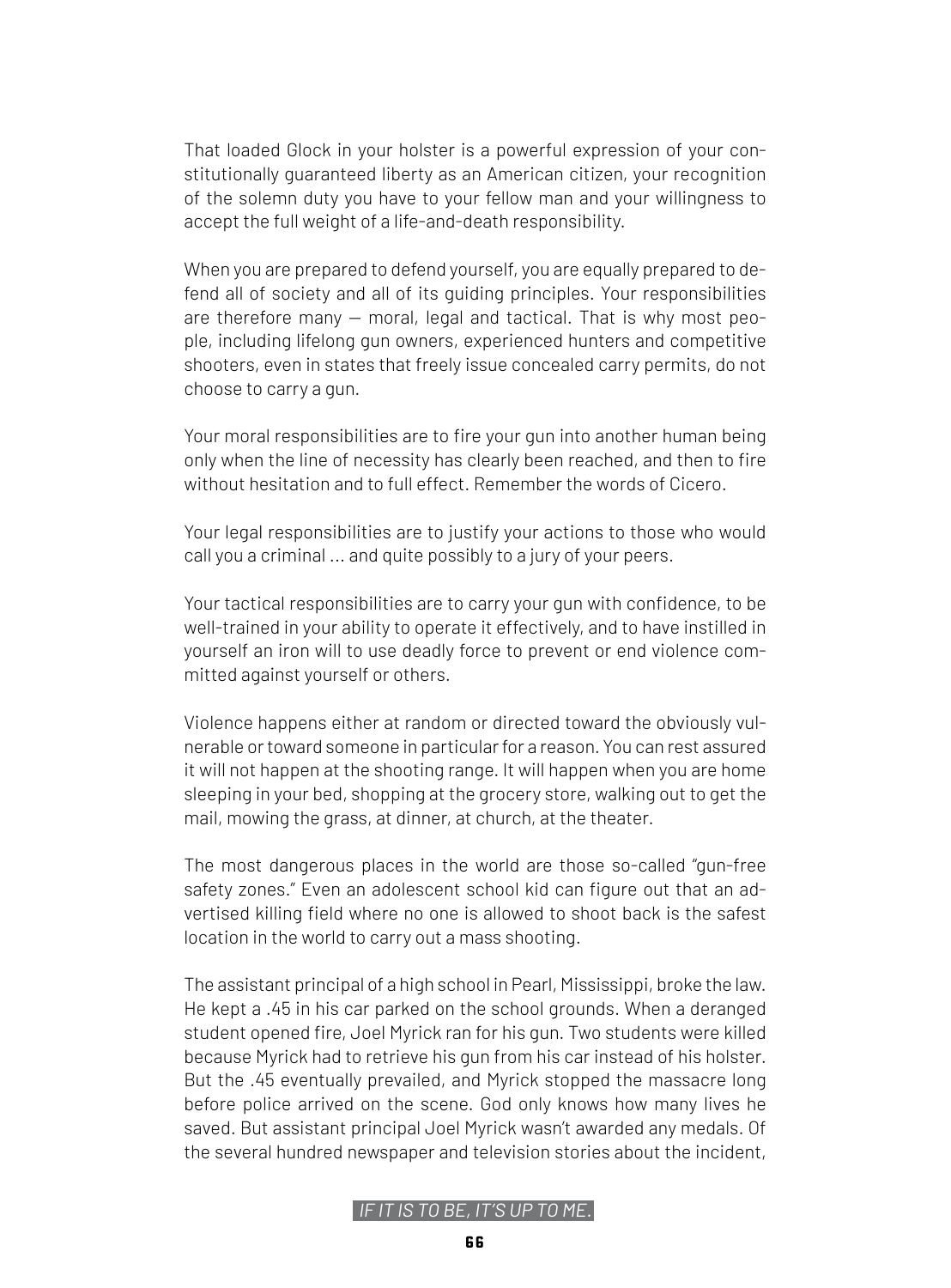That loaded Glock in your holster is a powerful expression of your constitutionally guaranteed liberty as an American citizen, your recognition of the solemn duty you have to your fellow man and your willingness to accept the full weight of a life-and-death responsibility.

When you are prepared to defend yourself, you are equally prepared to defend all of society and all of its guiding principles. Your responsibilities are therefore many — moral, legal and tactical. That is why most people, including lifelong gun owners, experienced hunters and competitive shooters, even in states that freely issue concealed carry permits, do not choose to carry a gun.

Your moral responsibilities are to fire your gun into another human being only when the line of necessity has clearly been reached, and then to fire without hesitation and to full effect. Remember the words of Cicero.

Your legal responsibilities are to justify your actions to those who would call you a criminal ... and quite possibly to a jury of your peers.

Your tactical responsibilities are to carry your gun with confidence, to be well-trained in your ability to operate it effectively, and to have instilled in yourself an iron will to use deadly force to prevent or end violence committed against yourself or others.

Violence happens either at random or directed toward the obviously vulnerable or toward someone in particular for a reason. You can rest assured it will not happen at the shooting range. It will happen when you are home sleeping in your bed, shopping at the grocery store, walking out to get the mail, mowing the grass, at dinner, at church, at the theater.

The most dangerous places in the world are those so-called "gun-free safety zones." Even an adolescent school kid can figure out that an advertised killing field where no one is allowed to shoot back is the safest location in the world to carry out a mass shooting.

The assistant principal of a high school in Pearl, Mississippi, broke the law. He kept a .45 in his car parked on the school grounds. When a deranged student opened fire, Joel Myrick ran for his gun. Two students were killed because Myrick had to retrieve his gun from his car instead of his holster. But the .45 eventually prevailed, and Myrick stopped the massacre long before police arrived on the scene. God only knows how many lives he saved. But assistant principal Joel Myrick wasn't awarded any medals. Of the several hundred newspaper and television stories about the incident,

*IF IT IS TO BE, IT'S UP TO ME.*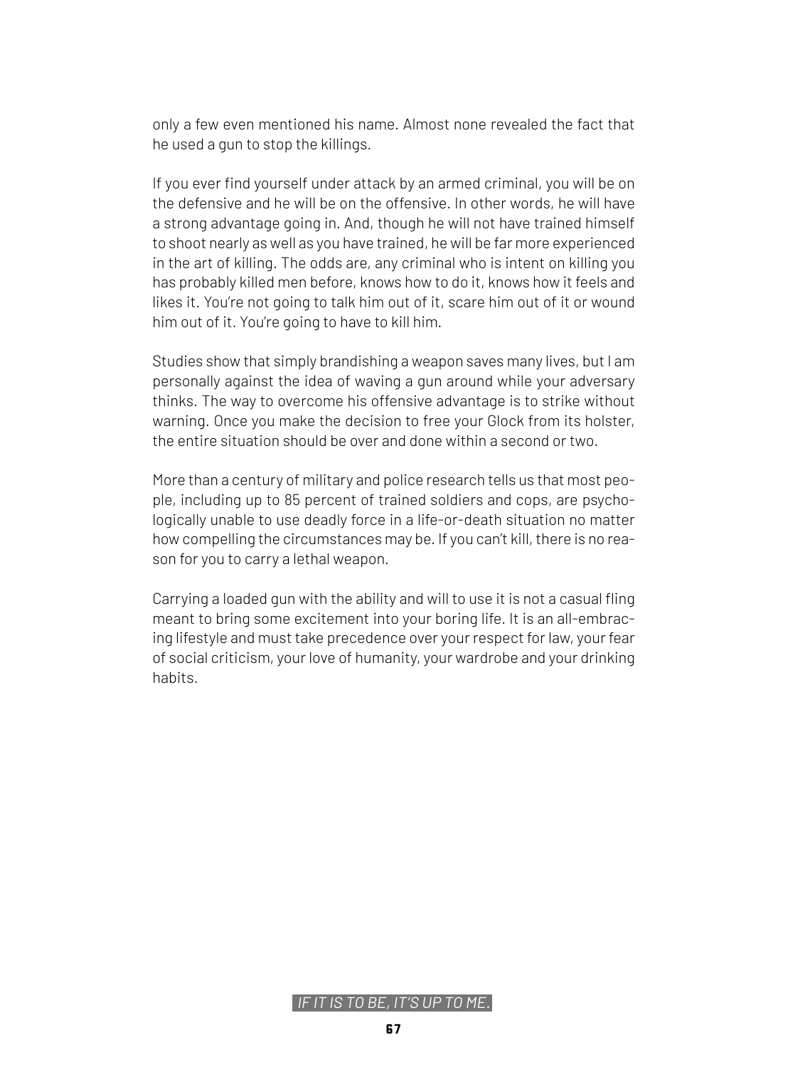only a few even mentioned his name. Almost none revealed the fact that he used a gun to stop the killings.

If you ever find yourself under attack by an armed criminal, you will be on the defensive and he will be on the offensive. In other words, he will have a strong advantage going in. And, though he will not have trained himself to shoot nearly as well as you have trained, he will be far more experienced in the art of killing. The odds are, any criminal who is intent on killing you has probably killed men before, knows how to do it, knows how it feels and likes it. You're not going to talk him out of it, scare him out of it or wound him out of it. You're going to have to kill him.

Studies show that simply brandishing a weapon saves many lives, but I am personally against the idea of waving a gun around while your adversary thinks. The way to overcome his offensive advantage is to strike without warning. Once you make the decision to free your Glock from its holster, the entire situation should be over and done within a second or two.

More than a century of military and police research tells us that most people, including up to 85 percent of trained soldiers and cops, are psychologically unable to use deadly force in a life-or-death situation no matter how compelling the circumstances may be. If you can't kill, there is no reason for you to carry a lethal weapon.

Carrying a loaded gun with the ability and will to use it is not a casual fling meant to bring some excitement into your boring life. It is an all-embracing lifestyle and must take precedence over your respect for law, your fear of social criticism, your love of humanity, your wardrobe and your drinking habits.

*IF IT IS TO BE, IT'S UP TO ME.*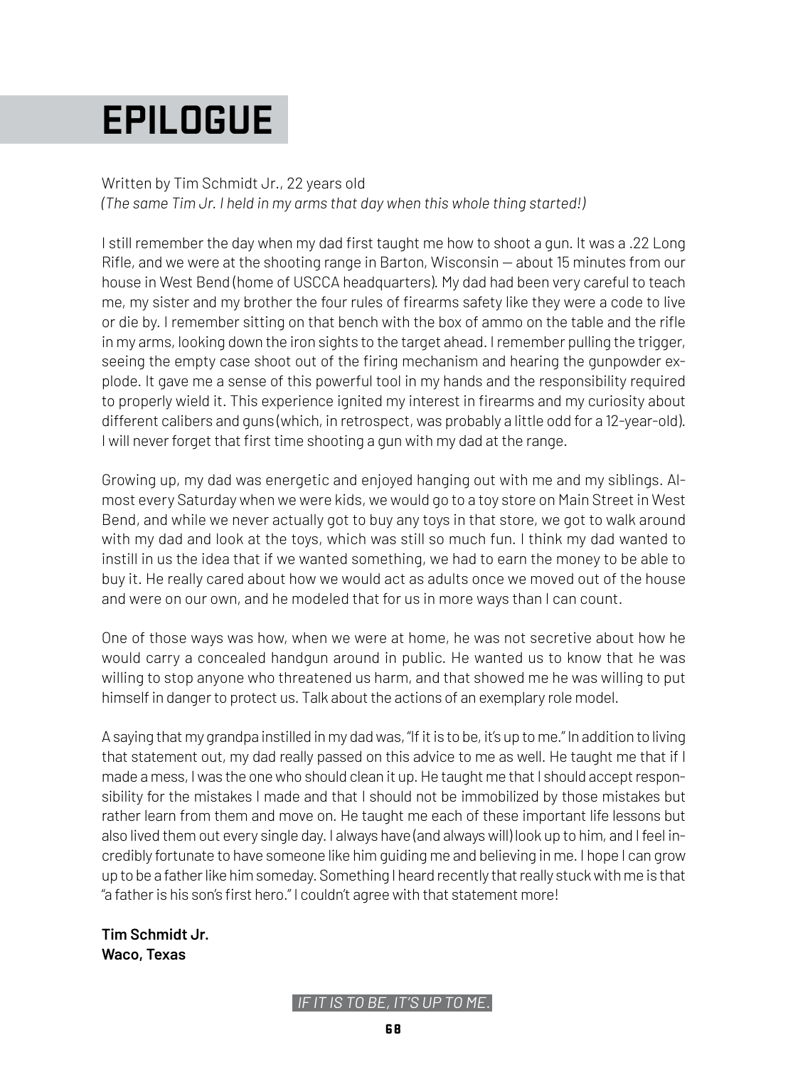# EPILOGUE

Written by Tim Schmidt Jr., 22 years old
*(The same Tim Jr. I held in my arms that day when this whole thing started!)*

I still remember the day when my dad first taught me how to shoot a gun. It was a .22 Long Rifle, and we were at the shooting range in Barton, Wisconsin — about 15 minutes from our house in West Bend (home of USCCA headquarters). My dad had been very careful to teach me, my sister and my brother the four rules of firearms safety like they were a code to live or die by. I remember sitting on that bench with the box of ammo on the table and the rifle in my arms, looking down the iron sights to the target ahead. I remember pulling the trigger, seeing the empty case shoot out of the firing mechanism and hearing the gunpowder explode. It gave me a sense of this powerful tool in my hands and the responsibility required to properly wield it. This experience ignited my interest in firearms and my curiosity about different calibers and guns (which, in retrospect, was probably a little odd for a 12-year-old). I will never forget that first time shooting a gun with my dad at the range.

Growing up, my dad was energetic and enjoyed hanging out with me and my siblings. Almost every Saturday when we were kids, we would go to a toy store on Main Street in West Bend, and while we never actually got to buy any toys in that store, we got to walk around with my dad and look at the toys, which was still so much fun. I think my dad wanted to instill in us the idea that if we wanted something, we had to earn the money to be able to buy it. He really cared about how we would act as adults once we moved out of the house and were on our own, and he modeled that for us in more ways than I can count.

One of those ways was how, when we were at home, he was not secretive about how he would carry a concealed handgun around in public. He wanted us to know that he was willing to stop anyone who threatened us harm, and that showed me he was willing to put himself in danger to protect us. Talk about the actions of an exemplary role model.

A saying that my grandpa instilled in my dad was, "If it is to be, it's up to me." In addition to living that statement out, my dad really passed on this advice to me as well. He taught me that if I made a mess, I was the one who should clean it up. He taught me that I should accept responsibility for the mistakes I made and that I should not be immobilized by those mistakes but rather learn from them and move on. He taught me each of these important life lessons but also lived them out every single day. I always have (and always will) look up to him, and I feel incredibly fortunate to have someone like him guiding me and believing in me. I hope I can grow up to be a father like him someday. Something I heard recently that really stuck with me is that "a father is his son's first hero." I couldn't agree with that statement more!

**Tim Schmidt Jr.**
**Waco, Texas**